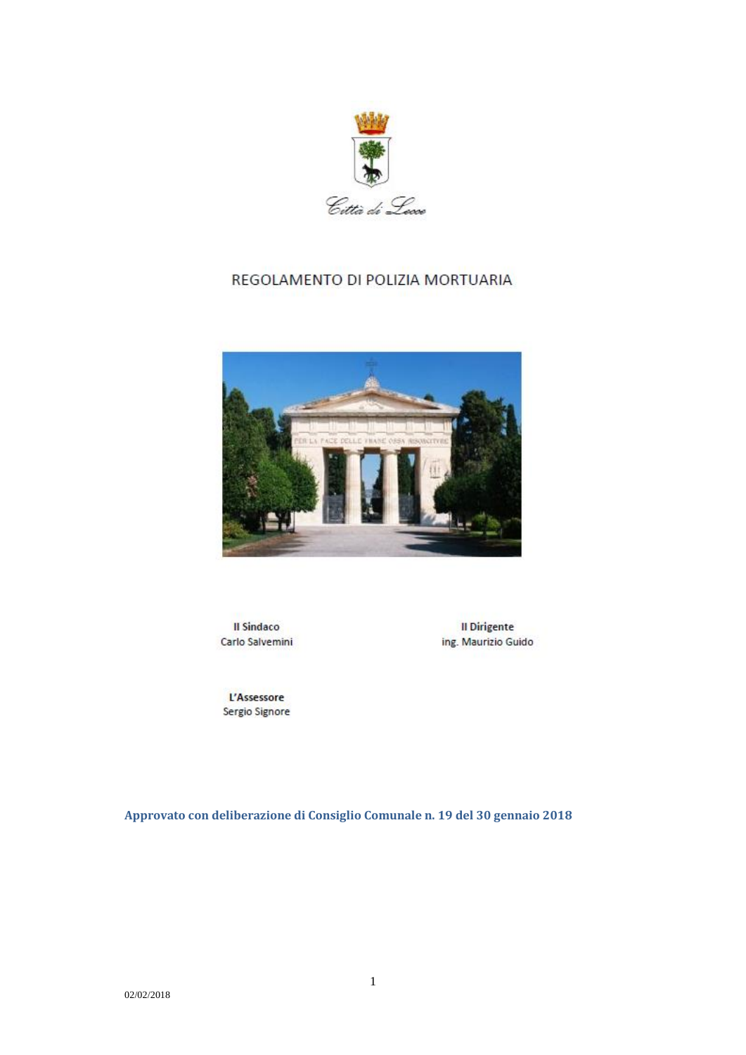Città di Lecce

# REGOLAMENTO DI POLIZIA MORTUARIA

**Il Sindaco**
Carlo Salvemini

**Il Dirigente**
ing. Maurizio Guido

**L'Assessore**
Sergio Signore

**Approvato con deliberazione di Consiglio Comunale n. 19 del 30 gennaio 2018**

02/02/2018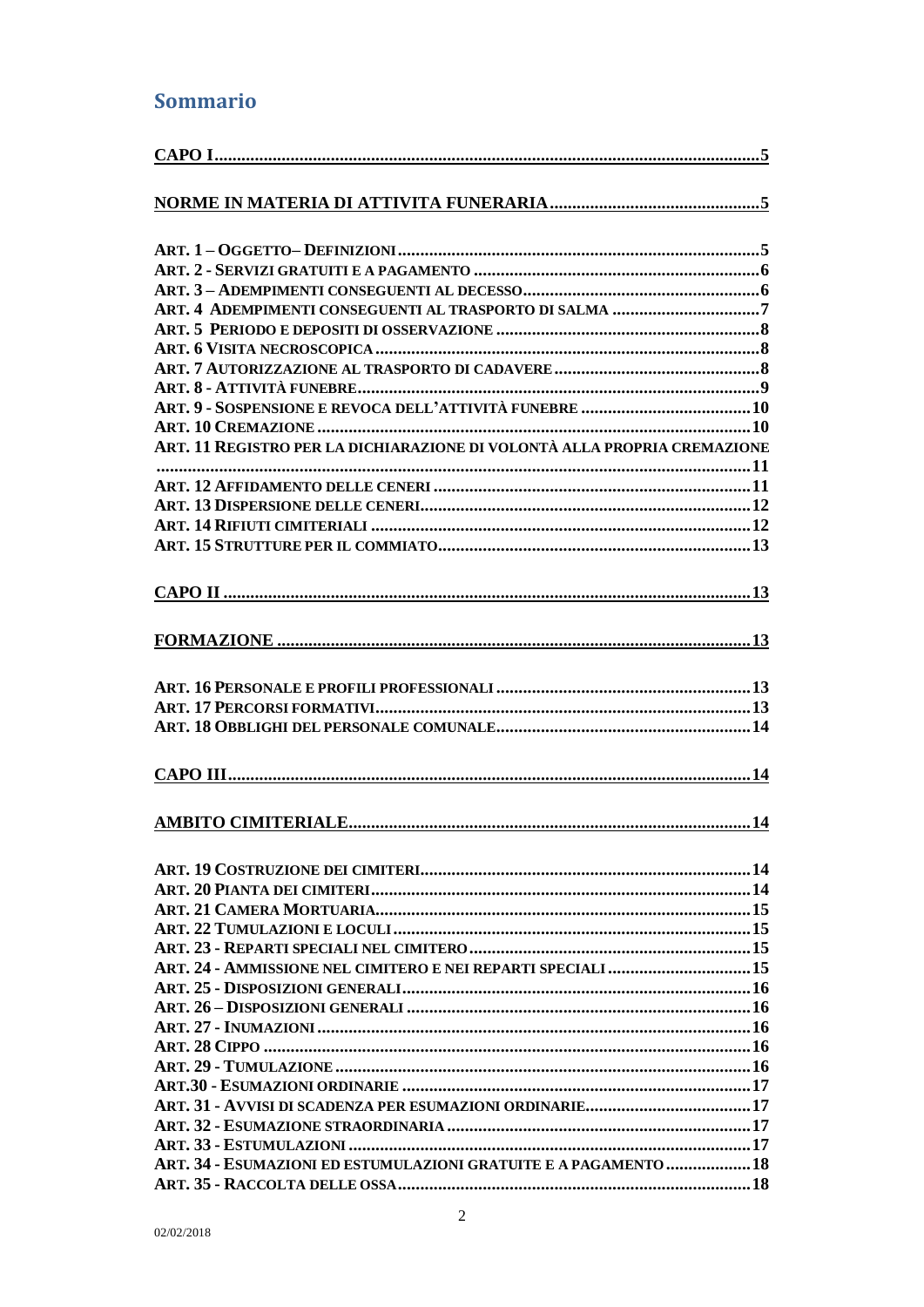## Sommario

[CAPO I ........................................................................................................................ 5](#)

[NORME IN MATERIA DI ATTIVITA FUNERARIA ............................................... 5](#)

ART. 1 – OGGETTO– DEFINIZIONI ................................................................................ 5
ART. 2 - SERVIZI GRATUITI E A PAGAMENTO ............................................................... 6
ART. 3 – ADEMPIMENTI CONSEGUENTI AL DECESSO ..................................................... 6
ART. 4 ADEMPIMENTI CONSEGUENTI AL TRASPORTO DI SALMA ................................. 7
ART. 5 PERIODO E DEPOSITI DI OSSERVAZIONE .......................................................... 8
ART. 6 VISITA NECROSCOPICA ...................................................................................... 8
ART. 7 AUTORIZZAZIONE AL TRASPORTO DI CADAVERE .............................................. 8
ART. 8 - ATTIVITÀ FUNEBRE .......................................................................................... 9
ART. 9 - SOSPENSIONE E REVOCA DELL'ATTIVITÀ FUNEBRE ...................................... 10
ART. 10 CREMAZIONE ................................................................................................. 10
ART. 11 REGISTRO PER LA DICHIARAZIONE DI VOLONTÀ ALLA PROPRIA CREMAZIONE ................................................................................................................. 11
ART. 12 AFFIDAMENTO DELLE CENERI ...................................................................... 11
ART. 13 DISPERSIONE DELLE CENERI ......................................................................... 12
ART. 14 RIFIUTI CIMITERIALI .................................................................................... 12
ART. 15 STRUTTURE PER IL COMMIATO ..................................................................... 13

[CAPO II ..................................................................................................................... 13](#)

[FORMAZIONE ........................................................................................................... 13](#)

ART. 16 PERSONALE E PROFILI PROFESSIONALI ......................................................... 13
ART. 17 PERCORSI FORMATIVI ................................................................................... 13
ART. 18 OBBLIGHI DEL PERSONALE COMUNALE ......................................................... 14

[CAPO III .................................................................................................................... 14](#)

[AMBITO CIMITERIALE ........................................................................................... 14](#)

ART. 19 COSTRUZIONE DEI CIMITERI ......................................................................... 14
ART. 20 PIANTA DEI CIMITERI .................................................................................... 14
ART. 21 CAMERA MORTUARIA .................................................................................... 15
ART. 22 TUMULAZIONI E LOCULI ............................................................................... 15
ART. 23 - REPARTI SPECIALI NEL CIMITERO ............................................................... 15
ART. 24 - AMMISSIONE NEL CIMITERO E NEI REPARTI SPECIALI ................................ 15
ART. 25 - DISPOSIZIONI GENERALI ............................................................................. 16
ART. 26 – DISPOSIZIONI GENERALI ............................................................................ 16
ART. 27 - INUMAZIONI ................................................................................................ 16
ART. 28 CIPPO ............................................................................................................ 16
ART. 29 - TUMULAZIONE ............................................................................................ 16
ART.30 - ESUMAZIONI ORDINARIE ............................................................................. 17
ART. 31 - AVVISI DI SCADENZA PER ESUMAZIONI ORDINARIE..................................... 17
ART. 32 - ESUMAZIONE STRAORDINARIA ................................................................... 17
ART. 33 - ESTUMULAZIONI ......................................................................................... 17
ART. 34 - ESUMAZIONI ED ESTUMULAZIONI GRATUITE E A PAGAMENTO ................... 18
ART. 35 - RACCOLTA DELLE OSSA .............................................................................. 18

02/02/2018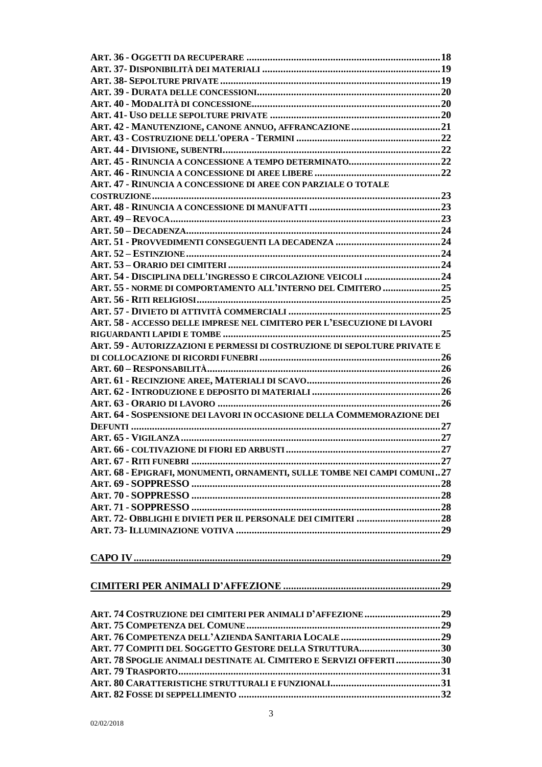ART. 36 - OGGETTI DA RECUPERARE ..........18
ART. 37- DISPONIBILITÀ DEI MATERIALI ..........19
ART. 38- SEPOLTURE PRIVATE ..........19
ART. 39 - DURATA DELLE CONCESSIONI..........20
ART. 40 - MODALITÀ DI CONCESSIONE..........20
ART. 41- USO DELLE SEPOLTURE PRIVATE ..........20
ART. 42 - MANUTENZIONE, CANONE ANNUO, AFFRANCAZIONE..........21
ART. 43 - COSTRUZIONE DELL'OPERA - TERMINI ..........22
ART. 44 - DIVISIONE, SUBENTRI..........22
ART. 45 - RINUNCIA A CONCESSIONE A TEMPO DETERMINATO..........22
ART. 46 - RINUNCIA A CONCESSIONE DI AREE LIBERE ..........22
ART. 47 - RINUNCIA A CONCESSIONE DI AREE CON PARZIALE O TOTALE COSTRUZIONE..........23
ART. 48 - RINUNCIA A CONCESSIONE DI MANUFATTI ..........23
ART. 49 – REVOCA..........23
ART. 50 – DECADENZA..........24
ART. 51 - PROVVEDIMENTI CONSEGUENTI LA DECADENZA ..........24
ART. 52 – ESTINZIONE..........24
ART. 53 – ORARIO DEI CIMITERI ..........24
ART. 54 - DISCIPLINA DELL'INGRESSO E CIRCOLAZIONE VEICOLI ..........24
ART. 55 - NORME DI COMPORTAMENTO ALL'INTERNO DEL CIMITERO ..........25
ART. 56 - RITI RELIGIOSI..........25
ART. 57 - DIVIETO DI ATTIVITÀ COMMERCIALI ..........25
ART. 58 - ACCESSO DELLE IMPRESE NEL CIMITERO PER L'ESECUZIONE DI LAVORI RIGUARDANTI LAPIDI E TOMBE ..........25
ART. 59 - AUTORIZZAZIONI E PERMESSI DI COSTRUZIONE DI SEPOLTURE PRIVATE E DI COLLOCAZIONE DI RICORDI FUNEBRI..........26
ART. 60 – RESPONSABILITÀ..........26
ART. 61 - RECINZIONE AREE, MATERIALI DI SCAVO..........26
ART. 62 - INTRODUZIONE E DEPOSITO DI MATERIALI ..........26
ART. 63 - ORARIO DI LAVORO ..........26
ART. 64 - SOSPENSIONE DEI LAVORI IN OCCASIONE DELLA COMMEMORAZIONE DEI DEFUNTI ..........27
ART. 65 - VIGILANZA..........27
ART. 66 - COLTIVAZIONE DI FIORI ED ARBUSTI..........27
ART. 67 - RITI FUNEBRI ..........27
ART. 68 - EPIGRAFI, MONUMENTI, ORNAMENTI, SULLE TOMBE NEI CAMPI COMUNI..27
ART. 69 - SOPPRESSO ..........28
ART. 70 - SOPPRESSO ..........28
ART. 71 - SOPPRESSO ..........28
ART. 72- OBBLIGHI E DIVIETI PER IL PERSONALE DEI CIMITERI ..........28
ART. 73- ILLUMINAZIONE VOTIVA ..........29

CAPO IV..........29

CIMITERI PER ANIMALI D'AFFEZIONE ..........29

ART. 74 COSTRUZIONE DEI CIMITERI PER ANIMALI D'AFFEZIONE..........29
ART. 75 COMPETENZA DEL COMUNE..........29
ART. 76 COMPETENZA DELL'AZIENDA SANITARIA LOCALE..........29
ART. 77 COMPITI DEL SOGGETTO GESTORE DELLA STRUTTURA..........30
ART. 78 SPOGLIE ANIMALI DESTINATE AL CIMITERO E SERVIZI OFFERTI..........30
ART. 79 TRASPORTO..........31
ART. 80 CARATTERISTICHE STRUTTURALI E FUNZIONALI..........31
ART. 82 FOSSE DI SEPPELLIMENTO ..........32

02/02/2018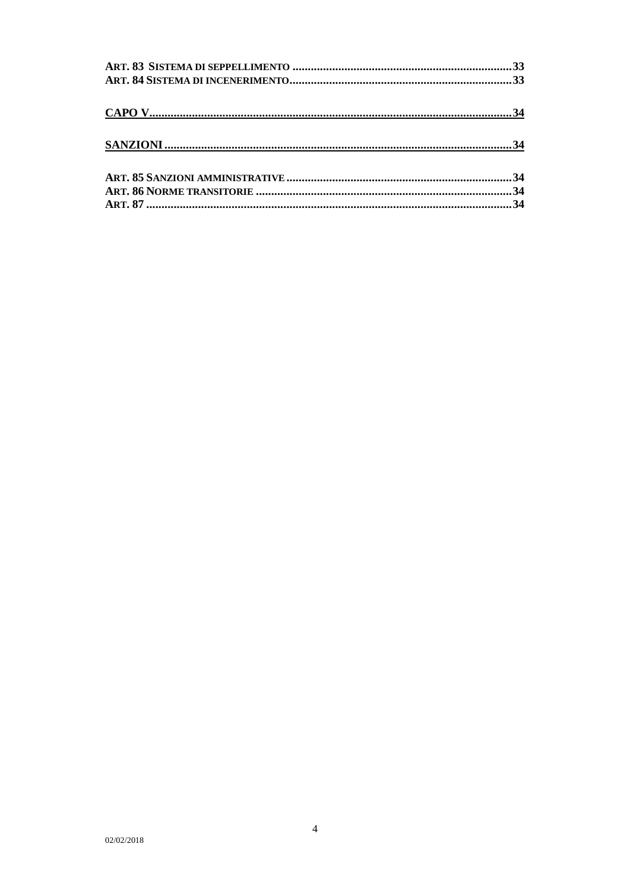**ART. 83 SISTEMA DI SEPPELLIMENTO** ........................................................................ **33**
**ART. 84 SISTEMA DI INCENERIMENTO** ........................................................................ **33**

**CAPO V** ........................................................................................................................ **34**

**SANZIONI** ..................................................................................................................... **34**

**ART. 85 SANZIONI AMMINISTRATIVE** ........................................................................ **34**
**ART. 86 NORME TRANSITORIE** .................................................................................. **34**
**ART. 87** ........................................................................................................................ **34**

02/02/2018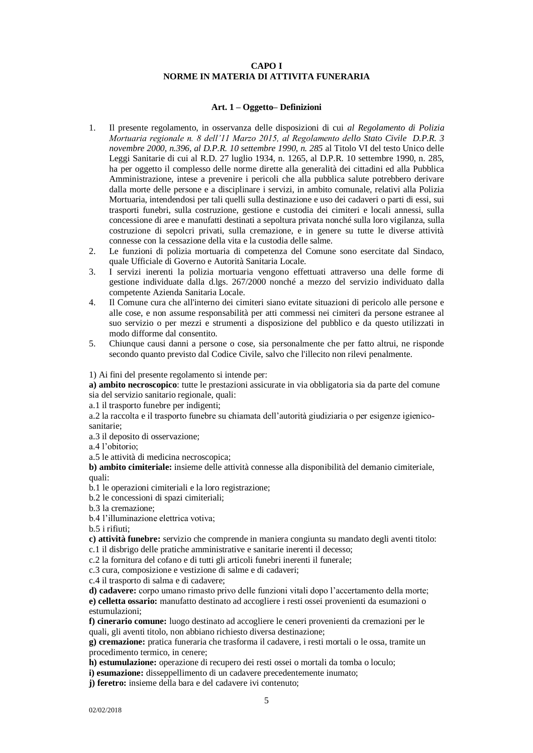## CAPO I
## NORME IN MATERIA DI ATTIVITA FUNERARIA

### Art. 1 – Oggetto– Definizioni

1. Il presente regolamento, in osservanza delle disposizioni di cui *al Regolamento di Polizia Mortuaria regionale n. 8 dell'11 Marzo 2015, al Regolamento dello Stato Civile D.P.R. 3 novembre 2000, n.396, al D.P.R. 10 settembre 1990, n. 285* al Titolo VI del testo Unico delle Leggi Sanitarie di cui al R.D. 27 luglio 1934, n. 1265, al D.P.R. 10 settembre 1990, n. 285, ha per oggetto il complesso delle norme dirette alla generalità dei cittadini ed alla Pubblica Amministrazione, intese a prevenire i pericoli che alla pubblica salute potrebbero derivare dalla morte delle persone e a disciplinare i servizi, in ambito comunale, relativi alla Polizia Mortuaria, intendendosi per tali quelli sulla destinazione e uso dei cadaveri o parti di essi, sui trasporti funebri, sulla costruzione, gestione e custodia dei cimiteri e locali annessi, sulla concessione di aree e manufatti destinati a sepoltura privata nonché sulla loro vigilanza, sulla costruzione di sepolcri privati, sulla cremazione, e in genere su tutte le diverse attività connesse con la cessazione della vita e la custodia delle salme.
2. Le funzioni di polizia mortuaria di competenza del Comune sono esercitate dal Sindaco, quale Ufficiale di Governo e Autorità Sanitaria Locale.
3. I servizi inerenti la polizia mortuaria vengono effettuati attraverso una delle forme di gestione individuate dalla d.lgs. 267/2000 nonché a mezzo del servizio individuato dalla competente Azienda Sanitaria Locale.
4. Il Comune cura che all'interno dei cimiteri siano evitate situazioni di pericolo alle persone e alle cose, e non assume responsabilità per atti commessi nei cimiteri da persone estranee al suo servizio o per mezzi e strumenti a disposizione del pubblico e da questo utilizzati in modo difforme dal consentito.
5. Chiunque causi danni a persone o cose, sia personalmente che per fatto altrui, ne risponde secondo quanto previsto dal Codice Civile, salvo che l'illecito non rilevi penalmente.

1) Ai fini del presente regolamento si intende per:

**a) ambito necroscopico**: tutte le prestazioni assicurate in via obbligatoria sia da parte del comune sia del servizio sanitario regionale, quali:

a.1 il trasporto funebre per indigenti;

a.2 la raccolta e il trasporto funebre su chiamata dell'autorità giudiziaria o per esigenze igienico-sanitarie;

a.3 il deposito di osservazione;

a.4 l'obitorio;

a.5 le attività di medicina necroscopica;

**b) ambito cimiteriale:** insieme delle attività connesse alla disponibilità del demanio cimiteriale, quali:

b.1 le operazioni cimiteriali e la loro registrazione;

b.2 le concessioni di spazi cimiteriali;

b.3 la cremazione;

b.4 l'illuminazione elettrica votiva;

b.5 i rifiuti;

**c) attività funebre:** servizio che comprende in maniera congiunta su mandato degli aventi titolo:

c.1 il disbrigo delle pratiche amministrative e sanitarie inerenti il decesso;

c.2 la fornitura del cofano e di tutti gli articoli funebri inerenti il funerale;

c.3 cura, composizione e vestizione di salme e di cadaveri;

c.4 il trasporto di salma e di cadavere;

**d) cadavere:** corpo umano rimasto privo delle funzioni vitali dopo l'accertamento della morte;

**e) celletta ossario:** manufatto destinato ad accogliere i resti ossei provenienti da esumazioni o estumulazioni;

**f) cinerario comune:** luogo destinato ad accogliere le ceneri provenienti da cremazioni per le quali, gli aventi titolo, non abbiano richiesto diversa destinazione;

**g) cremazione:** pratica funeraria che trasforma il cadavere, i resti mortali o le ossa, tramite un procedimento termico, in cenere;

**h) estumulazione:** operazione di recupero dei resti ossei o mortali da tomba o loculo;

**i) esumazione:** disseppellimento di un cadavere precedentemente inumato;

**j) feretro:** insieme della bara e del cadavere ivi contenuto;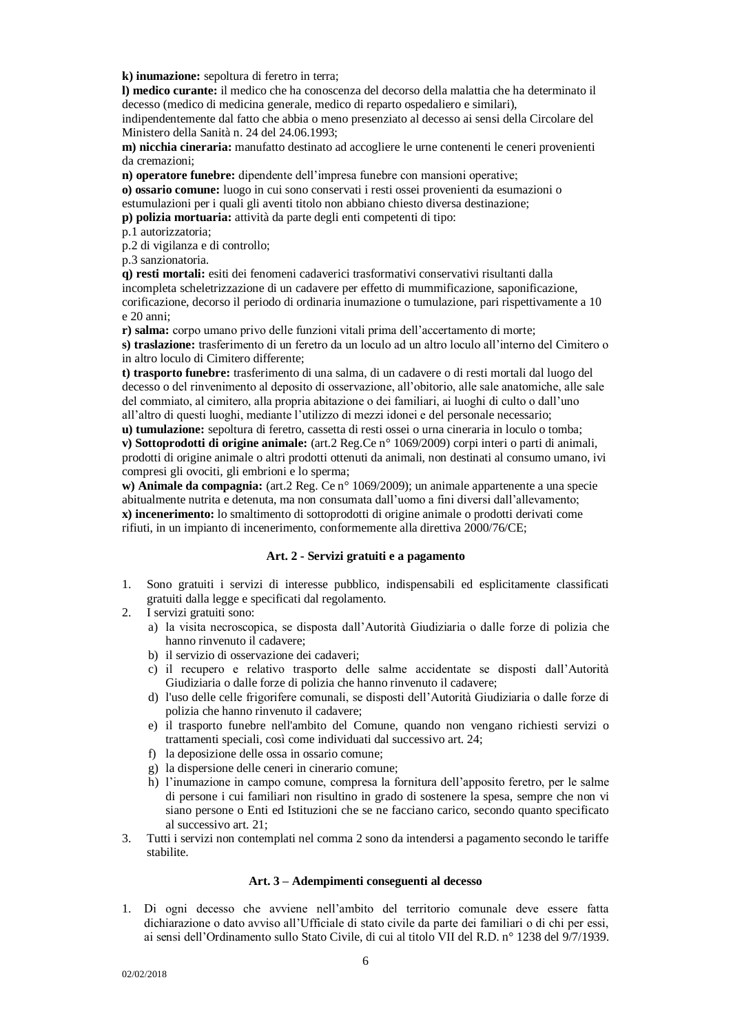**k) inumazione:** sepoltura di feretro in terra;
**l) medico curante:** il medico che ha conoscenza del decorso della malattia che ha determinato il decesso (medico di medicina generale, medico di reparto ospedaliero e similari), indipendentemente dal fatto che abbia o meno presenziato al decesso ai sensi della Circolare del Ministero della Sanità n. 24 del 24.06.1993;
**m) nicchia cineraria:** manufatto destinato ad accogliere le urne contenenti le ceneri provenienti da cremazioni;
**n) operatore funebre:** dipendente dell'impresa funebre con mansioni operative;
**o) ossario comune:** luogo in cui sono conservati i resti ossei provenienti da esumazioni o estumulazioni per i quali gli aventi titolo non abbiano chiesto diversa destinazione;
**p) polizia mortuaria:** attività da parte degli enti competenti di tipo:
p.1 autorizzatoria;
p.2 di vigilanza e di controllo;
p.3 sanzionatoria.
**q) resti mortali:** esiti dei fenomeni cadaverici trasformativi conservativi risultanti dalla incompleta scheletrizzazione di un cadavere per effetto di mummificazione, saponificazione, corificazione, decorso il periodo di ordinaria inumazione o tumulazione, pari rispettivamente a 10 e 20 anni;
**r) salma:** corpo umano privo delle funzioni vitali prima dell'accertamento di morte;
**s) traslazione:** trasferimento di un feretro da un loculo ad un altro loculo all'interno del Cimitero o in altro loculo di Cimitero differente;
**t) trasporto funebre:** trasferimento di una salma, di un cadavere o di resti mortali dal luogo del decesso o del rinvenimento al deposito di osservazione, all'obitorio, alle sale anatomiche, alle sale del commiato, al cimitero, alla propria abitazione o dei familiari, ai luoghi di culto o dall'uno all'altro di questi luoghi, mediante l'utilizzo di mezzi idonei e del personale necessario;
**u) tumulazione:** sepoltura di feretro, cassetta di resti ossei o urna cineraria in loculo o tomba;
**v) Sottoprodotti di origine animale:** (art.2 Reg.Ce n° 1069/2009) corpi interi o parti di animali, prodotti di origine animale o altri prodotti ottenuti da animali, non destinati al consumo umano, ivi compresi gli ovociti, gli embrioni e lo sperma;
**w) Animale da compagnia:** (art.2 Reg. Ce n° 1069/2009); un animale appartenente a una specie abitualmente nutrita e detenuta, ma non consumata dall'uomo a fini diversi dall'allevamento;
**x) incenerimento:** lo smaltimento di sottoprodotti di origine animale o prodotti derivati come rifiuti, in un impianto di incenerimento, conformemente alla direttiva 2000/76/CE;

### Art. 2 - Servizi gratuiti e a pagamento

1. Sono gratuiti i servizi di interesse pubblico, indispensabili ed esplicitamente classificati gratuiti dalla legge e specificati dal regolamento.
2. I servizi gratuiti sono:
   a) la visita necroscopica, se disposta dall'Autorità Giudiziaria o dalle forze di polizia che hanno rinvenuto il cadavere;
   b) il servizio di osservazione dei cadaveri;
   c) il recupero e relativo trasporto delle salme accidentate se disposti dall'Autorità Giudiziaria o dalle forze di polizia che hanno rinvenuto il cadavere;
   d) l'uso delle celle frigorifere comunali, se disposti dell'Autorità Giudiziaria o dalle forze di polizia che hanno rinvenuto il cadavere;
   e) il trasporto funebre nell'ambito del Comune, quando non vengano richiesti servizi o trattamenti speciali, così come individuati dal successivo art. 24;
   f) la deposizione delle ossa in ossario comune;
   g) la dispersione delle ceneri in cinerario comune;
   h) l'inumazione in campo comune, compresa la fornitura dell'apposito feretro, per le salme di persone i cui familiari non risultino in grado di sostenere la spesa, sempre che non vi siano persone o Enti ed Istituzioni che se ne facciano carico, secondo quanto specificato al successivo art. 21;
3. Tutti i servizi non contemplati nel comma 2 sono da intendersi a pagamento secondo le tariffe stabilite.

### Art. 3 – Adempimenti conseguenti al decesso

1. Di ogni decesso che avviene nell'ambito del territorio comunale deve essere fatta dichiarazione o dato avviso all'Ufficiale di stato civile da parte dei familiari o di chi per essi, ai sensi dell'Ordinamento sullo Stato Civile, di cui al titolo VII del R.D. n° 1238 del 9/7/1939.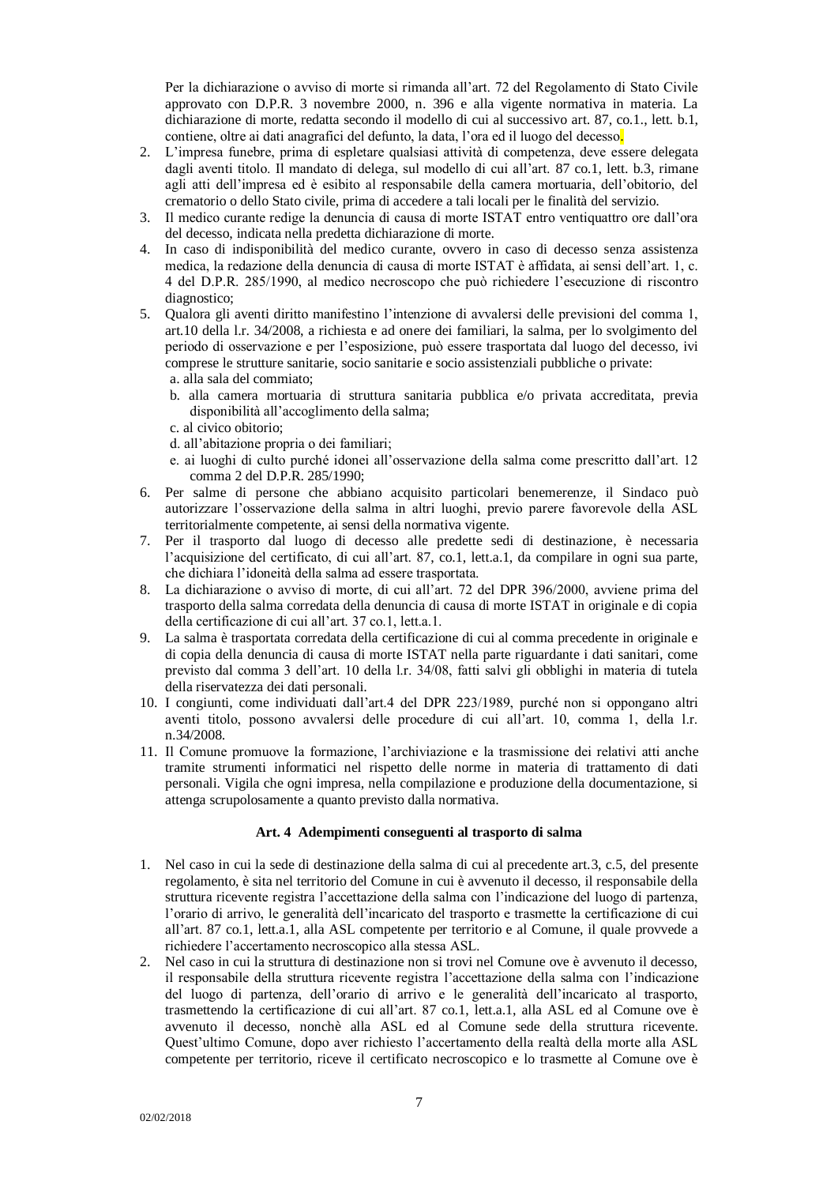Per la dichiarazione o avviso di morte si rimanda all'art. 72 del Regolamento di Stato Civile approvato con D.P.R. 3 novembre 2000, n. 396 e alla vigente normativa in materia. La dichiarazione di morte, redatta secondo il modello di cui al successivo art. 87, co.1., lett. b.1, contiene, oltre ai dati anagrafici del defunto, la data, l'ora ed il luogo del decesso.

2. L'impresa funebre, prima di espletare qualsiasi attività di competenza, deve essere delegata dagli aventi titolo. Il mandato di delega, sul modello di cui all'art. 87 co.1, lett. b.3, rimane agli atti dell'impresa ed è esibito al responsabile della camera mortuaria, dell'obitorio, del crematorio o dello Stato civile, prima di accedere a tali locali per le finalità del servizio.
3. Il medico curante redige la denuncia di causa di morte ISTAT entro ventiquattro ore dall'ora del decesso, indicata nella predetta dichiarazione di morte.
4. In caso di indisponibilità del medico curante, ovvero in caso di decesso senza assistenza medica, la redazione della denuncia di causa di morte ISTAT è affidata, ai sensi dell'art. 1, c. 4 del D.P.R. 285/1990, al medico necroscopo che può richiedere l'esecuzione di riscontro diagnostico;
5. Qualora gli aventi diritto manifestino l'intenzione di avvalersi delle previsioni del comma 1, art.10 della l.r. 34/2008, a richiesta e ad onere dei familiari, la salma, per lo svolgimento del periodo di osservazione e per l'esposizione, può essere trasportata dal luogo del decesso, ivi comprese le strutture sanitarie, socio sanitarie e socio assistenziali pubbliche o private:
   a. alla sala del commiato;
   b. alla camera mortuaria di struttura sanitaria pubblica e/o privata accreditata, previa disponibilità all'accoglimento della salma;
   c. al civico obitorio;
   d. all'abitazione propria o dei familiari;
   e. ai luoghi di culto purché idonei all'osservazione della salma come prescritto dall'art. 12 comma 2 del D.P.R. 285/1990;
6. Per salme di persone che abbiano acquisito particolari benemerenze, il Sindaco può autorizzare l'osservazione della salma in altri luoghi, previo parere favorevole della ASL territorialmente competente, ai sensi della normativa vigente.
7. Per il trasporto dal luogo di decesso alle predette sedi di destinazione, è necessaria l'acquisizione del certificato, di cui all'art. 87, co.1, lett.a.1, da compilare in ogni sua parte, che dichiara l'idoneità della salma ad essere trasportata.
8. La dichiarazione o avviso di morte, di cui all'art. 72 del DPR 396/2000, avviene prima del trasporto della salma corredata della denuncia di causa di morte ISTAT in originale e di copia della certificazione di cui all'art. 37 co.1, lett.a.1.
9. La salma è trasportata corredata della certificazione di cui al comma precedente in originale e di copia della denuncia di causa di morte ISTAT nella parte riguardante i dati sanitari, come previsto dal comma 3 dell'art. 10 della l.r. 34/08, fatti salvi gli obblighi in materia di tutela della riservatezza dei dati personali.
10. I congiunti, come individuati dall'art.4 del DPR 223/1989, purché non si oppongano altri aventi titolo, possono avvalersi delle procedure di cui all'art. 10, comma 1, della l.r. n.34/2008.
11. Il Comune promuove la formazione, l'archiviazione e la trasmissione dei relativi atti anche tramite strumenti informatici nel rispetto delle norme in materia di trattamento di dati personali. Vigila che ogni impresa, nella compilazione e produzione della documentazione, si attenga scrupolosamente a quanto previsto dalla normativa.

### Art. 4 Adempimenti conseguenti al trasporto di salma

1. Nel caso in cui la sede di destinazione della salma di cui al precedente art.3, c.5, del presente regolamento, è sita nel territorio del Comune in cui è avvenuto il decesso, il responsabile della struttura ricevente registra l'accettazione della salma con l'indicazione del luogo di partenza, l'orario di arrivo, le generalità dell'incaricato del trasporto e trasmette la certificazione di cui all'art. 87 co.1, lett.a.1, alla ASL competente per territorio e al Comune, il quale provvede a richiedere l'accertamento necroscopico alla stessa ASL.
2. Nel caso in cui la struttura di destinazione non si trovi nel Comune ove è avvenuto il decesso, il responsabile della struttura ricevente registra l'accettazione della salma con l'indicazione del luogo di partenza, dell'orario di arrivo e le generalità dell'incaricato al trasporto, trasmettendo la certificazione di cui all'art. 87 co.1, lett.a.1, alla ASL ed al Comune ove è avvenuto il decesso, nonchè alla ASL ed al Comune sede della struttura ricevente. Quest'ultimo Comune, dopo aver richiesto l'accertamento della realtà della morte alla ASL competente per territorio, riceve il certificato necroscopico e lo trasmette al Comune ove è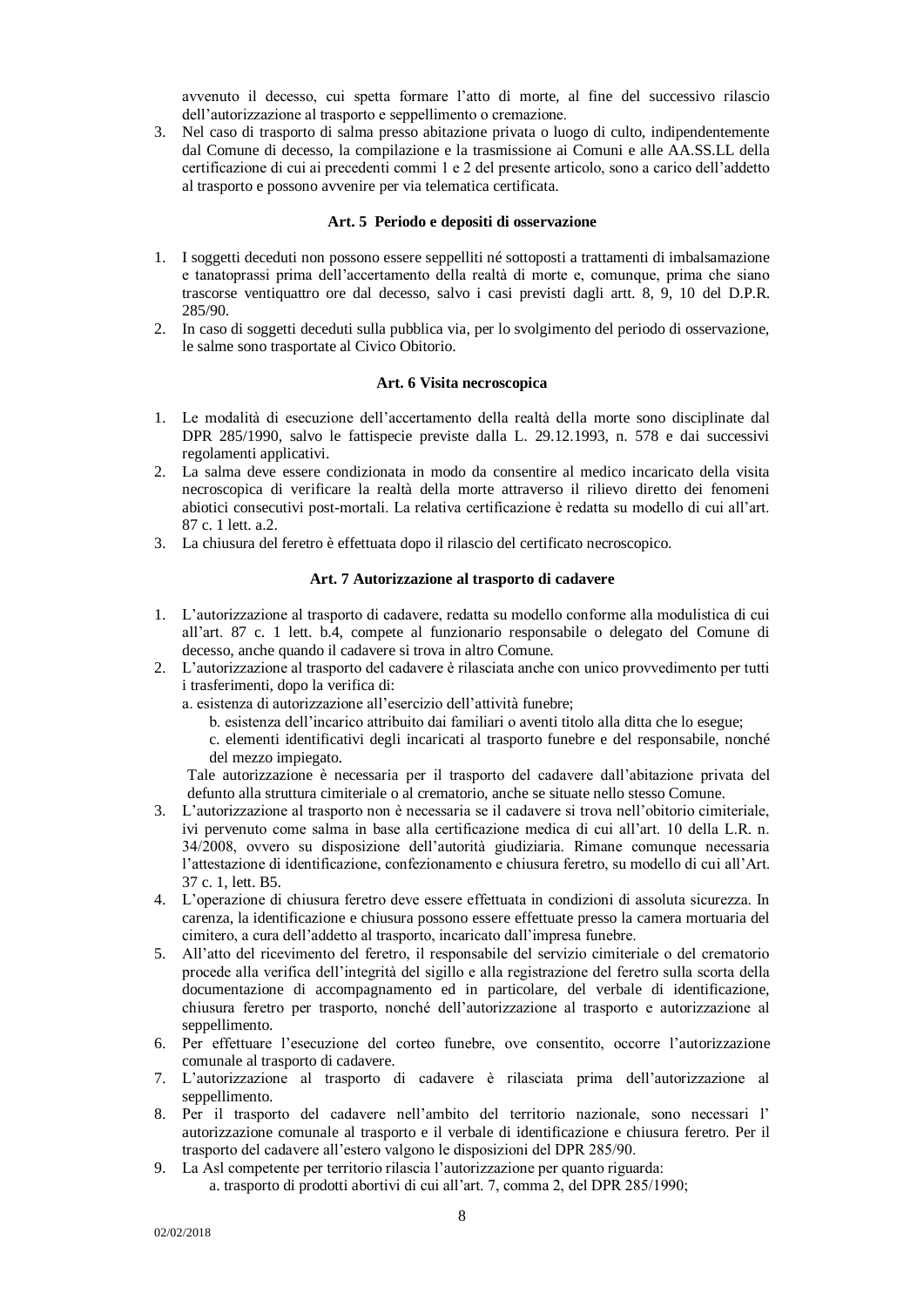avvenuto il decesso, cui spetta formare l'atto di morte, al fine del successivo rilascio dell'autorizzazione al trasporto e seppellimento o cremazione.

3. Nel caso di trasporto di salma presso abitazione privata o luogo di culto, indipendentemente dal Comune di decesso, la compilazione e la trasmissione ai Comuni e alle AA.SS.LL della certificazione di cui ai precedenti commi 1 e 2 del presente articolo, sono a carico dell'addetto al trasporto e possono avvenire per via telematica certificata.

### Art. 5 Periodo e depositi di osservazione

1. I soggetti deceduti non possono essere seppelliti né sottoposti a trattamenti di imbalsamazione e tanatoprassi prima dell'accertamento della realtà di morte e, comunque, prima che siano trascorse ventiquattro ore dal decesso, salvo i casi previsti dagli artt. 8, 9, 10 del D.P.R. 285/90.
2. In caso di soggetti deceduti sulla pubblica via, per lo svolgimento del periodo di osservazione, le salme sono trasportate al Civico Obitorio.

### Art. 6 Visita necroscopica

1. Le modalità di esecuzione dell'accertamento della realtà della morte sono disciplinate dal DPR 285/1990, salvo le fattispecie previste dalla L. 29.12.1993, n. 578 e dai successivi regolamenti applicativi.
2. La salma deve essere condizionata in modo da consentire al medico incaricato della visita necroscopica di verificare la realtà della morte attraverso il rilievo diretto dei fenomeni abiotici consecutivi post-mortali. La relativa certificazione è redatta su modello di cui all'art. 87 c. 1 lett. a.2.
3. La chiusura del feretro è effettuata dopo il rilascio del certificato necroscopico.

### Art. 7 Autorizzazione al trasporto di cadavere

1. L'autorizzazione al trasporto di cadavere, redatta su modello conforme alla modulistica di cui all'art. 87 c. 1 lett. b.4, compete al funzionario responsabile o delegato del Comune di decesso, anche quando il cadavere si trova in altro Comune.
2. L'autorizzazione al trasporto del cadavere è rilasciata anche con unico provvedimento per tutti i trasferimenti, dopo la verifica di:
   a. esistenza di autorizzazione all'esercizio dell'attività funebre;
   b. esistenza dell'incarico attribuito dai familiari o aventi titolo alla ditta che lo esegue;
   c. elementi identificativi degli incaricati al trasporto funebre e del responsabile, nonché del mezzo impiegato.

   Tale autorizzazione è necessaria per il trasporto del cadavere dall'abitazione privata del defunto alla struttura cimiteriale o al crematorio, anche se situate nello stesso Comune.
3. L'autorizzazione al trasporto non è necessaria se il cadavere si trova nell'obitorio cimiteriale, ivi pervenuto come salma in base alla certificazione medica di cui all'art. 10 della L.R. n. 34/2008, ovvero su disposizione dell'autorità giudiziaria. Rimane comunque necessaria l'attestazione di identificazione, confezionamento e chiusura feretro, su modello di cui all'Art. 37 c. 1, lett. B5.
4. L'operazione di chiusura feretro deve essere effettuata in condizioni di assoluta sicurezza. In carenza, la identificazione e chiusura possono essere effettuate presso la camera mortuaria del cimitero, a cura dell'addetto al trasporto, incaricato dall'impresa funebre.
5. All'atto del ricevimento del feretro, il responsabile del servizio cimiteriale o del crematorio procede alla verifica dell'integrità del sigillo e alla registrazione del feretro sulla scorta della documentazione di accompagnamento ed in particolare, del verbale di identificazione, chiusura feretro per trasporto, nonché dell'autorizzazione al trasporto e autorizzazione al seppellimento.
6. Per effettuare l'esecuzione del corteo funebre, ove consentito, occorre l'autorizzazione comunale al trasporto di cadavere.
7. L'autorizzazione al trasporto di cadavere è rilasciata prima dell'autorizzazione al seppellimento.
8. Per il trasporto del cadavere nell'ambito del territorio nazionale, sono necessari l' autorizzazione comunale al trasporto e il verbale di identificazione e chiusura feretro. Per il trasporto del cadavere all'estero valgono le disposizioni del DPR 285/90.
9. La Asl competente per territorio rilascia l'autorizzazione per quanto riguarda:
   a. trasporto di prodotti abortivi di cui all'art. 7, comma 2, del DPR 285/1990;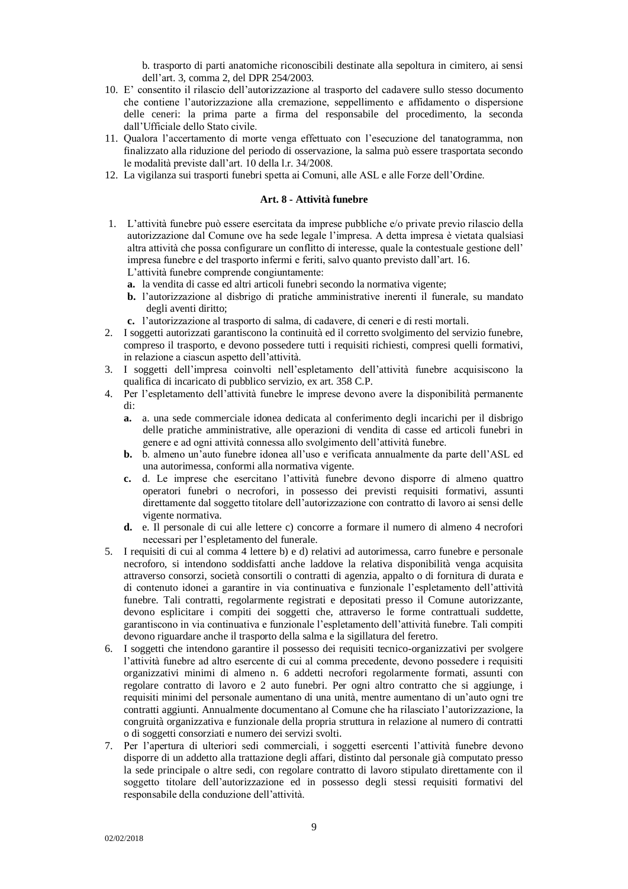b. trasporto di parti anatomiche riconoscibili destinate alla sepoltura in cimitero, ai sensi dell'art. 3, comma 2, del DPR 254/2003.

10. E' consentito il rilascio dell'autorizzazione al trasporto del cadavere sullo stesso documento che contiene l'autorizzazione alla cremazione, seppellimento e affidamento o dispersione delle ceneri: la prima parte a firma del responsabile del procedimento, la seconda dall'Ufficiale dello Stato civile.
11. Qualora l'accertamento di morte venga effettuato con l'esecuzione del tanatogramma, non finalizzato alla riduzione del periodo di osservazione, la salma può essere trasportata secondo le modalità previste dall'art. 10 della l.r. 34/2008.
12. La vigilanza sui trasporti funebri spetta ai Comuni, alle ASL e alle Forze dell'Ordine.

### Art. 8 - Attività funebre

1. L'attività funebre può essere esercitata da imprese pubbliche e/o private previo rilascio della autorizzazione dal Comune ove ha sede legale l'impresa. A detta impresa è vietata qualsiasi altra attività che possa configurare un conflitto di interesse, quale la contestuale gestione dell' impresa funebre e del trasporto infermi e feriti, salvo quanto previsto dall'art. 16.
   L'attività funebre comprende congiuntamente:
   **a.** la vendita di casse ed altri articoli funebri secondo la normativa vigente;
   **b.** l'autorizzazione al disbrigo di pratiche amministrative inerenti il funerale, su mandato degli aventi diritto;
   **c.** l'autorizzazione al trasporto di salma, di cadavere, di ceneri e di resti mortali.
2. I soggetti autorizzati garantiscono la continuità ed il corretto svolgimento del servizio funebre, compreso il trasporto, e devono possedere tutti i requisiti richiesti, compresi quelli formativi, in relazione a ciascun aspetto dell'attività.
3. I soggetti dell'impresa coinvolti nell'espletamento dell'attività funebre acquisiscono la qualifica di incaricato di pubblico servizio, ex art. 358 C.P.
4. Per l'espletamento dell'attività funebre le imprese devono avere la disponibilità permanente di:
   **a.** a. una sede commerciale idonea dedicata al conferimento degli incarichi per il disbrigo delle pratiche amministrative, alle operazioni di vendita di casse ed articoli funebri in genere e ad ogni attività connessa allo svolgimento dell'attività funebre.
   **b.** b. almeno un'auto funebre idonea all'uso e verificata annualmente da parte dell'ASL ed una autorimessa, conformi alla normativa vigente.
   **c.** d. Le imprese che esercitano l'attività funebre devono disporre di almeno quattro operatori funebri o necrofori, in possesso dei previsti requisiti formativi, assunti direttamente dal soggetto titolare dell'autorizzazione con contratto di lavoro ai sensi delle vigente normativa.
   **d.** e. Il personale di cui alle lettere c) concorre a formare il numero di almeno 4 necrofori necessari per l'espletamento del funerale.
5. I requisiti di cui al comma 4 lettere b) e d) relativi ad autorimessa, carro funebre e personale necroforo, si intendono soddisfatti anche laddove la relativa disponibilità venga acquisita attraverso consorzi, società consortili o contratti di agenzia, appalto o di fornitura di durata e di contenuto idonei a garantire in via continuativa e funzionale l'espletamento dell'attività funebre. Tali contratti, regolarmente registrati e depositati presso il Comune autorizzante, devono esplicitare i compiti dei soggetti che, attraverso le forme contrattuali suddette, garantiscono in via continuativa e funzionale l'espletamento dell'attività funebre. Tali compiti devono riguardare anche il trasporto della salma e la sigillatura del feretro.
6. I soggetti che intendono garantire il possesso dei requisiti tecnico-organizzativi per svolgere l'attività funebre ad altro esercente di cui al comma precedente, devono possedere i requisiti organizzativi minimi di almeno n. 6 addetti necrofori regolarmente formati, assunti con regolare contratto di lavoro e 2 auto funebri. Per ogni altro contratto che si aggiunge, i requisiti minimi del personale aumentano di una unità, mentre aumentano di un'auto ogni tre contratti aggiunti. Annualmente documentano al Comune che ha rilasciato l'autorizzazione, la congruità organizzativa e funzionale della propria struttura in relazione al numero di contratti o di soggetti consorziati e numero dei servizi svolti.
7. Per l'apertura di ulteriori sedi commerciali, i soggetti esercenti l'attività funebre devono disporre di un addetto alla trattazione degli affari, distinto dal personale già computato presso la sede principale o altre sedi, con regolare contratto di lavoro stipulato direttamente con il soggetto titolare dell'autorizzazione ed in possesso degli stessi requisiti formativi del responsabile della conduzione dell'attività.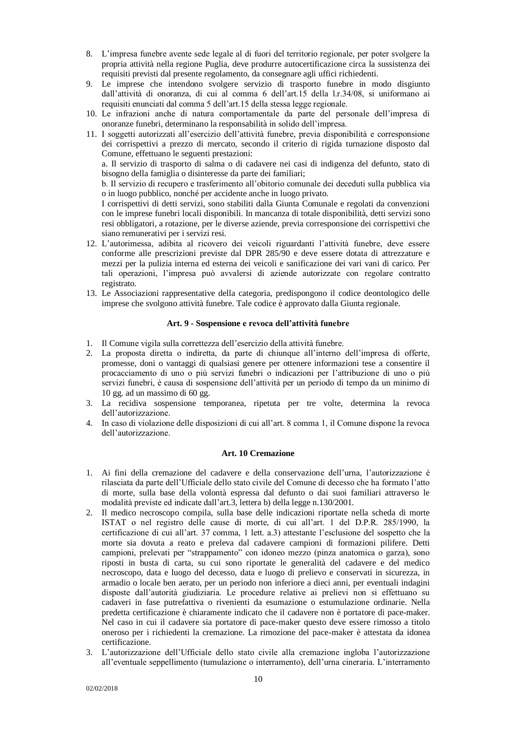8. L'impresa funebre avente sede legale al di fuori del territorio regionale, per poter svolgere la propria attività nella regione Puglia, deve produrre autocertificazione circa la sussistenza dei requisiti previsti dal presente regolamento, da consegnare agli uffici richiedenti.
9. Le imprese che intendono svolgere servizio di trasporto funebre in modo disgiunto dall'attività di onoranza, di cui al comma 6 dell'art.15 della l.r.34/08, si uniformano ai requisiti enunciati dal comma 5 dell'art.15 della stessa legge regionale.
10. Le infrazioni anche di natura comportamentale da parte del personale dell'impresa di onoranze funebri, determinano la responsabilità in solido dell'impresa.
11. I soggetti autorizzati all'esercizio dell'attività funebre, previa disponibilità e corresponsione dei corrispettivi a prezzo di mercato, secondo il criterio di rigida turnazione disposto dal Comune, effettuano le seguenti prestazioni:

    a. Il servizio di trasporto di salma o di cadavere nei casi di indigenza del defunto, stato di bisogno della famiglia o disinteresse da parte dei familiari;

    b. Il servizio di recupero e trasferimento all'obitorio comunale dei deceduti sulla pubblica via o in luogo pubblico, nonché per accidente anche in luogo privato.

    I corrispettivi di detti servizi, sono stabiliti dalla Giunta Comunale e regolati da convenzioni con le imprese funebri locali disponibili. In mancanza di totale disponibilità, detti servizi sono resi obbligatori, a rotazione, per le diverse aziende, previa corresponsione dei corrispettivi che siano remunerativi per i servizi resi.
12. L'autorimessa, adibita al ricovero dei veicoli riguardanti l'attività funebre, deve essere conforme alle prescrizioni previste dal DPR 285/90 e deve essere dotata di attrezzature e mezzi per la pulizia interna ed esterna dei veicoli e sanificazione dei vari vani di carico. Per tali operazioni, l'impresa può avvalersi di aziende autorizzate con regolare contratto registrato.
13. Le Associazioni rappresentative della categoria, predispongono il codice deontologico delle imprese che svolgono attività funebre. Tale codice è approvato dalla Giunta regionale.

### Art. 9 - Sospensione e revoca dell'attività funebre

1. Il Comune vigila sulla correttezza dell'esercizio della attività funebre.
2. La proposta diretta o indiretta, da parte di chiunque all'interno dell'impresa di offerte, promesse, doni o vantaggi di qualsiasi genere per ottenere informazioni tese a consentire il procacciamento di uno o più servizi funebri o indicazioni per l'attribuzione di uno o più servizi funebri, è causa di sospensione dell'attività per un periodo di tempo da un minimo di 10 gg. ad un massimo di 60 gg.
3. La recidiva sospensione temporanea, ripetuta per tre volte, determina la revoca dell'autorizzazione.
4. In caso di violazione delle disposizioni di cui all'art. 8 comma 1, il Comune dispone la revoca dell'autorizzazione.

### Art. 10 Cremazione

1. Ai fini della cremazione del cadavere e della conservazione dell'urna, l'autorizzazione è rilasciata da parte dell'Ufficiale dello stato civile del Comune di decesso che ha formato l'atto di morte, sulla base della volontà espressa dal defunto o dai suoi familiari attraverso le modalità previste ed indicate dall'art.3, lettera b) della legge n.130/2001.
2. Il medico necroscopo compila, sulla base delle indicazioni riportate nella scheda di morte ISTAT o nel registro delle cause di morte, di cui all'art. 1 del D.P.R. 285/1990, la certificazione di cui all'art. 37 comma, 1 lett. a.3) attestante l'esclusione del sospetto che la morte sia dovuta a reato e preleva dal cadavere campioni di formazioni pilifere. Detti campioni, prelevati per "strappamento" con idoneo mezzo (pinza anatomica o garza), sono riposti in busta di carta, su cui sono riportate le generalità del cadavere e del medico necroscopo, data e luogo del decesso, data e luogo di prelievo e conservati in sicurezza, in armadio o locale ben aerato, per un periodo non inferiore a dieci anni, per eventuali indagini disposte dall'autorità giudiziaria. Le procedure relative ai prelievi non si effettuano su cadaveri in fase putrefattiva o rivenienti da esumazione o estumulazione ordinarie. Nella predetta certificazione è chiaramente indicato che il cadavere non è portatore di pace-maker. Nel caso in cui il cadavere sia portatore di pace-maker questo deve essere rimosso a titolo oneroso per i richiedenti la cremazione. La rimozione del pace-maker è attestata da idonea certificazione.
3. L'autorizzazione dell'Ufficiale dello stato civile alla cremazione ingloba l'autorizzazione all'eventuale seppellimento (tumulazione o interramento), dell'urna cineraria. L'interramento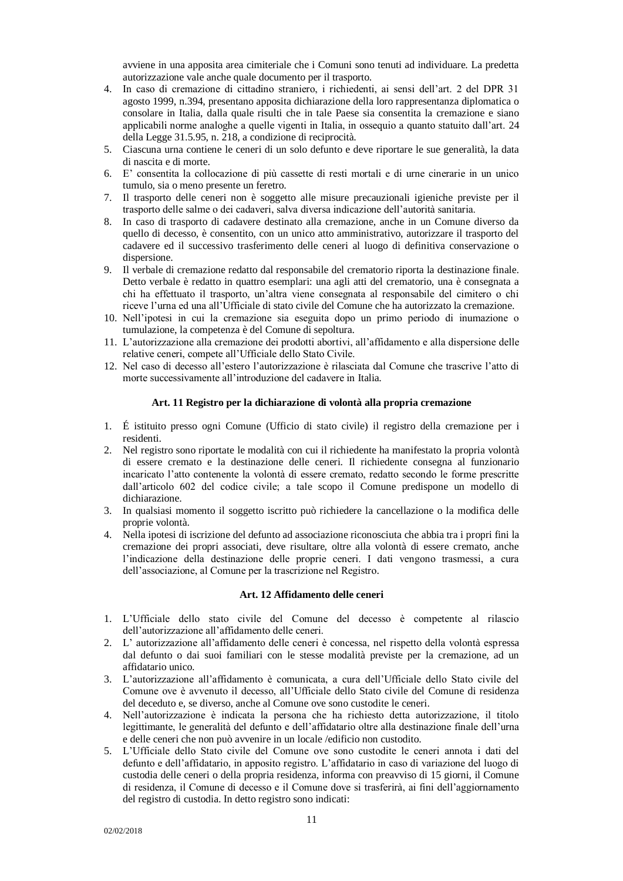avviene in una apposita area cimiteriale che i Comuni sono tenuti ad individuare. La predetta autorizzazione vale anche quale documento per il trasporto.

4. In caso di cremazione di cittadino straniero, i richiedenti, ai sensi dell'art. 2 del DPR 31 agosto 1999, n.394, presentano apposita dichiarazione della loro rappresentanza diplomatica o consolare in Italia, dalla quale risulti che in tale Paese sia consentita la cremazione e siano applicabili norme analoghe a quelle vigenti in Italia, in ossequio a quanto statuito dall'art. 24 della Legge 31.5.95, n. 218, a condizione di reciprocità.
5. Ciascuna urna contiene le ceneri di un solo defunto e deve riportare le sue generalità, la data di nascita e di morte.
6. E' consentita la collocazione di più cassette di resti mortali e di urne cinerarie in un unico tumulo, sia o meno presente un feretro.
7. Il trasporto delle ceneri non è soggetto alle misure precauzionali igieniche previste per il trasporto delle salme o dei cadaveri, salva diversa indicazione dell'autorità sanitaria.
8. In caso di trasporto di cadavere destinato alla cremazione, anche in un Comune diverso da quello di decesso, è consentito, con un unico atto amministrativo, autorizzare il trasporto del cadavere ed il successivo trasferimento delle ceneri al luogo di definitiva conservazione o dispersione.
9. Il verbale di cremazione redatto dal responsabile del crematorio riporta la destinazione finale. Detto verbale è redatto in quattro esemplari: una agli atti del crematorio, una è consegnata a chi ha effettuato il trasporto, un'altra viene consegnata al responsabile del cimitero o chi riceve l'urna ed una all'Ufficiale di stato civile del Comune che ha autorizzato la cremazione.
10. Nell'ipotesi in cui la cremazione sia eseguita dopo un primo periodo di inumazione o tumulazione, la competenza è del Comune di sepoltura.
11. L'autorizzazione alla cremazione dei prodotti abortivi, all'affidamento e alla dispersione delle relative ceneri, compete all'Ufficiale dello Stato Civile.
12. Nel caso di decesso all'estero l'autorizzazione è rilasciata dal Comune che trascrive l'atto di morte successivamente all'introduzione del cadavere in Italia.

### Art. 11 Registro per la dichiarazione di volontà alla propria cremazione

1. É istituito presso ogni Comune (Ufficio di stato civile) il registro della cremazione per i residenti.
2. Nel registro sono riportate le modalità con cui il richiedente ha manifestato la propria volontà di essere cremato e la destinazione delle ceneri. Il richiedente consegna al funzionario incaricato l'atto contenente la volontà di essere cremato, redatto secondo le forme prescritte dall'articolo 602 del codice civile; a tale scopo il Comune predispone un modello di dichiarazione.
3. In qualsiasi momento il soggetto iscritto può richiedere la cancellazione o la modifica delle proprie volontà.
4. Nella ipotesi di iscrizione del defunto ad associazione riconosciuta che abbia tra i propri fini la cremazione dei propri associati, deve risultare, oltre alla volontà di essere cremato, anche l'indicazione della destinazione delle proprie ceneri. I dati vengono trasmessi, a cura dell'associazione, al Comune per la trascrizione nel Registro.

### Art. 12 Affidamento delle ceneri

1. L'Ufficiale dello stato civile del Comune del decesso è competente al rilascio dell'autorizzazione all'affidamento delle ceneri.
2. L' autorizzazione all'affidamento delle ceneri è concessa, nel rispetto della volontà espressa dal defunto o dai suoi familiari con le stesse modalità previste per la cremazione, ad un affidatario unico.
3. L'autorizzazione all'affidamento è comunicata, a cura dell'Ufficiale dello Stato civile del Comune ove è avvenuto il decesso, all'Ufficiale dello Stato civile del Comune di residenza del deceduto e, se diverso, anche al Comune ove sono custodite le ceneri.
4. Nell'autorizzazione è indicata la persona che ha richiesto detta autorizzazione, il titolo legittimante, le generalità del defunto e dell'affidatario oltre alla destinazione finale dell'urna e delle ceneri che non può avvenire in un locale /edificio non custodito.
5. L'Ufficiale dello Stato civile del Comune ove sono custodite le ceneri annota i dati del defunto e dell'affidatario, in apposito registro. L'affidatario in caso di variazione del luogo di custodia delle ceneri o della propria residenza, informa con preavviso di 15 giorni, il Comune di residenza, il Comune di decesso e il Comune dove si trasferirà, ai fini dell'aggiornamento del registro di custodia. In detto registro sono indicati: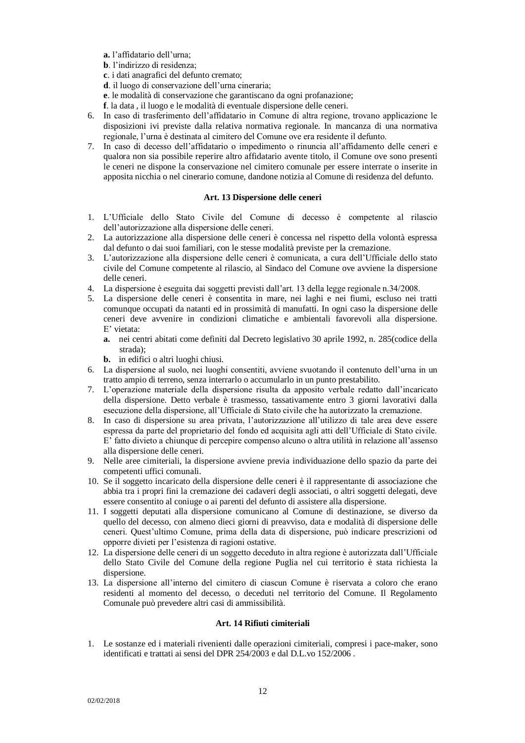**a.** l'affidatario dell'urna;
**b**. l'indirizzo di residenza;
**c**. i dati anagrafici del defunto cremato;
**d**. il luogo di conservazione dell'urna cineraria;
**e**. le modalità di conservazione che garantiscano da ogni profanazione;
**f**. la data , il luogo e le modalità di eventuale dispersione delle ceneri.

6. In caso di trasferimento dell'affidatario in Comune di altra regione, trovano applicazione le disposizioni ivi previste dalla relativa normativa regionale. In mancanza di una normativa regionale, l'urna è destinata al cimitero del Comune ove era residente il defunto.
7. In caso di decesso dell'affidatario o impedimento o rinuncia all'affidamento delle ceneri e qualora non sia possibile reperire altro affidatario avente titolo, il Comune ove sono presenti le ceneri ne dispone la conservazione nel cimitero comunale per essere interrate o inserite in apposita nicchia o nel cinerario comune, dandone notizia al Comune di residenza del defunto.

**Art. 13 Dispersione delle ceneri**

1. L'Ufficiale dello Stato Civile del Comune di decesso è competente al rilascio dell'autorizzazione alla dispersione delle ceneri.
2. La autorizzazione alla dispersione delle ceneri è concessa nel rispetto della volontà espressa dal defunto o dai suoi familiari, con le stesse modalità previste per la cremazione.
3. L'autorizzazione alla dispersione delle ceneri è comunicata, a cura dell'Ufficiale dello stato civile del Comune competente al rilascio, al Sindaco del Comune ove avviene la dispersione delle ceneri.
4. La dispersione è eseguita dai soggetti previsti dall'art. 13 della legge regionale n.34/2008.
5. La dispersione delle ceneri è consentita in mare, nei laghi e nei fiumi, escluso nei tratti comunque occupati da natanti ed in prossimità di manufatti. In ogni caso la dispersione delle ceneri deve avvenire in condizioni climatiche e ambientali favorevoli alla dispersione. E' vietata:
   **a.** nei centri abitati come definiti dal Decreto legislativo 30 aprile 1992, n. 285(codice della strada);
   **b.** in edifici o altri luoghi chiusi.
6. La dispersione al suolo, nei luoghi consentiti, avviene svuotando il contenuto dell'urna in un tratto ampio di terreno, senza interrarlo o accumularlo in un punto prestabilito.
7. L'operazione materiale della dispersione risulta da apposito verbale redatto dall'incaricato della dispersione. Detto verbale è trasmesso, tassativamente entro 3 giorni lavorativi dalla esecuzione della dispersione, all'Ufficiale di Stato civile che ha autorizzato la cremazione.
8. In caso di dispersione su area privata, l'autorizzazione all'utilizzo di tale area deve essere espressa da parte del proprietario del fondo ed acquisita agli atti dell'Ufficiale di Stato civile. E' fatto divieto a chiunque di percepire compenso alcuno o altra utilità in relazione all'assenso alla dispersione delle ceneri.
9. Nelle aree cimiteriali, la dispersione avviene previa individuazione dello spazio da parte dei competenti uffici comunali.
10. Se il soggetto incaricato della dispersione delle ceneri è il rappresentante di associazione che abbia tra i propri fini la cremazione dei cadaveri degli associati, o altri soggetti delegati, deve essere consentito al coniuge o ai parenti del defunto di assistere alla dispersione.
11. I soggetti deputati alla dispersione comunicano al Comune di destinazione, se diverso da quello del decesso, con almeno dieci giorni di preavviso, data e modalità di dispersione delle ceneri. Quest'ultimo Comune, prima della data di dispersione, può indicare prescrizioni od opporre divieti per l'esistenza di ragioni ostative.
12. La dispersione delle ceneri di un soggetto deceduto in altra regione è autorizzata dall'Ufficiale dello Stato Civile del Comune della regione Puglia nel cui territorio è stata richiesta la dispersione.
13. La dispersione all'interno del cimitero di ciascun Comune è riservata a coloro che erano residenti al momento del decesso, o deceduti nel territorio del Comune. Il Regolamento Comunale può prevedere altri casi di ammissibilità.

**Art. 14 Rifiuti cimiteriali**

1. Le sostanze ed i materiali rivenienti dalle operazioni cimiteriali, compresi i pace-maker, sono identificati e trattati ai sensi del DPR 254/2003 e dal D.L.vo 152/2006 .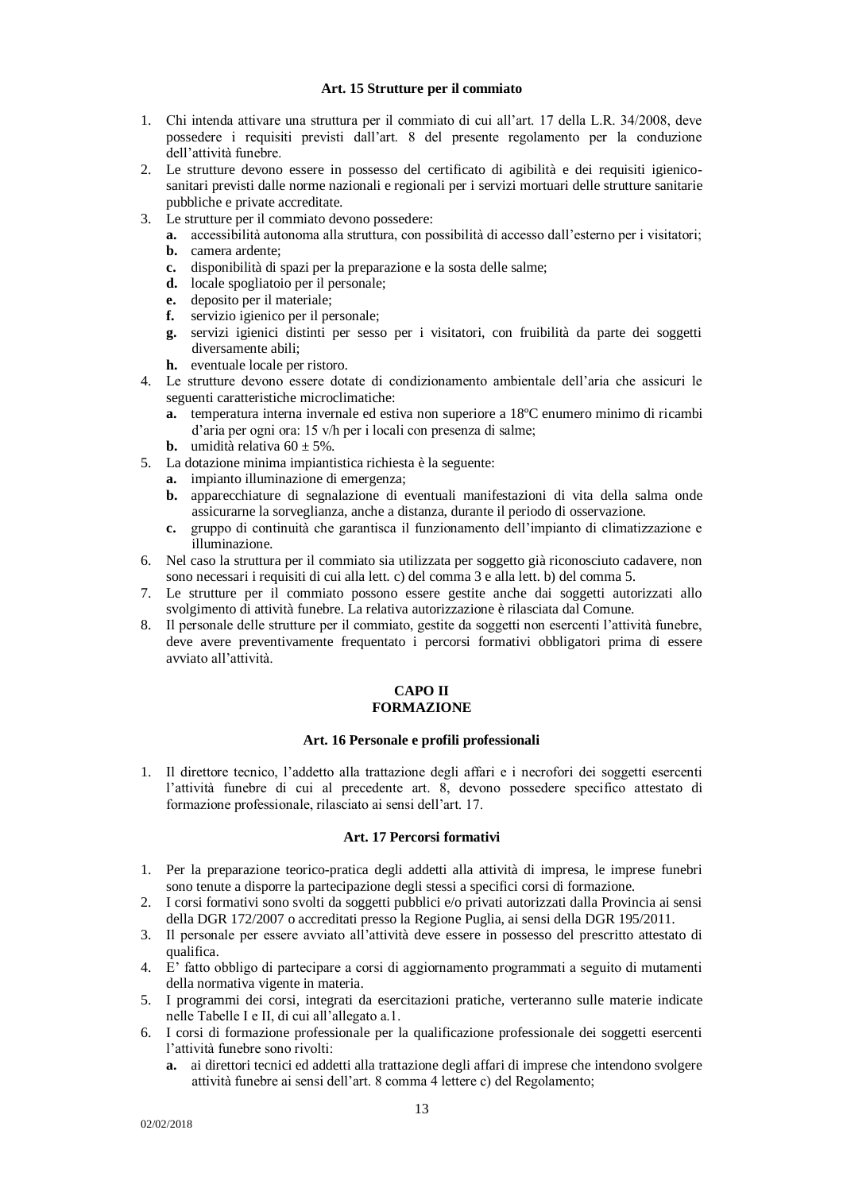### Art. 15 Strutture per il commiato

1. Chi intenda attivare una struttura per il commiato di cui all'art. 17 della L.R. 34/2008, deve possedere i requisiti previsti dall'art. 8 del presente regolamento per la conduzione dell'attività funebre.
2. Le strutture devono essere in possesso del certificato di agibilità e dei requisiti igienico-sanitari previsti dalle norme nazionali e regionali per i servizi mortuari delle strutture sanitarie pubbliche e private accreditate.
3. Le strutture per il commiato devono possedere:
   - **a.** accessibilità autonoma alla struttura, con possibilità di accesso dall'esterno per i visitatori;
   - **b.** camera ardente;
   - **c.** disponibilità di spazi per la preparazione e la sosta delle salme;
   - **d.** locale spogliatoio per il personale;
   - **e.** deposito per il materiale;
   - **f.** servizio igienico per il personale;
   - **g.** servizi igienici distinti per sesso per i visitatori, con fruibilità da parte dei soggetti diversamente abili;
   - **h.** eventuale locale per ristoro.
4. Le strutture devono essere dotate di condizionamento ambientale dell'aria che assicuri le seguenti caratteristiche microclimatiche:
   - **a.** temperatura interna invernale ed estiva non superiore a 18ºC enumero minimo di ricambi d'aria per ogni ora: 15 v/h per i locali con presenza di salme;
   - **b.** umidità relativa $60 \pm 5\%$.
5. La dotazione minima impiantistica richiesta è la seguente:
   - **a.** impianto illuminazione di emergenza;
   - **b.** apparecchiature di segnalazione di eventuali manifestazioni di vita della salma onde assicurarne la sorveglianza, anche a distanza, durante il periodo di osservazione.
   - **c.** gruppo di continuità che garantisca il funzionamento dell'impianto di climatizzazione e illuminazione.
6. Nel caso la struttura per il commiato sia utilizzata per soggetto già riconosciuto cadavere, non sono necessari i requisiti di cui alla lett. c) del comma 3 e alla lett. b) del comma 5.
7. Le strutture per il commiato possono essere gestite anche dai soggetti autorizzati allo svolgimento di attività funebre. La relativa autorizzazione è rilasciata dal Comune.
8. Il personale delle strutture per il commiato, gestite da soggetti non esercenti l'attività funebre, deve avere preventivamente frequentato i percorsi formativi obbligatori prima di essere avviato all'attività.

## CAPO II
## FORMAZIONE

### Art. 16 Personale e profili professionali

1. Il direttore tecnico, l'addetto alla trattazione degli affari e i necrofori dei soggetti esercenti l'attività funebre di cui al precedente art. 8, devono possedere specifico attestato di formazione professionale, rilasciato ai sensi dell'art. 17.

### Art. 17 Percorsi formativi

1. Per la preparazione teorico-pratica degli addetti alla attività di impresa, le imprese funebri sono tenute a disporre la partecipazione degli stessi a specifici corsi di formazione.
2. I corsi formativi sono svolti da soggetti pubblici e/o privati autorizzati dalla Provincia ai sensi della DGR 172/2007 o accreditati presso la Regione Puglia, ai sensi della DGR 195/2011.
3. Il personale per essere avviato all'attività deve essere in possesso del prescritto attestato di qualifica.
4. E' fatto obbligo di partecipare a corsi di aggiornamento programmati a seguito di mutamenti della normativa vigente in materia.
5. I programmi dei corsi, integrati da esercitazioni pratiche, verteranno sulle materie indicate nelle Tabelle I e II, di cui all'allegato a.1.
6. I corsi di formazione professionale per la qualificazione professionale dei soggetti esercenti l'attività funebre sono rivolti:
   - **a.** ai direttori tecnici ed addetti alla trattazione degli affari di imprese che intendono svolgere attività funebre ai sensi dell'art. 8 comma 4 lettere c) del Regolamento;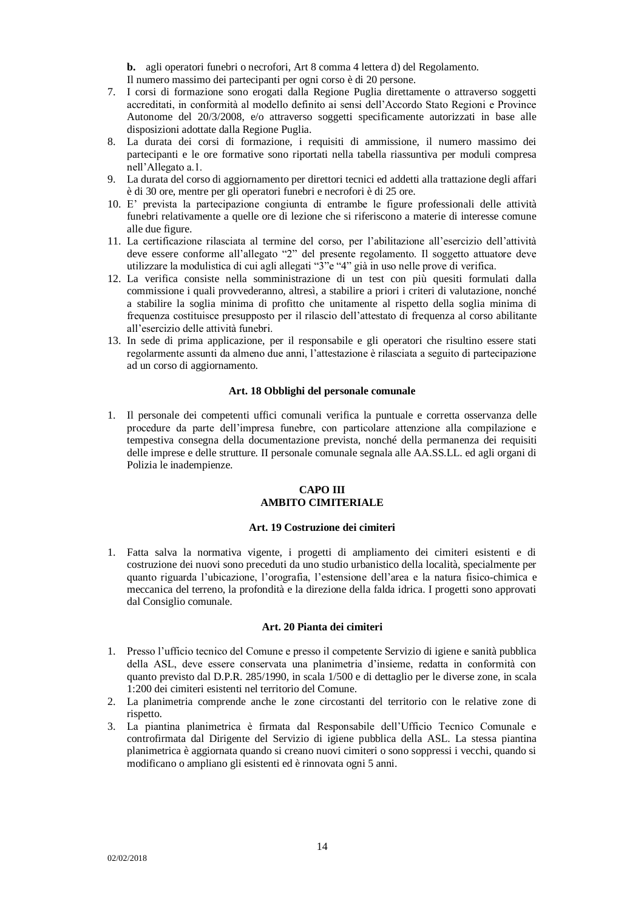**b.** agli operatori funebri o necrofori, Art 8 comma 4 lettera d) del Regolamento.

Il numero massimo dei partecipanti per ogni corso è di 20 persone.

7. I corsi di formazione sono erogati dalla Regione Puglia direttamente o attraverso soggetti accreditati, in conformità al modello definito ai sensi dell'Accordo Stato Regioni e Province Autonome del 20/3/2008, e/o attraverso soggetti specificamente autorizzati in base alle disposizioni adottate dalla Regione Puglia.
8. La durata dei corsi di formazione, i requisiti di ammissione, il numero massimo dei partecipanti e le ore formative sono riportati nella tabella riassuntiva per moduli compresa nell'Allegato a.1.
9. La durata del corso di aggiornamento per direttori tecnici ed addetti alla trattazione degli affari è di 30 ore, mentre per gli operatori funebri e necrofori è di 25 ore.
10. E' prevista la partecipazione congiunta di entrambe le figure professionali delle attività funebri relativamente a quelle ore di lezione che si riferiscono a materie di interesse comune alle due figure.
11. La certificazione rilasciata al termine del corso, per l'abilitazione all'esercizio dell'attività deve essere conforme all'allegato "2" del presente regolamento. Il soggetto attuatore deve utilizzare la modulistica di cui agli allegati "3"e "4" già in uso nelle prove di verifica.
12. La verifica consiste nella somministrazione di un test con più quesiti formulati dalla commissione i quali provvederanno, altresì, a stabilire a priori i criteri di valutazione, nonché a stabilire la soglia minima di profitto che unitamente al rispetto della soglia minima di frequenza costituisce presupposto per il rilascio dell'attestato di frequenza al corso abilitante all'esercizio delle attività funebri.
13. In sede di prima applicazione, per il responsabile e gli operatori che risultino essere stati regolarmente assunti da almeno due anni, l'attestazione è rilasciata a seguito di partecipazione ad un corso di aggiornamento.

### Art. 18 Obblighi del personale comunale

1. Il personale dei competenti uffici comunali verifica la puntuale e corretta osservanza delle procedure da parte dell'impresa funebre, con particolare attenzione alla compilazione e tempestiva consegna della documentazione prevista, nonché della permanenza dei requisiti delle imprese e delle strutture. II personale comunale segnala alle AA.SS.LL. ed agli organi di Polizia le inadempienze.

## CAPO III
## AMBITO CIMITERIALE

### Art. 19 Costruzione dei cimiteri

1. Fatta salva la normativa vigente, i progetti di ampliamento dei cimiteri esistenti e di costruzione dei nuovi sono preceduti da uno studio urbanistico della località, specialmente per quanto riguarda l'ubicazione, l'orografia, l'estensione dell'area e la natura fisico-chimica e meccanica del terreno, la profondità e la direzione della falda idrica. I progetti sono approvati dal Consiglio comunale.

### Art. 20 Pianta dei cimiteri

1. Presso l'ufficio tecnico del Comune e presso il competente Servizio di igiene e sanità pubblica della ASL, deve essere conservata una planimetria d'insieme, redatta in conformità con quanto previsto dal D.P.R. 285/1990, in scala 1/500 e di dettaglio per le diverse zone, in scala 1:200 dei cimiteri esistenti nel territorio del Comune.
2. La planimetria comprende anche le zone circostanti del territorio con le relative zone di rispetto.
3. La piantina planimetrica è firmata dal Responsabile dell'Ufficio Tecnico Comunale e controfirmata dal Dirigente del Servizio di igiene pubblica della ASL. La stessa piantina planimetrica è aggiornata quando si creano nuovi cimiteri o sono soppressi i vecchi, quando si modificano o ampliano gli esistenti ed è rinnovata ogni 5 anni.

02/02/2018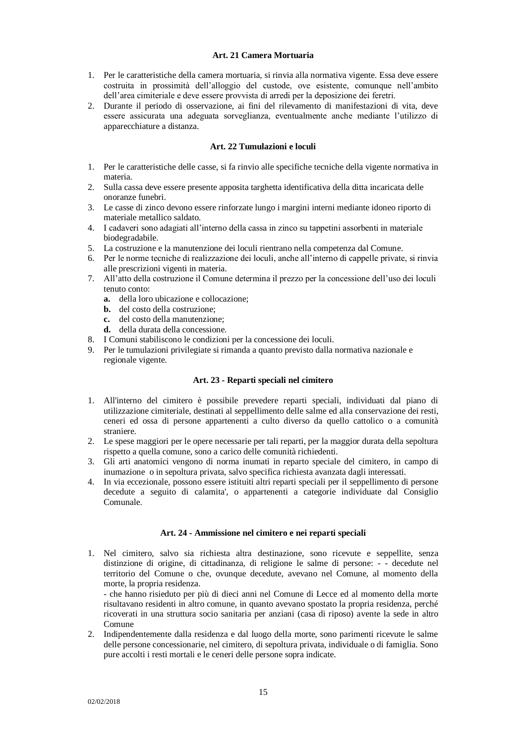**Art. 21 Camera Mortuaria**

1. Per le caratteristiche della camera mortuaria, si rinvia alla normativa vigente. Essa deve essere costruita in prossimità dell'alloggio del custode, ove esistente, comunque nell'ambito dell'area cimiteriale e deve essere provvista di arredi per la deposizione dei feretri.
2. Durante il periodo di osservazione, ai fini del rilevamento di manifestazioni di vita, deve essere assicurata una adeguata sorveglianza, eventualmente anche mediante l'utilizzo di apparecchiature a distanza.

**Art. 22 Tumulazioni e loculi**

1. Per le caratteristiche delle casse, si fa rinvio alle specifiche tecniche della vigente normativa in materia.
2. Sulla cassa deve essere presente apposita targhetta identificativa della ditta incaricata delle onoranze funebri.
3. Le casse di zinco devono essere rinforzate lungo i margini interni mediante idoneo riporto di materiale metallico saldato.
4. I cadaveri sono adagiati all'interno della cassa in zinco su tappetini assorbenti in materiale biodegradabile.
5. La costruzione e la manutenzione dei loculi rientrano nella competenza dal Comune.
6. Per le norme tecniche di realizzazione dei loculi, anche all'interno di cappelle private, si rinvia alle prescrizioni vigenti in materia.
7. All'atto della costruzione il Comune determina il prezzo per la concessione dell'uso dei loculi tenuto conto:
   - **a.** della loro ubicazione e collocazione;
   - **b.** del costo della costruzione;
   - **c.** del costo della manutenzione;
   - **d.** della durata della concessione.
8. I Comuni stabiliscono le condizioni per la concessione dei loculi.
9. Per le tumulazioni privilegiate si rimanda a quanto previsto dalla normativa nazionale e regionale vigente.

**Art. 23 - Reparti speciali nel cimitero**

1. All'interno del cimitero è possibile prevedere reparti speciali, individuati dal piano di utilizzazione cimiteriale, destinati al seppellimento delle salme ed alla conservazione dei resti, ceneri ed ossa di persone appartenenti a culto diverso da quello cattolico o a comunità straniere.
2. Le spese maggiori per le opere necessarie per tali reparti, per la maggior durata della sepoltura rispetto a quella comune, sono a carico delle comunità richiedenti.
3. Gli arti anatomici vengono di norma inumati in reparto speciale del cimitero, in campo di inumazione o in sepoltura privata, salvo specifica richiesta avanzata dagli interessati.
4. In via eccezionale, possono essere istituiti altri reparti speciali per il seppellimento di persone decedute a seguito di calamita', o appartenenti a categorie individuate dal Consiglio Comunale.

**Art. 24 - Ammissione nel cimitero e nei reparti speciali**

1. Nel cimitero, salvo sia richiesta altra destinazione, sono ricevute e seppellite, senza distinzione di origine, di cittadinanza, di religione le salme di persone: - - decedute nel territorio del Comune o che, ovunque decedute, avevano nel Comune, al momento della morte, la propria residenza.
   - che hanno risieduto per più di dieci anni nel Comune di Lecce ed al momento della morte risultavano residenti in altro comune, in quanto avevano spostato la propria residenza, perché ricoverati in una struttura socio sanitaria per anziani (casa di riposo) avente la sede in altro Comune
2. Indipendentemente dalla residenza e dal luogo della morte, sono parimenti ricevute le salme delle persone concessionarie, nel cimitero, di sepoltura privata, individuale o di famiglia. Sono pure accolti i resti mortali e le ceneri delle persone sopra indicate.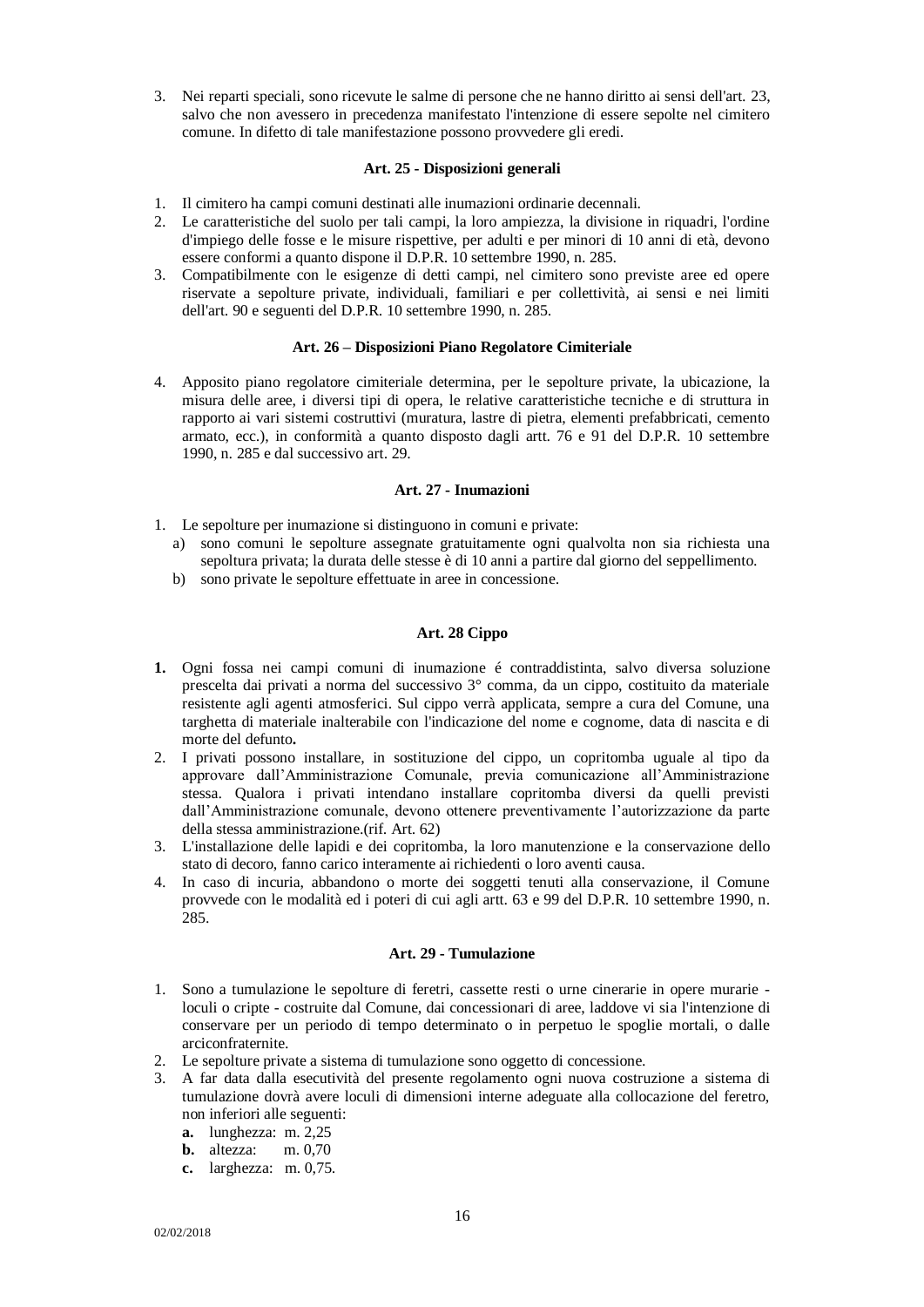3. Nei reparti speciali, sono ricevute le salme di persone che ne hanno diritto ai sensi dell'art. 23, salvo che non avessero in precedenza manifestato l'intenzione di essere sepolte nel cimitero comune. In difetto di tale manifestazione possono provvedere gli eredi.

#### Art. 25 - Disposizioni generali

1. Il cimitero ha campi comuni destinati alle inumazioni ordinarie decennali.
2. Le caratteristiche del suolo per tali campi, la loro ampiezza, la divisione in riquadri, l'ordine d'impiego delle fosse e le misure rispettive, per adulti e per minori di 10 anni di età, devono essere conformi a quanto dispone il D.P.R. 10 settembre 1990, n. 285.
3. Compatibilmente con le esigenze di detti campi, nel cimitero sono previste aree ed opere riservate a sepolture private, individuali, familiari e per collettività, ai sensi e nei limiti dell'art. 90 e seguenti del D.P.R. 10 settembre 1990, n. 285.

#### Art. 26 – Disposizioni Piano Regolatore Cimiteriale

4. Apposito piano regolatore cimiteriale determina, per le sepolture private, la ubicazione, la misura delle aree, i diversi tipi di opera, le relative caratteristiche tecniche e di struttura in rapporto ai vari sistemi costruttivi (muratura, lastre di pietra, elementi prefabbricati, cemento armato, ecc.), in conformità a quanto disposto dagli artt. 76 e 91 del D.P.R. 10 settembre 1990, n. 285 e dal successivo art. 29.

#### Art. 27 - Inumazioni

1. Le sepolture per inumazione si distinguono in comuni e private:
   a) sono comuni le sepolture assegnate gratuitamente ogni qualvolta non sia richiesta una sepoltura privata; la durata delle stesse è di 10 anni a partire dal giorno del seppellimento.
   b) sono private le sepolture effettuate in aree in concessione.

#### Art. 28 Cippo

1. Ogni fossa nei campi comuni di inumazione é contraddistinta, salvo diversa soluzione prescelta dai privati a norma del successivo 3° comma, da un cippo, costituito da materiale resistente agli agenti atmosferici. Sul cippo verrà applicata, sempre a cura del Comune, una targhetta di materiale inalterabile con l'indicazione del nome e cognome, data di nascita e di morte del defunto**.**
2. I privati possono installare, in sostituzione del cippo, un copritomba uguale al tipo da approvare dall'Amministrazione Comunale, previa comunicazione all'Amministrazione stessa. Qualora i privati intendano installare copritomba diversi da quelli previsti dall'Amministrazione comunale, devono ottenere preventivamente l'autorizzazione da parte della stessa amministrazione.(rif. Art. 62)
3. L'installazione delle lapidi e dei copritomba, la loro manutenzione e la conservazione dello stato di decoro, fanno carico interamente ai richiedenti o loro aventi causa.
4. In caso di incuria, abbandono o morte dei soggetti tenuti alla conservazione, il Comune provvede con le modalità ed i poteri di cui agli artt. 63 e 99 del D.P.R. 10 settembre 1990, n. 285.

#### Art. 29 - Tumulazione

1. Sono a tumulazione le sepolture di feretri, cassette resti o urne cinerarie in opere murarie - loculi o cripte - costruite dal Comune, dai concessionari di aree, laddove vi sia l'intenzione di conservare per un periodo di tempo determinato o in perpetuo le spoglie mortali, o dalle arciconfraternite.
2. Le sepolture private a sistema di tumulazione sono oggetto di concessione.
3. A far data dalla esecutività del presente regolamento ogni nuova costruzione a sistema di tumulazione dovrà avere loculi di dimensioni interne adeguate alla collocazione del feretro, non inferiori alle seguenti:
   **a.** lunghezza: m. 2,25
   **b.** altezza: m. 0,70
   **c.** larghezza: m. 0,75.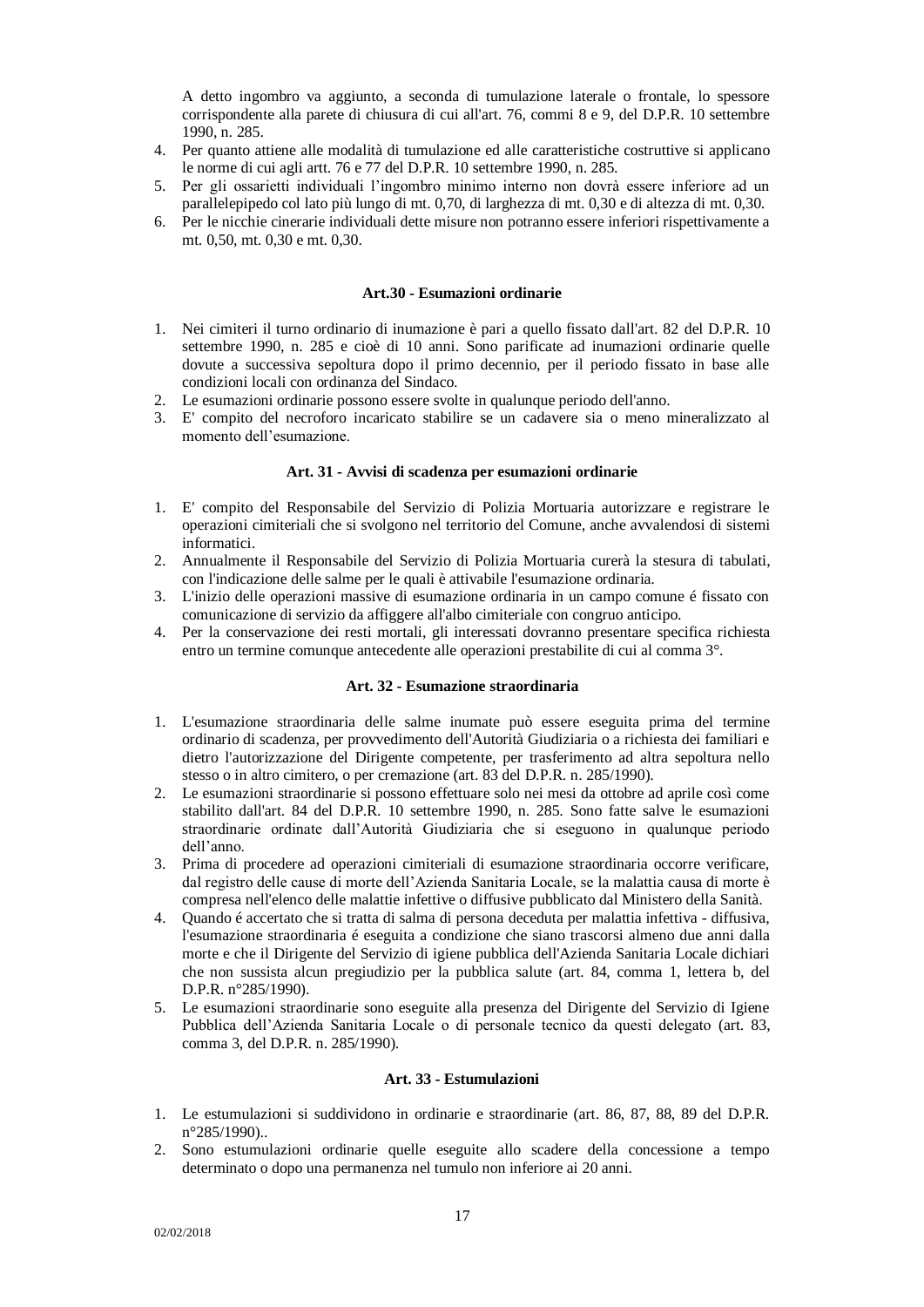A detto ingombro va aggiunto, a seconda di tumulazione laterale o frontale, lo spessore corrispondente alla parete di chiusura di cui all'art. 76, commi 8 e 9, del D.P.R. 10 settembre 1990, n. 285.

4. Per quanto attiene alle modalità di tumulazione ed alle caratteristiche costruttive si applicano le norme di cui agli artt. 76 e 77 del D.P.R. 10 settembre 1990, n. 285.
5. Per gli ossarietti individuali l'ingombro minimo interno non dovrà essere inferiore ad un parallelepipedo col lato più lungo di mt. 0,70, di larghezza di mt. 0,30 e di altezza di mt. 0,30.
6. Per le nicchie cinerarie individuali dette misure non potranno essere inferiori rispettivamente a mt. 0,50, mt. 0,30 e mt. 0,30.

### Art.30 - Esumazioni ordinarie

1. Nei cimiteri il turno ordinario di inumazione è pari a quello fissato dall'art. 82 del D.P.R. 10 settembre 1990, n. 285 e cioè di 10 anni. Sono parificate ad inumazioni ordinarie quelle dovute a successiva sepoltura dopo il primo decennio, per il periodo fissato in base alle condizioni locali con ordinanza del Sindaco.
2. Le esumazioni ordinarie possono essere svolte in qualunque periodo dell'anno.
3. E' compito del necroforo incaricato stabilire se un cadavere sia o meno mineralizzato al momento dell'esumazione.

### Art. 31 - Avvisi di scadenza per esumazioni ordinarie

1. E' compito del Responsabile del Servizio di Polizia Mortuaria autorizzare e registrare le operazioni cimiteriali che si svolgono nel territorio del Comune, anche avvalendosi di sistemi informatici.
2. Annualmente il Responsabile del Servizio di Polizia Mortuaria curerà la stesura di tabulati, con l'indicazione delle salme per le quali è attivabile l'esumazione ordinaria.
3. L'inizio delle operazioni massive di esumazione ordinaria in un campo comune é fissato con comunicazione di servizio da affiggere all'albo cimiteriale con congruo anticipo.
4. Per la conservazione dei resti mortali, gli interessati dovranno presentare specifica richiesta entro un termine comunque antecedente alle operazioni prestabilite di cui al comma 3°.

### Art. 32 - Esumazione straordinaria

1. L'esumazione straordinaria delle salme inumate può essere eseguita prima del termine ordinario di scadenza, per provvedimento dell'Autorità Giudiziaria o a richiesta dei familiari e dietro l'autorizzazione del Dirigente competente, per trasferimento ad altra sepoltura nello stesso o in altro cimitero, o per cremazione (art. 83 del D.P.R. n. 285/1990).
2. Le esumazioni straordinarie si possono effettuare solo nei mesi da ottobre ad aprile così come stabilito dall'art. 84 del D.P.R. 10 settembre 1990, n. 285. Sono fatte salve le esumazioni straordinarie ordinate dall'Autorità Giudiziaria che si eseguono in qualunque periodo dell'anno.
3. Prima di procedere ad operazioni cimiteriali di esumazione straordinaria occorre verificare, dal registro delle cause di morte dell'Azienda Sanitaria Locale, se la malattia causa di morte è compresa nell'elenco delle malattie infettive o diffusive pubblicato dal Ministero della Sanità.
4. Quando é accertato che si tratta di salma di persona deceduta per malattia infettiva - diffusiva, l'esumazione straordinaria é eseguita a condizione che siano trascorsi almeno due anni dalla morte e che il Dirigente del Servizio di igiene pubblica dell'Azienda Sanitaria Locale dichiari che non sussista alcun pregiudizio per la pubblica salute (art. 84, comma 1, lettera b, del D.P.R. n°285/1990).
5. Le esumazioni straordinarie sono eseguite alla presenza del Dirigente del Servizio di Igiene Pubblica dell'Azienda Sanitaria Locale o di personale tecnico da questi delegato (art. 83, comma 3, del D.P.R. n. 285/1990).

### Art. 33 - Estumulazioni

1. Le estumulazioni si suddividono in ordinarie e straordinarie (art. 86, 87, 88, 89 del D.P.R. n°285/1990)..
2. Sono estumulazioni ordinarie quelle eseguite allo scadere della concessione a tempo determinato o dopo una permanenza nel tumulo non inferiore ai 20 anni.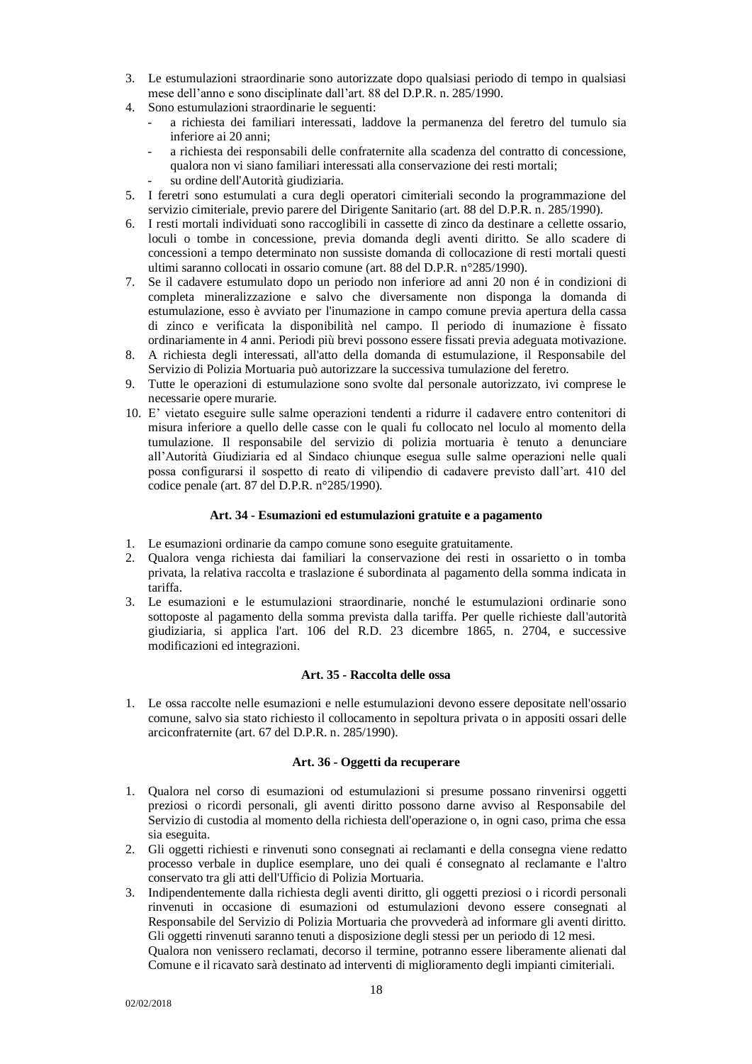3. Le estumulazioni straordinarie sono autorizzate dopo qualsiasi periodo di tempo in qualsiasi mese dell'anno e sono disciplinate dall'art. 88 del D.P.R. n. 285/1990.
4. Sono estumulazioni straordinarie le seguenti:
   - a richiesta dei familiari interessati, laddove la permanenza del feretro del tumulo sia inferiore ai 20 anni;
   - a richiesta dei responsabili delle confraternite alla scadenza del contratto di concessione, qualora non vi siano familiari interessati alla conservazione dei resti mortali;
   - su ordine dell'Autorità giudiziaria.
5. I feretri sono estumulati a cura degli operatori cimiteriali secondo la programmazione del servizio cimiteriale, previo parere del Dirigente Sanitario (art. 88 del D.P.R. n. 285/1990).
6. I resti mortali individuati sono raccoglibili in cassette di zinco da destinare a cellette ossario, loculi o tombe in concessione, previa domanda degli aventi diritto. Se allo scadere di concessioni a tempo determinato non sussiste domanda di collocazione di resti mortali questi ultimi saranno collocati in ossario comune (art. 88 del D.P.R. n°285/1990).
7. Se il cadavere estumulato dopo un periodo non inferiore ad anni 20 non é in condizioni di completa mineralizzazione e salvo che diversamente non disponga la domanda di estumulazione, esso è avviato per l'inumazione in campo comune previa apertura della cassa di zinco e verificata la disponibilità nel campo. Il periodo di inumazione è fissato ordinariamente in 4 anni. Periodi più brevi possono essere fissati previa adeguata motivazione.
8. A richiesta degli interessati, all'atto della domanda di estumulazione, il Responsabile del Servizio di Polizia Mortuaria può autorizzare la successiva tumulazione del feretro.
9. Tutte le operazioni di estumulazione sono svolte dal personale autorizzato, ivi comprese le necessarie opere murarie.
10. E' vietato eseguire sulle salme operazioni tendenti a ridurre il cadavere entro contenitori di misura inferiore a quello delle casse con le quali fu collocato nel loculo al momento della tumulazione. Il responsabile del servizio di polizia mortuaria è tenuto a denunciare all'Autorità Giudiziaria ed al Sindaco chiunque esegua sulle salme operazioni nelle quali possa configurarsi il sospetto di reato di vilipendio di cadavere previsto dall'art. 410 del codice penale (art. 87 del D.P.R. n°285/1990).

### Art. 34 - Esumazioni ed estumulazioni gratuite e a pagamento

1. Le esumazioni ordinarie da campo comune sono eseguite gratuitamente.
2. Qualora venga richiesta dai familiari la conservazione dei resti in ossarietto o in tomba privata, la relativa raccolta e traslazione é subordinata al pagamento della somma indicata in tariffa.
3. Le esumazioni e le estumulazioni straordinarie, nonché le estumulazioni ordinarie sono sottoposte al pagamento della somma prevista dalla tariffa. Per quelle richieste dall'autorità giudiziaria, si applica l'art. 106 del R.D. 23 dicembre 1865, n. 2704, e successive modificazioni ed integrazioni.

### Art. 35 - Raccolta delle ossa

1. Le ossa raccolte nelle esumazioni e nelle estumulazioni devono essere depositate nell'ossario comune, salvo sia stato richiesto il collocamento in sepoltura privata o in appositi ossari delle arciconfraternite (art. 67 del D.P.R. n. 285/1990).

### Art. 36 - Oggetti da recuperare

1. Qualora nel corso di esumazioni od estumulazioni si presume possano rinvenirsi oggetti preziosi o ricordi personali, gli aventi diritto possono darne avviso al Responsabile del Servizio di custodia al momento della richiesta dell'operazione o, in ogni caso, prima che essa sia eseguita.
2. Gli oggetti richiesti e rinvenuti sono consegnati ai reclamanti e della consegna viene redatto processo verbale in duplice esemplare, uno dei quali é consegnato al reclamante e l'altro conservato tra gli atti dell'Ufficio di Polizia Mortuaria.
3. Indipendentemente dalla richiesta degli aventi diritto, gli oggetti preziosi o i ricordi personali rinvenuti in occasione di esumazioni od estumulazioni devono essere consegnati al Responsabile del Servizio di Polizia Mortuaria che provvederà ad informare gli aventi diritto. Gli oggetti rinvenuti saranno tenuti a disposizione degli stessi per un periodo di 12 mesi.
   Qualora non venissero reclamati, decorso il termine, potranno essere liberamente alienati dal Comune e il ricavato sarà destinato ad interventi di miglioramento degli impianti cimiteriali.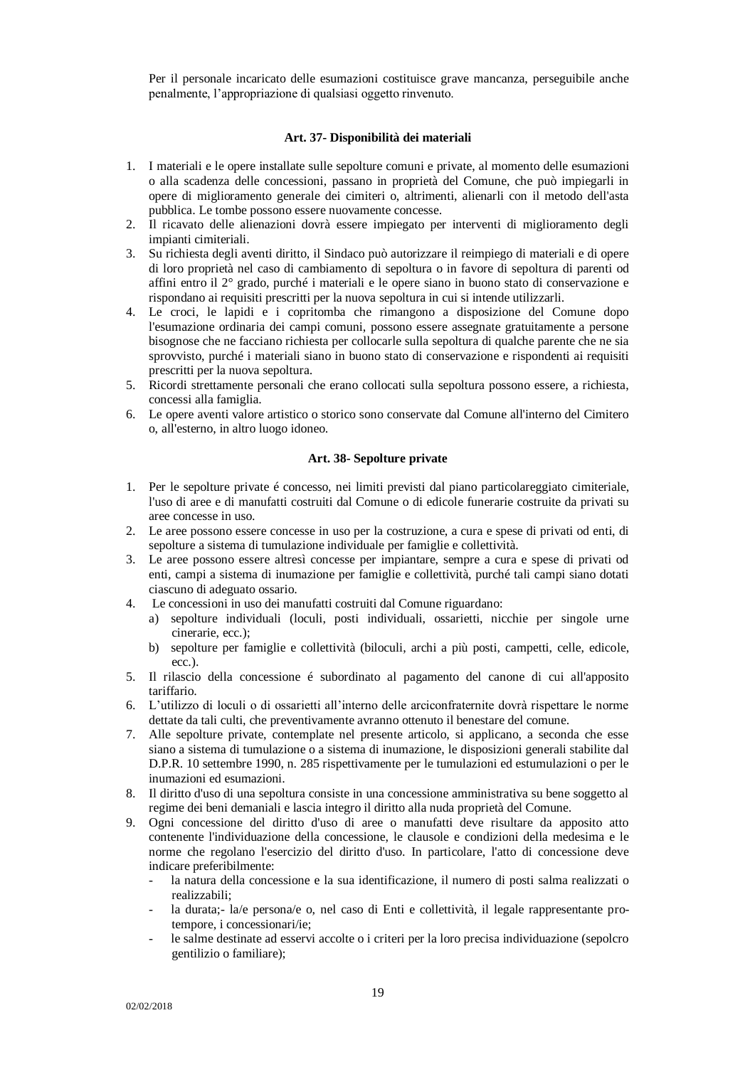Per il personale incaricato delle esumazioni costituisce grave mancanza, perseguibile anche penalmente, l’appropriazione di qualsiasi oggetto rinvenuto.

### Art. 37- Disponibilità dei materiali

1. I materiali e le opere installate sulle sepolture comuni e private, al momento delle esumazioni o alla scadenza delle concessioni, passano in proprietà del Comune, che può impiegarli in opere di miglioramento generale dei cimiteri o, altrimenti, alienarli con il metodo dell'asta pubblica. Le tombe possono essere nuovamente concesse.
2. Il ricavato delle alienazioni dovrà essere impiegato per interventi di miglioramento degli impianti cimiteriali.
3. Su richiesta degli aventi diritto, il Sindaco può autorizzare il reimpiego di materiali e di opere di loro proprietà nel caso di cambiamento di sepoltura o in favore di sepoltura di parenti od affini entro il 2° grado, purché i materiali e le opere siano in buono stato di conservazione e rispondano ai requisiti prescritti per la nuova sepoltura in cui si intende utilizzarli.
4. Le croci, le lapidi e i copritomba che rimangono a disposizione del Comune dopo l'esumazione ordinaria dei campi comuni, possono essere assegnate gratuitamente a persone bisognose che ne facciano richiesta per collocarle sulla sepoltura di qualche parente che ne sia sprovvisto, purché i materiali siano in buono stato di conservazione e rispondenti ai requisiti prescritti per la nuova sepoltura.
5. Ricordi strettamente personali che erano collocati sulla sepoltura possono essere, a richiesta, concessi alla famiglia.
6. Le opere aventi valore artistico o storico sono conservate dal Comune all'interno del Cimitero o, all'esterno, in altro luogo idoneo.

### Art. 38- Sepolture private

1. Per le sepolture private é concesso, nei limiti previsti dal piano particolareggiato cimiteriale, l'uso di aree e di manufatti costruiti dal Comune o di edicole funerarie costruite da privati su aree concesse in uso.
2. Le aree possono essere concesse in uso per la costruzione, a cura e spese di privati od enti, di sepolture a sistema di tumulazione individuale per famiglie e collettività.
3. Le aree possono essere altresì concesse per impiantare, sempre a cura e spese di privati od enti, campi a sistema di inumazione per famiglie e collettività, purché tali campi siano dotati ciascuno di adeguato ossario.
4. Le concessioni in uso dei manufatti costruiti dal Comune riguardano:
   a) sepolture individuali (loculi, posti individuali, ossarietti, nicchie per singole urne cinerarie, ecc.);
   b) sepolture per famiglie e collettività (biloculi, archi a più posti, campetti, celle, edicole, ecc.).
5. Il rilascio della concessione é subordinato al pagamento del canone di cui all'apposito tariffario.
6. L’utilizzo di loculi o di ossarietti all’interno delle arciconfraternite dovrà rispettare le norme dettate da tali culti, che preventivamente avranno ottenuto il benestare del comune.
7. Alle sepolture private, contemplate nel presente articolo, si applicano, a seconda che esse siano a sistema di tumulazione o a sistema di inumazione, le disposizioni generali stabilite dal D.P.R. 10 settembre 1990, n. 285 rispettivamente per le tumulazioni ed estumulazioni o per le inumazioni ed esumazioni.
8. Il diritto d'uso di una sepoltura consiste in una concessione amministrativa su bene soggetto al regime dei beni demaniali e lascia integro il diritto alla nuda proprietà del Comune.
9. Ogni concessione del diritto d'uso di aree o manufatti deve risultare da apposito atto contenente l'individuazione della concessione, le clausole e condizioni della medesima e le norme che regolano l'esercizio del diritto d'uso. In particolare, l'atto di concessione deve indicare preferibilmente:
   - la natura della concessione e la sua identificazione, il numero di posti salma realizzati o realizzabili;
   - la durata;- la/e persona/e o, nel caso di Enti e collettività, il legale rappresentante pro-tempore, i concessionari/ie;
   - le salme destinate ad esservi accolte o i criteri per la loro precisa individuazione (sepolcro gentilizio o familiare);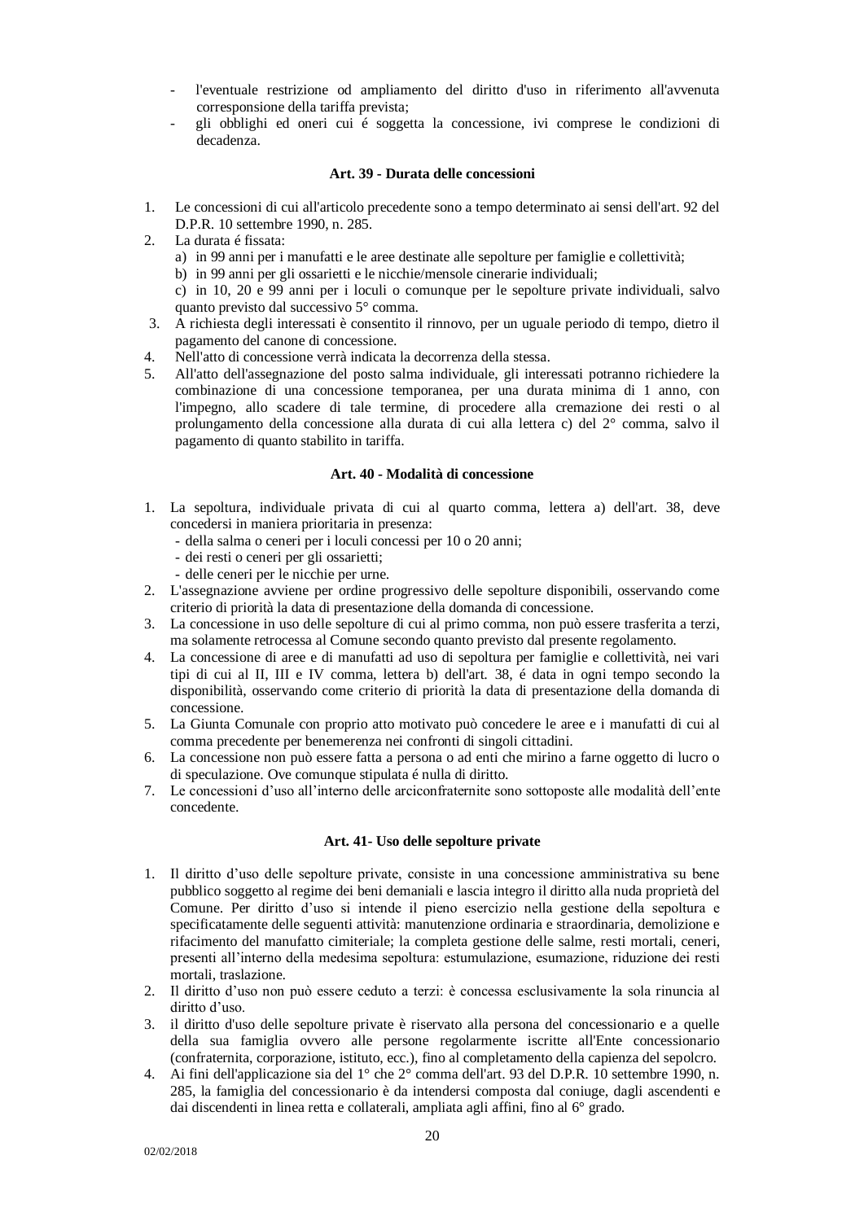- l'eventuale restrizione od ampliamento del diritto d'uso in riferimento all'avvenuta corresponsione della tariffa prevista;
- gli obblighi ed oneri cui é soggetta la concessione, ivi comprese le condizioni di decadenza.

### Art. 39 - Durata delle concessioni

1. Le concessioni di cui all'articolo precedente sono a tempo determinato ai sensi dell'art. 92 del D.P.R. 10 settembre 1990, n. 285.
2. La durata é fissata:
   a) in 99 anni per i manufatti e le aree destinate alle sepolture per famiglie e collettività;
   b) in 99 anni per gli ossarietti e le nicchie/mensole cinerarie individuali;
   c) in 10, 20 e 99 anni per i loculi o comunque per le sepolture private individuali, salvo quanto previsto dal successivo 5° comma.
3. A richiesta degli interessati è consentito il rinnovo, per un uguale periodo di tempo, dietro il pagamento del canone di concessione.
4. Nell'atto di concessione verrà indicata la decorrenza della stessa.
5. All'atto dell'assegnazione del posto salma individuale, gli interessati potranno richiedere la combinazione di una concessione temporanea, per una durata minima di 1 anno, con l'impegno, allo scadere di tale termine, di procedere alla cremazione dei resti o al prolungamento della concessione alla durata di cui alla lettera c) del 2° comma, salvo il pagamento di quanto stabilito in tariffa.

### Art. 40 - Modalità di concessione

1. La sepoltura, individuale privata di cui al quarto comma, lettera a) dell'art. 38, deve concedersi in maniera prioritaria in presenza:
   - della salma o ceneri per i loculi concessi per 10 o 20 anni;
   - dei resti o ceneri per gli ossarietti;
   - delle ceneri per le nicchie per urne.
2. L'assegnazione avviene per ordine progressivo delle sepolture disponibili, osservando come criterio di priorità la data di presentazione della domanda di concessione.
3. La concessione in uso delle sepolture di cui al primo comma, non può essere trasferita a terzi, ma solamente retrocessa al Comune secondo quanto previsto dal presente regolamento.
4. La concessione di aree e di manufatti ad uso di sepoltura per famiglie e collettività, nei vari tipi di cui al II, III e IV comma, lettera b) dell'art. 38, é data in ogni tempo secondo la disponibilità, osservando come criterio di priorità la data di presentazione della domanda di concessione.
5. La Giunta Comunale con proprio atto motivato può concedere le aree e i manufatti di cui al comma precedente per benemerenza nei confronti di singoli cittadini.
6. La concessione non può essere fatta a persona o ad enti che mirino a farne oggetto di lucro o di speculazione. Ove comunque stipulata é nulla di diritto.
7. Le concessioni d'uso all'interno delle arciconfraternite sono sottoposte alle modalità dell'ente concedente.

### Art. 41- Uso delle sepolture private

1. Il diritto d'uso delle sepolture private, consiste in una concessione amministrativa su bene pubblico soggetto al regime dei beni demaniali e lascia integro il diritto alla nuda proprietà del Comune. Per diritto d'uso si intende il pieno esercizio nella gestione della sepoltura e specificatamente delle seguenti attività: manutenzione ordinaria e straordinaria, demolizione e rifacimento del manufatto cimiteriale; la completa gestione delle salme, resti mortali, ceneri, presenti all'interno della medesima sepoltura: estumulazione, esumazione, riduzione dei resti mortali, traslazione.
2. Il diritto d'uso non può essere ceduto a terzi: è concessa esclusivamente la sola rinuncia al diritto d'uso.
3. il diritto d'uso delle sepolture private è riservato alla persona del concessionario e a quelle della sua famiglia ovvero alle persone regolarmente iscritte all'Ente concessionario (confraternita, corporazione, istituto, ecc.), fino al completamento della capienza del sepolcro.
4. Ai fini dell'applicazione sia del 1° che 2° comma dell'art. 93 del D.P.R. 10 settembre 1990, n. 285, la famiglia del concessionario è da intendersi composta dal coniuge, dagli ascendenti e dai discendenti in linea retta e collaterali, ampliata agli affini, fino al 6° grado.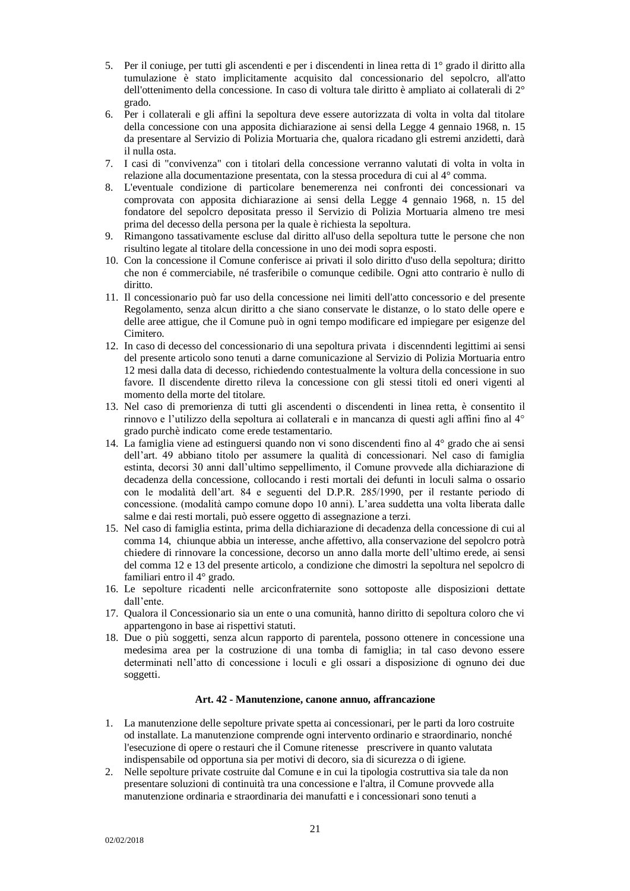5. Per il coniuge, per tutti gli ascendenti e per i discendenti in linea retta di 1° grado il diritto alla tumulazione è stato implicitamente acquisito dal concessionario del sepolcro, all'atto dell'ottenimento della concessione. In caso di voltura tale diritto è ampliato ai collaterali di 2° grado.
6. Per i collaterali e gli affini la sepoltura deve essere autorizzata di volta in volta dal titolare della concessione con una apposita dichiarazione ai sensi della Legge 4 gennaio 1968, n. 15 da presentare al Servizio di Polizia Mortuaria che, qualora ricadano gli estremi anzidetti, darà il nulla osta.
7. I casi di "convivenza" con i titolari della concessione verranno valutati di volta in volta in relazione alla documentazione presentata, con la stessa procedura di cui al 4° comma.
8. L'eventuale condizione di particolare benemerenza nei confronti dei concessionari va comprovata con apposita dichiarazione ai sensi della Legge 4 gennaio 1968, n. 15 del fondatore del sepolcro depositata presso il Servizio di Polizia Mortuaria almeno tre mesi prima del decesso della persona per la quale è richiesta la sepoltura.
9. Rimangono tassativamente escluse dal diritto all'uso della sepoltura tutte le persone che non risultino legate al titolare della concessione in uno dei modi sopra esposti.
10. Con la concessione il Comune conferisce ai privati il solo diritto d'uso della sepoltura; diritto che non é commerciabile, né trasferibile o comunque cedibile. Ogni atto contrario è nullo di diritto.
11. Il concessionario può far uso della concessione nei limiti dell'atto concessorio e del presente Regolamento, senza alcun diritto a che siano conservate le distanze, o lo stato delle opere e delle aree attigue, che il Comune può in ogni tempo modificare ed impiegare per esigenze del Cimitero.
12. In caso di decesso del concessionario di una sepoltura privata i discenndenti legittimi ai sensi del presente articolo sono tenuti a darne comunicazione al Servizio di Polizia Mortuaria entro 12 mesi dalla data di decesso, richiedendo contestualmente la voltura della concessione in suo favore. Il discendente diretto rileva la concessione con gli stessi titoli ed oneri vigenti al momento della morte del titolare.
13. Nel caso di premorienza di tutti gli ascendenti o discendenti in linea retta, è consentito il rinnovo e l'utilizzo della sepoltura ai collaterali e in mancanza di questi agli affini fino al 4° grado purchè indicato come erede testamentario.
14. La famiglia viene ad estinguersi quando non vi sono discendenti fino al 4° grado che ai sensi dell'art. 49 abbiano titolo per assumere la qualità di concessionari. Nel caso di famiglia estinta, decorsi 30 anni dall'ultimo seppellimento, il Comune provvede alla dichiarazione di decadenza della concessione, collocando i resti mortali dei defunti in loculi salma o ossario con le modalità dell'art. 84 e seguenti del D.P.R. 285/1990, per il restante periodo di concessione. (modalità campo comune dopo 10 anni). L'area suddetta una volta liberata dalle salme e dai resti mortali, può essere oggetto di assegnazione a terzi.
15. Nel caso di famiglia estinta, prima della dichiarazione di decadenza della concessione di cui al comma 14, chiunque abbia un interesse, anche affettivo, alla conservazione del sepolcro potrà chiedere di rinnovare la concessione, decorso un anno dalla morte dell'ultimo erede, ai sensi del comma 12 e 13 del presente articolo, a condizione che dimostri la sepoltura nel sepolcro di familiari entro il 4° grado.
16. Le sepolture ricadenti nelle arciconfraternite sono sottoposte alle disposizioni dettate dall'ente.
17. Qualora il Concessionario sia un ente o una comunità, hanno diritto di sepoltura coloro che vi appartengono in base ai rispettivi statuti.
18. Due o più soggetti, senza alcun rapporto di parentela, possono ottenere in concessione una medesima area per la costruzione di una tomba di famiglia; in tal caso devono essere determinati nell'atto di concessione i loculi e gli ossari a disposizione di ognuno dei due soggetti.

**Art. 42 - Manutenzione, canone annuo, affrancazione**

1. La manutenzione delle sepolture private spetta ai concessionari, per le parti da loro costruite od installate. La manutenzione comprende ogni intervento ordinario e straordinario, nonché l'esecuzione di opere o restauri che il Comune ritenesse prescrivere in quanto valutata indispensabile od opportuna sia per motivi di decoro, sia di sicurezza o di igiene.
2. Nelle sepolture private costruite dal Comune e in cui la tipologia costruttiva sia tale da non presentare soluzioni di continuità tra una concessione e l'altra, il Comune provvede alla manutenzione ordinaria e straordinaria dei manufatti e i concessionari sono tenuti a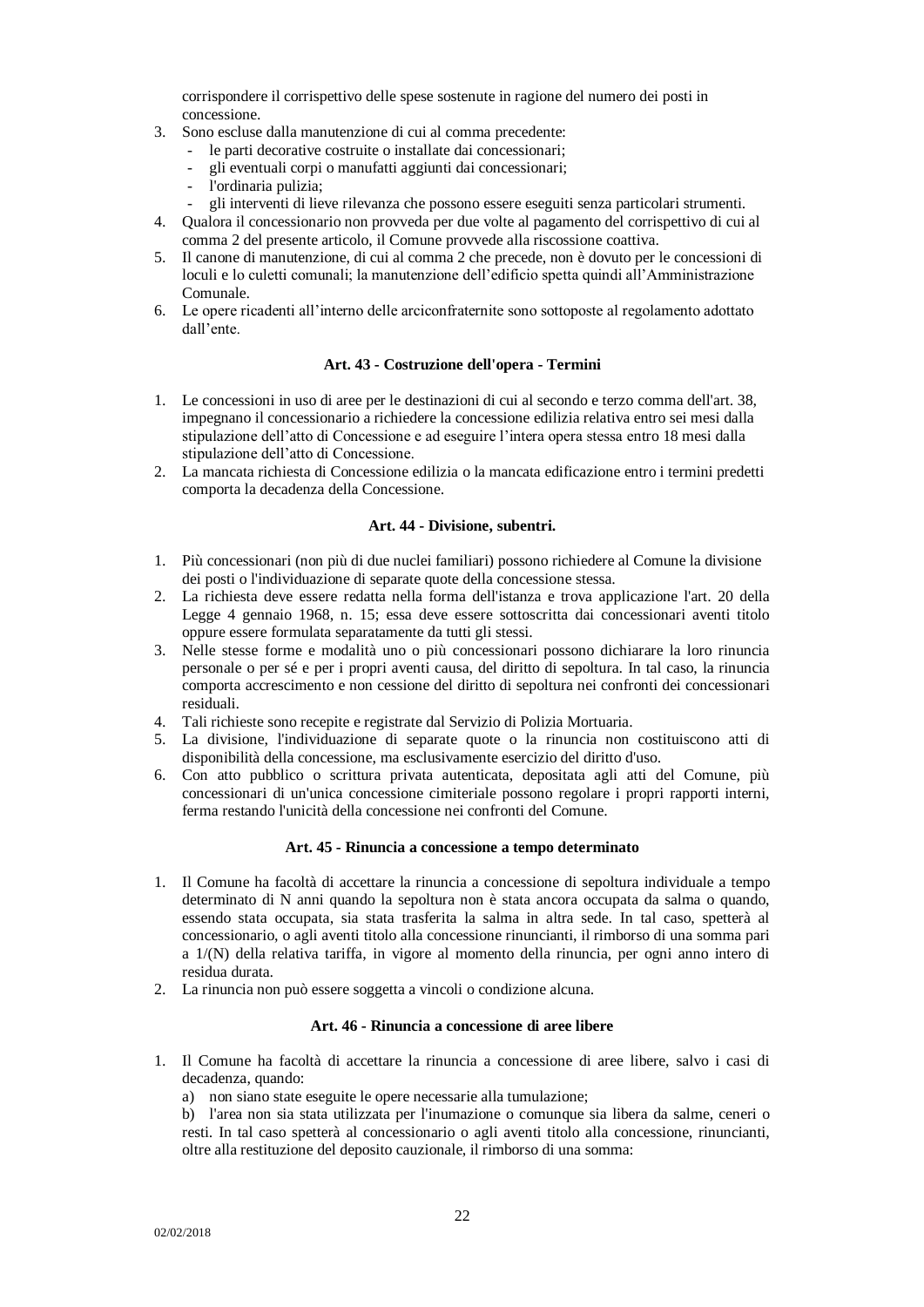corrispondere il corrispettivo delle spese sostenute in ragione del numero dei posti in concessione.

3. Sono escluse dalla manutenzione di cui al comma precedente:
   - le parti decorative costruite o installate dai concessionari;
   - gli eventuali corpi o manufatti aggiunti dai concessionari;
   - l'ordinaria pulizia;
   - gli interventi di lieve rilevanza che possono essere eseguiti senza particolari strumenti.
4. Qualora il concessionario non provveda per due volte al pagamento del corrispettivo di cui al comma 2 del presente articolo, il Comune provvede alla riscossione coattiva.
5. Il canone di manutenzione, di cui al comma 2 che precede, non è dovuto per le concessioni di loculi e lo culetti comunali; la manutenzione dell'edificio spetta quindi all'Amministrazione Comunale.
6. Le opere ricadenti all'interno delle arciconfraternite sono sottoposte al regolamento adottato dall'ente.

### Art. 43 - Costruzione dell'opera - Termini

1. Le concessioni in uso di aree per le destinazioni di cui al secondo e terzo comma dell'art. 38, impegnano il concessionario a richiedere la concessione edilizia relativa entro sei mesi dalla stipulazione dell'atto di Concessione e ad eseguire l'intera opera stessa entro 18 mesi dalla stipulazione dell'atto di Concessione.
2. La mancata richiesta di Concessione edilizia o la mancata edificazione entro i termini predetti comporta la decadenza della Concessione.

### Art. 44 - Divisione, subentri.

1. Più concessionari (non più di due nuclei familiari) possono richiedere al Comune la divisione dei posti o l'individuazione di separate quote della concessione stessa.
2. La richiesta deve essere redatta nella forma dell'istanza e trova applicazione l'art. 20 della Legge 4 gennaio 1968, n. 15; essa deve essere sottoscritta dai concessionari aventi titolo oppure essere formulata separatamente da tutti gli stessi.
3. Nelle stesse forme e modalità uno o più concessionari possono dichiarare la loro rinuncia personale o per sé e per i propri aventi causa, del diritto di sepoltura. In tal caso, la rinuncia comporta accrescimento e non cessione del diritto di sepoltura nei confronti dei concessionari residuali.
4. Tali richieste sono recepite e registrate dal Servizio di Polizia Mortuaria.
5. La divisione, l'individuazione di separate quote o la rinuncia non costituiscono atti di disponibilità della concessione, ma esclusivamente esercizio del diritto d'uso.
6. Con atto pubblico o scrittura privata autenticata, depositata agli atti del Comune, più concessionari di un'unica concessione cimiteriale possono regolare i propri rapporti interni, ferma restando l'unicità della concessione nei confronti del Comune.

### Art. 45 - Rinuncia a concessione a tempo determinato

1. Il Comune ha facoltà di accettare la rinuncia a concessione di sepoltura individuale a tempo determinato di N anni quando la sepoltura non è stata ancora occupata da salma o quando, essendo stata occupata, sia stata trasferita la salma in altra sede. In tal caso, spetterà al concessionario, o agli aventi titolo alla concessione rinuncianti, il rimborso di una somma pari a 1/(N) della relativa tariffa, in vigore al momento della rinuncia, per ogni anno intero di residua durata.
2. La rinuncia non può essere soggetta a vincoli o condizione alcuna.

### Art. 46 - Rinuncia a concessione di aree libere

1. Il Comune ha facoltà di accettare la rinuncia a concessione di aree libere, salvo i casi di decadenza, quando:

   a) non siano state eseguite le opere necessarie alla tumulazione;

   b) l'area non sia stata utilizzata per l'inumazione o comunque sia libera da salme, ceneri o resti. In tal caso spetterà al concessionario o agli aventi titolo alla concessione, rinuncianti, oltre alla restituzione del deposito cauzionale, il rimborso di una somma: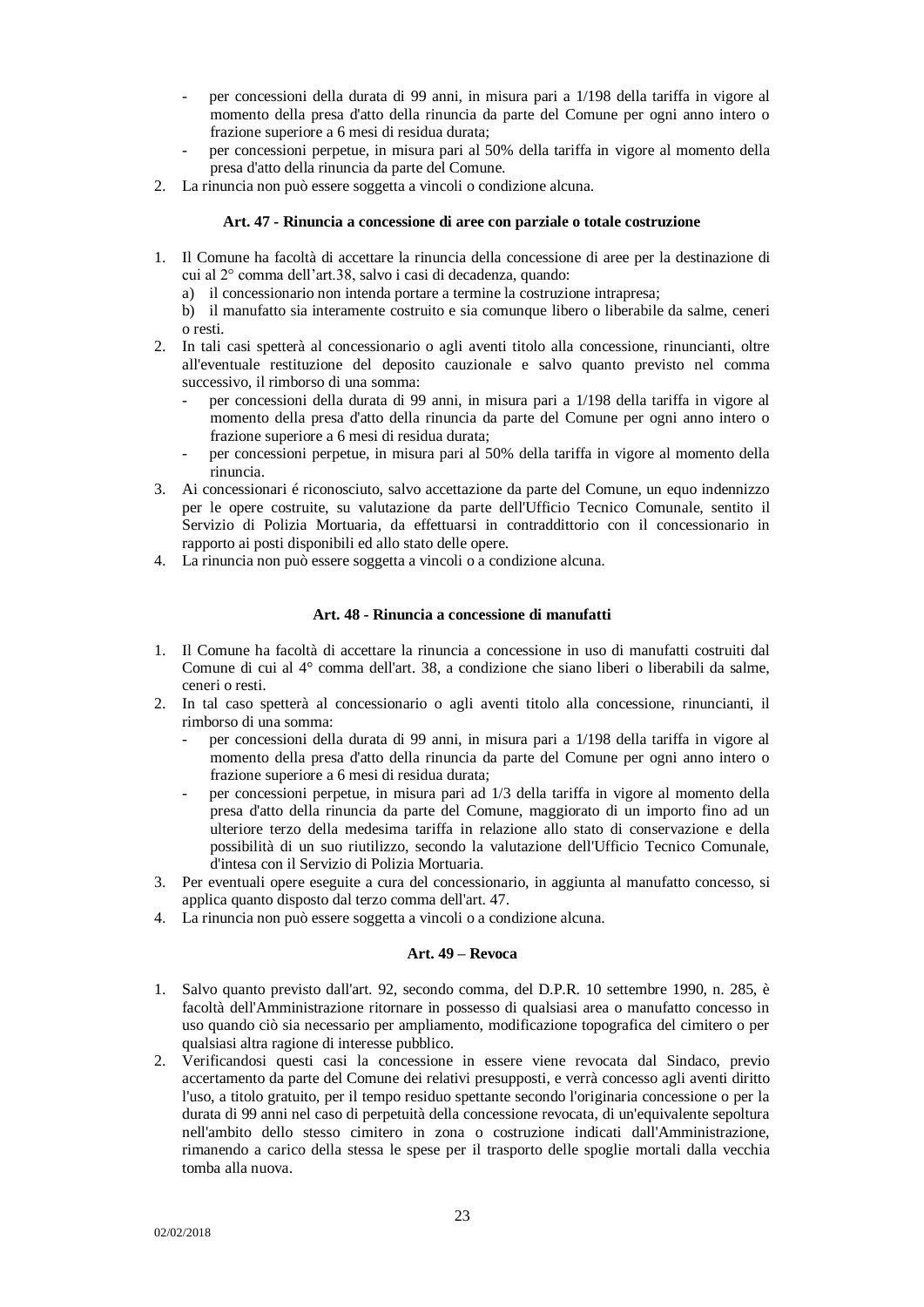- per concessioni della durata di 99 anni, in misura pari a 1/198 della tariffa in vigore al momento della presa d'atto della rinuncia da parte del Comune per ogni anno intero o frazione superiore a 6 mesi di residua durata;
- per concessioni perpetue, in misura pari al 50% della tariffa in vigore al momento della presa d'atto della rinuncia da parte del Comune.

2. La rinuncia non può essere soggetta a vincoli o condizione alcuna.

### Art. 47 - Rinuncia a concessione di aree con parziale o totale costruzione

1. Il Comune ha facoltà di accettare la rinuncia della concessione di aree per la destinazione di cui al 2° comma dell'art.38, salvo i casi di decadenza, quando:
   a) il concessionario non intenda portare a termine la costruzione intrapresa;
   b) il manufatto sia interamente costruito e sia comunque libero o liberabile da salme, ceneri o resti.
2. In tali casi spetterà al concessionario o agli aventi titolo alla concessione, rinuncianti, oltre all'eventuale restituzione del deposito cauzionale e salvo quanto previsto nel comma successivo, il rimborso di una somma:
   - per concessioni della durata di 99 anni, in misura pari a 1/198 della tariffa in vigore al momento della presa d'atto della rinuncia da parte del Comune per ogni anno intero o frazione superiore a 6 mesi di residua durata;
   - per concessioni perpetue, in misura pari al 50% della tariffa in vigore al momento della rinuncia.
3. Ai concessionari é riconosciuto, salvo accettazione da parte del Comune, un equo indennizzo per le opere costruite, su valutazione da parte dell'Ufficio Tecnico Comunale, sentito il Servizio di Polizia Mortuaria, da effettuarsi in contraddittorio con il concessionario in rapporto ai posti disponibili ed allo stato delle opere.
4. La rinuncia non può essere soggetta a vincoli o a condizione alcuna.

### Art. 48 - Rinuncia a concessione di manufatti

1. Il Comune ha facoltà di accettare la rinuncia a concessione in uso di manufatti costruiti dal Comune di cui al 4° comma dell'art. 38, a condizione che siano liberi o liberabili da salme, ceneri o resti.
2. In tal caso spetterà al concessionario o agli aventi titolo alla concessione, rinuncianti, il rimborso di una somma:
   - per concessioni della durata di 99 anni, in misura pari a 1/198 della tariffa in vigore al momento della presa d'atto della rinuncia da parte del Comune per ogni anno intero o frazione superiore a 6 mesi di residua durata;
   - per concessioni perpetue, in misura pari ad 1/3 della tariffa in vigore al momento della presa d'atto della rinuncia da parte del Comune, maggiorato di un importo fino ad un ulteriore terzo della medesima tariffa in relazione allo stato di conservazione e della possibilità di un suo riutilizzo, secondo la valutazione dell'Ufficio Tecnico Comunale, d'intesa con il Servizio di Polizia Mortuaria.
3. Per eventuali opere eseguite a cura del concessionario, in aggiunta al manufatto concesso, si applica quanto disposto dal terzo comma dell'art. 47.
4. La rinuncia non può essere soggetta a vincoli o a condizione alcuna.

### Art. 49 – Revoca

1. Salvo quanto previsto dall'art. 92, secondo comma, del D.P.R. 10 settembre 1990, n. 285, è facoltà dell'Amministrazione ritornare in possesso di qualsiasi area o manufatto concesso in uso quando ciò sia necessario per ampliamento, modificazione topografica del cimitero o per qualsiasi altra ragione di interesse pubblico.
2. Verificandosi questi casi la concessione in essere viene revocata dal Sindaco, previo accertamento da parte del Comune dei relativi presupposti, e verrà concesso agli aventi diritto l'uso, a titolo gratuito, per il tempo residuo spettante secondo l'originaria concessione o per la durata di 99 anni nel caso di perpetuità della concessione revocata, di un'equivalente sepoltura nell'ambito dello stesso cimitero in zona o costruzione indicati dall'Amministrazione, rimanendo a carico della stessa le spese per il trasporto delle spoglie mortali dalla vecchia tomba alla nuova.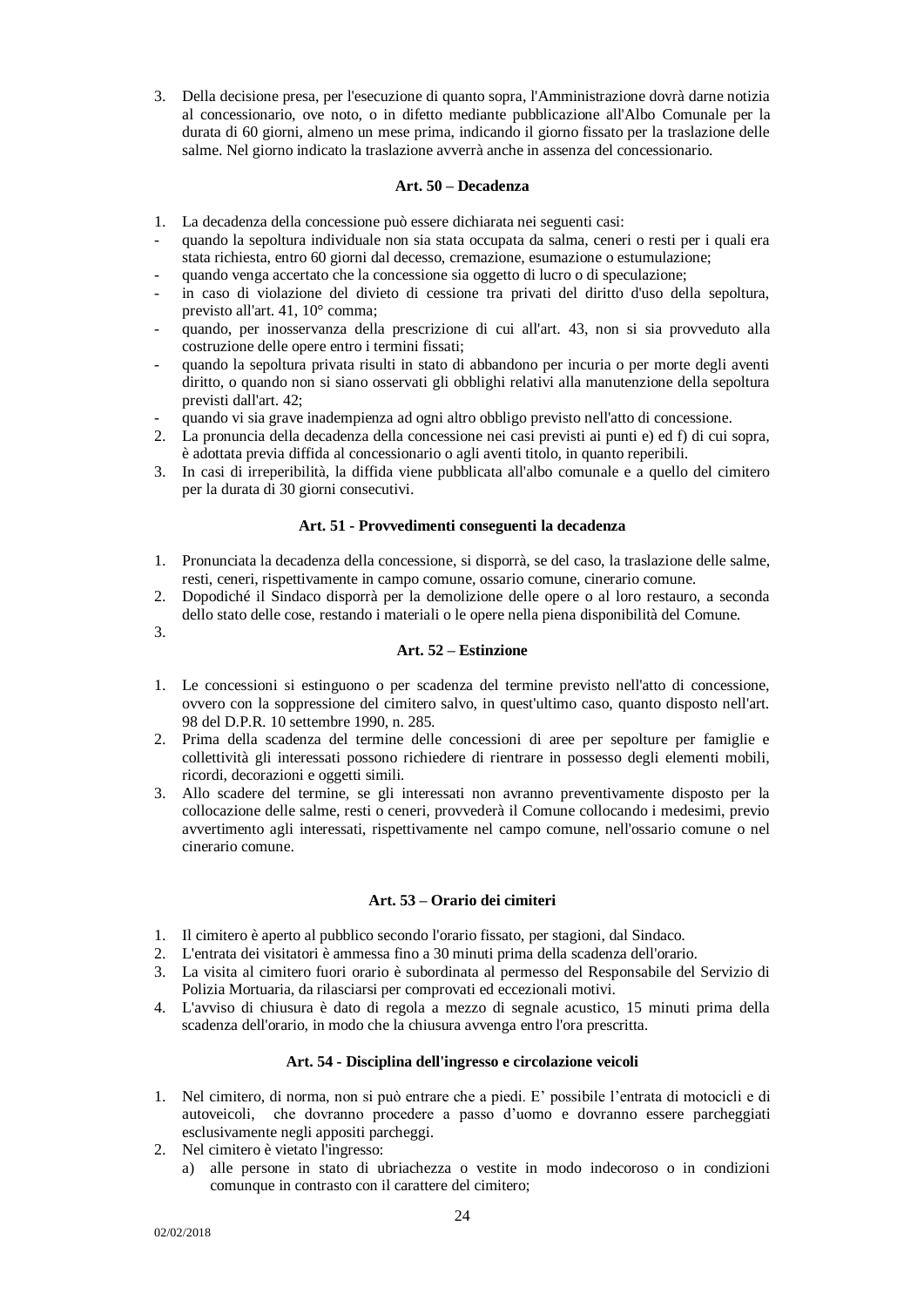3. Della decisione presa, per l'esecuzione di quanto sopra, l'Amministrazione dovrà darne notizia al concessionario, ove noto, o in difetto mediante pubblicazione all'Albo Comunale per la durata di 60 giorni, almeno un mese prima, indicando il giorno fissato per la traslazione delle salme. Nel giorno indicato la traslazione avverrà anche in assenza del concessionario.

**Art. 50 – Decadenza**

1. La decadenza della concessione può essere dichiarata nei seguenti casi:
- quando la sepoltura individuale non sia stata occupata da salma, ceneri o resti per i quali era stata richiesta, entro 60 giorni dal decesso, cremazione, esumazione o estumulazione;
- quando venga accertato che la concessione sia oggetto di lucro o di speculazione;
- in caso di violazione del divieto di cessione tra privati del diritto d'uso della sepoltura, previsto all'art. 41, 10° comma;
- quando, per inosservanza della prescrizione di cui all'art. 43, non si sia provveduto alla costruzione delle opere entro i termini fissati;
- quando la sepoltura privata risulti in stato di abbandono per incuria o per morte degli aventi diritto, o quando non si siano osservati gli obblighi relativi alla manutenzione della sepoltura previsti dall'art. 42;
- quando vi sia grave inadempienza ad ogni altro obbligo previsto nell'atto di concessione.
2. La pronuncia della decadenza della concessione nei casi previsti ai punti e) ed f) di cui sopra, è adottata previa diffida al concessionario o agli aventi titolo, in quanto reperibili.
3. In casi di irreperibilità, la diffida viene pubblicata all'albo comunale e a quello del cimitero per la durata di 30 giorni consecutivi.

**Art. 51 - Provvedimenti conseguenti la decadenza**

1. Pronunciata la decadenza della concessione, si disporrà, se del caso, la traslazione delle salme, resti, ceneri, rispettivamente in campo comune, ossario comune, cinerario comune.
2. Dopodiché il Sindaco disporrà per la demolizione delle opere o al loro restauro, a seconda dello stato delle cose, restando i materiali o le opere nella piena disponibilità del Comune.
3.

**Art. 52 – Estinzione**

1. Le concessioni si estinguono o per scadenza del termine previsto nell'atto di concessione, ovvero con la soppressione del cimitero salvo, in quest'ultimo caso, quanto disposto nell'art. 98 del D.P.R. 10 settembre 1990, n. 285.
2. Prima della scadenza del termine delle concessioni di aree per sepolture per famiglie e collettività gli interessati possono richiedere di rientrare in possesso degli elementi mobili, ricordi, decorazioni e oggetti simili.
3. Allo scadere del termine, se gli interessati non avranno preventivamente disposto per la collocazione delle salme, resti o ceneri, provvederà il Comune collocando i medesimi, previo avvertimento agli interessati, rispettivamente nel campo comune, nell'ossario comune o nel cinerario comune.

**Art. 53 – Orario dei cimiteri**

1. Il cimitero è aperto al pubblico secondo l'orario fissato, per stagioni, dal Sindaco.
2. L'entrata dei visitatori è ammessa fino a 30 minuti prima della scadenza dell'orario.
3. La visita al cimitero fuori orario è subordinata al permesso del Responsabile del Servizio di Polizia Mortuaria, da rilasciarsi per comprovati ed eccezionali motivi.
4. L'avviso di chiusura è dato di regola a mezzo di segnale acustico, 15 minuti prima della scadenza dell'orario, in modo che la chiusura avvenga entro l'ora prescritta.

**Art. 54 - Disciplina dell'ingresso e circolazione veicoli**

1. Nel cimitero, di norma, non si può entrare che a piedi. E' possibile l'entrata di motocicli e di autoveicoli, che dovranno procedere a passo d'uomo e dovranno essere parcheggiati esclusivamente negli appositi parcheggi.
2. Nel cimitero è vietato l'ingresso:
   a) alle persone in stato di ubriachezza o vestite in modo indecoroso o in condizioni comunque in contrasto con il carattere del cimitero;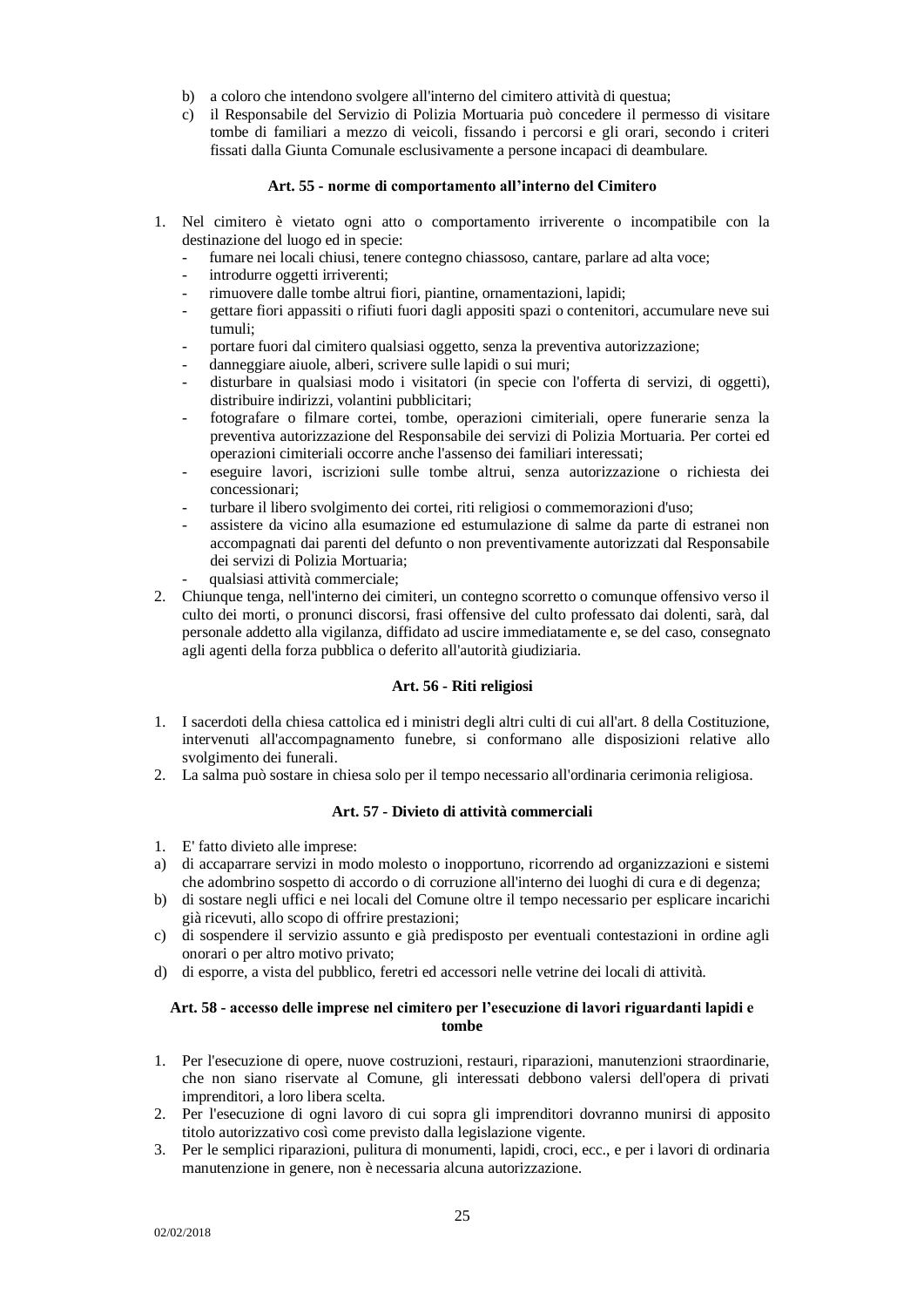b) a coloro che intendono svolgere all'interno del cimitero attività di questua;
c) il Responsabile del Servizio di Polizia Mortuaria può concedere il permesso di visitare tombe di familiari a mezzo di veicoli, fissando i percorsi e gli orari, secondo i criteri fissati dalla Giunta Comunale esclusivamente a persone incapaci di deambulare.

### Art. 55 - norme di comportamento all'interno del Cimitero

1. Nel cimitero è vietato ogni atto o comportamento irriverente o incompatibile con la destinazione del luogo ed in specie:
   - fumare nei locali chiusi, tenere contegno chiassoso, cantare, parlare ad alta voce;
   - introdurre oggetti irriverenti;
   - rimuovere dalle tombe altrui fiori, piantine, ornamentazioni, lapidi;
   - gettare fiori appassiti o rifiuti fuori dagli appositi spazi o contenitori, accumulare neve sui tumuli;
   - portare fuori dal cimitero qualsiasi oggetto, senza la preventiva autorizzazione;
   - danneggiare aiuole, alberi, scrivere sulle lapidi o sui muri;
   - disturbare in qualsiasi modo i visitatori (in specie con l'offerta di servizi, di oggetti), distribuire indirizzi, volantini pubblicitari;
   - fotografare o filmare cortei, tombe, operazioni cimiteriali, opere funerarie senza la preventiva autorizzazione del Responsabile dei servizi di Polizia Mortuaria. Per cortei ed operazioni cimiteriali occorre anche l'assenso dei familiari interessati;
   - eseguire lavori, iscrizioni sulle tombe altrui, senza autorizzazione o richiesta dei concessionari;
   - turbare il libero svolgimento dei cortei, riti religiosi o commemorazioni d'uso;
   - assistere da vicino alla esumazione ed estumulazione di salme da parte di estranei non accompagnati dai parenti del defunto o non preventivamente autorizzati dal Responsabile dei servizi di Polizia Mortuaria;
   - qualsiasi attività commerciale;
2. Chiunque tenga, nell'interno dei cimiteri, un contegno scorretto o comunque offensivo verso il culto dei morti, o pronunci discorsi, frasi offensive del culto professato dai dolenti, sarà, dal personale addetto alla vigilanza, diffidato ad uscire immediatamente e, se del caso, consegnato agli agenti della forza pubblica o deferito all'autorità giudiziaria.

### Art. 56 - Riti religiosi

1. I sacerdoti della chiesa cattolica ed i ministri degli altri culti di cui all'art. 8 della Costituzione, intervenuti all'accompagnamento funebre, si conformano alle disposizioni relative allo svolgimento dei funerali.
2. La salma può sostare in chiesa solo per il tempo necessario all'ordinaria cerimonia religiosa.

### Art. 57 - Divieto di attività commerciali

1. E' fatto divieto alle imprese:

a) di accaparrare servizi in modo molesto o inopportuno, ricorrendo ad organizzazioni e sistemi che adombrino sospetto di accordo o di corruzione all'interno dei luoghi di cura e di degenza;
b) di sostare negli uffici e nei locali del Comune oltre il tempo necessario per esplicare incarichi già ricevuti, allo scopo di offrire prestazioni;
c) di sospendere il servizio assunto e già predisposto per eventuali contestazioni in ordine agli onorari o per altro motivo privato;
d) di esporre, a vista del pubblico, feretri ed accessori nelle vetrine dei locali di attività.

### Art. 58 - accesso delle imprese nel cimitero per l'esecuzione di lavori riguardanti lapidi e tombe

1. Per l'esecuzione di opere, nuove costruzioni, restauri, riparazioni, manutenzioni straordinarie, che non siano riservate al Comune, gli interessati debbono valersi dell'opera di privati imprenditori, a loro libera scelta.
2. Per l'esecuzione di ogni lavoro di cui sopra gli imprenditori dovranno munirsi di apposito titolo autorizzativo così come previsto dalla legislazione vigente.
3. Per le semplici riparazioni, pulitura di monumenti, lapidi, croci, ecc., e per i lavori di ordinaria manutenzione in genere, non è necessaria alcuna autorizzazione.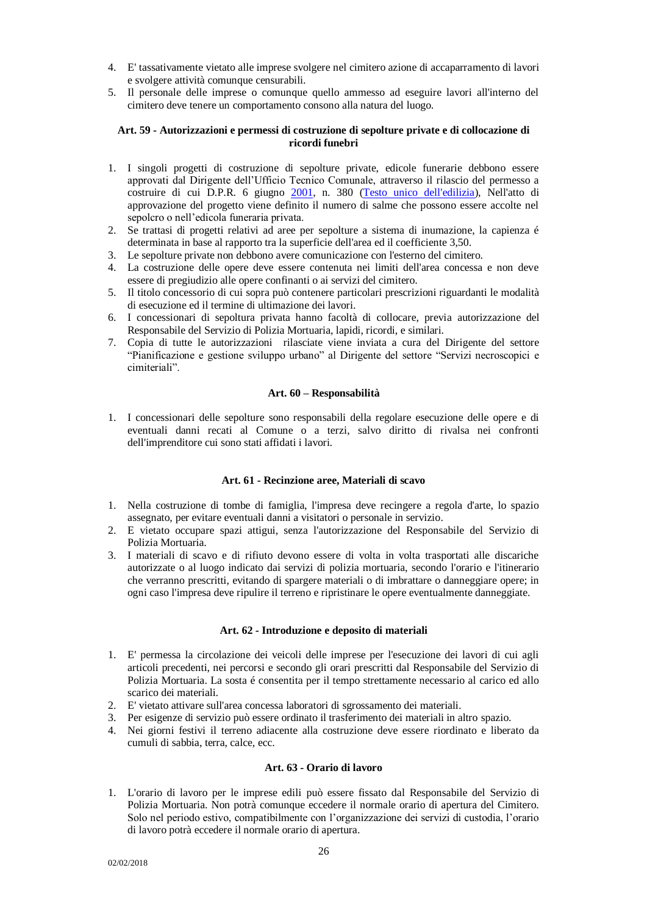4. E' tassativamente vietato alle imprese svolgere nel cimitero azione di accaparramento di lavori e svolgere attività comunque censurabili.
5. Il personale delle imprese o comunque quello ammesso ad eseguire lavori all'interno del cimitero deve tenere un comportamento consono alla natura del luogo.

### Art. 59 - Autorizzazioni e permessi di costruzione di sepolture private e di collocazione di ricordi funebri

1. I singoli progetti di costruzione di sepolture private, edicole funerarie debbono essere approvati dal Dirigente dell'Ufficio Tecnico Comunale, attraverso il rilascio del permesso a costruire di cui D.P.R. 6 giugno 2001, n. 380 (Testo unico dell'edilizia), Nell'atto di approvazione del progetto viene definito il numero di salme che possono essere accolte nel sepolcro o nell'edicola funeraria privata.
2. Se trattasi di progetti relativi ad aree per sepolture a sistema di inumazione, la capienza é determinata in base al rapporto tra la superficie dell'area ed il coefficiente 3,50.
3. Le sepolture private non debbono avere comunicazione con l'esterno del cimitero.
4. La costruzione delle opere deve essere contenuta nei limiti dell'area concessa e non deve essere di pregiudizio alle opere confinanti o ai servizi del cimitero.
5. Il titolo concessorio di cui sopra può contenere particolari prescrizioni riguardanti le modalità di esecuzione ed il termine di ultimazione dei lavori.
6. I concessionari di sepoltura privata hanno facoltà di collocare, previa autorizzazione del Responsabile del Servizio di Polizia Mortuaria, lapidi, ricordi, e similari.
7. Copia di tutte le autorizzazioni rilasciate viene inviata a cura del Dirigente del settore "Pianificazione e gestione sviluppo urbano" al Dirigente del settore "Servizi necroscopici e cimiteriali".

### Art. 60 – Responsabilità

1. I concessionari delle sepolture sono responsabili della regolare esecuzione delle opere e di eventuali danni recati al Comune o a terzi, salvo diritto di rivalsa nei confronti dell'imprenditore cui sono stati affidati i lavori.

### Art. 61 - Recinzione aree, Materiali di scavo

1. Nella costruzione di tombe di famiglia, l'impresa deve recingere a regola d'arte, lo spazio assegnato, per evitare eventuali danni a visitatori o personale in servizio.
2. E vietato occupare spazi attigui, senza l'autorizzazione del Responsabile del Servizio di Polizia Mortuaria.
3. I materiali di scavo e di rifiuto devono essere di volta in volta trasportati alle discariche autorizzate o al luogo indicato dai servizi di polizia mortuaria, secondo l'orario e l'itinerario che verranno prescritti, evitando di spargere materiali o di imbrattare o danneggiare opere; in ogni caso l'impresa deve ripulire il terreno e ripristinare le opere eventualmente danneggiate.

### Art. 62 - Introduzione e deposito di materiali

1. E' permessa la circolazione dei veicoli delle imprese per l'esecuzione dei lavori di cui agli articoli precedenti, nei percorsi e secondo gli orari prescritti dal Responsabile del Servizio di Polizia Mortuaria. La sosta é consentita per il tempo strettamente necessario al carico ed allo scarico dei materiali.
2. E' vietato attivare sull'area concessa laboratori di sgrossamento dei materiali.
3. Per esigenze di servizio può essere ordinato il trasferimento dei materiali in altro spazio.
4. Nei giorni festivi il terreno adiacente alla costruzione deve essere riordinato e liberato da cumuli di sabbia, terra, calce, ecc.

### Art. 63 - Orario di lavoro

1. L'orario di lavoro per le imprese edili può essere fissato dal Responsabile del Servizio di Polizia Mortuaria. Non potrà comunque eccedere il normale orario di apertura del Cimitero. Solo nel periodo estivo, compatibilmente con l'organizzazione dei servizi di custodia, l'orario di lavoro potrà eccedere il normale orario di apertura.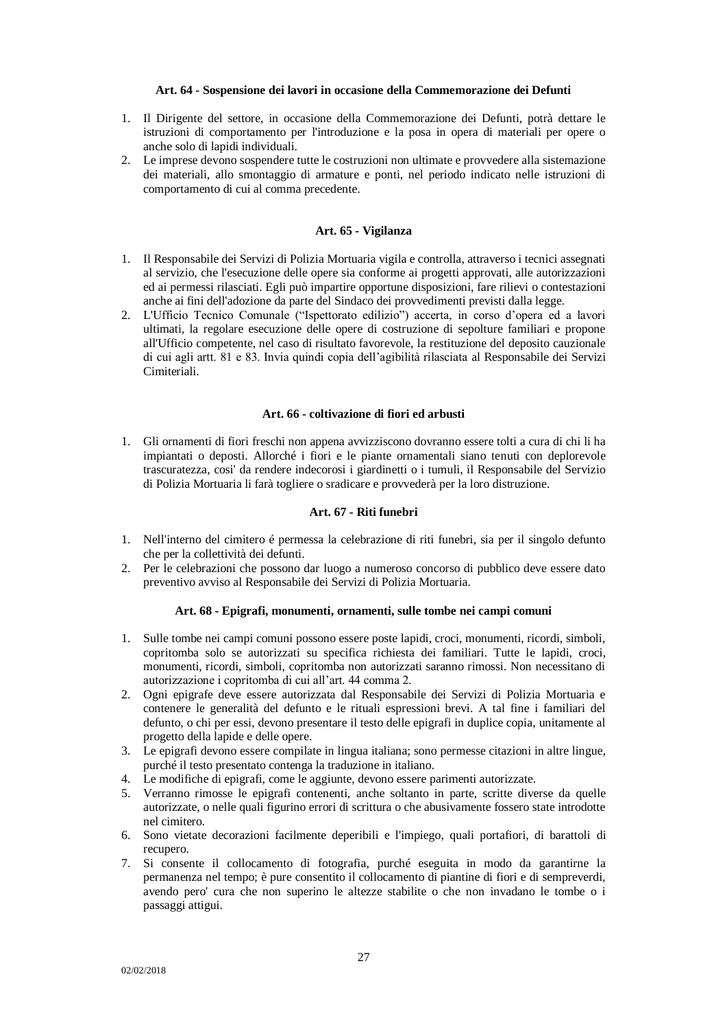### Art. 64 - Sospensione dei lavori in occasione della Commemorazione dei Defunti

1. Il Dirigente del settore, in occasione della Commemorazione dei Defunti, potrà dettare le istruzioni di comportamento per l'introduzione e la posa in opera di materiali per opere o anche solo di lapidi individuali.
2. Le imprese devono sospendere tutte le costruzioni non ultimate e provvedere alla sistemazione dei materiali, allo smontaggio di armature e ponti, nel periodo indicato nelle istruzioni di comportamento di cui al comma precedente.

### Art. 65 - Vigilanza

1. Il Responsabile dei Servizi di Polizia Mortuaria vigila e controlla, attraverso i tecnici assegnati al servizio, che l'esecuzione delle opere sia conforme ai progetti approvati, alle autorizzazioni ed ai permessi rilasciati. Egli può impartire opportune disposizioni, fare rilievi o contestazioni anche ai fini dell'adozione da parte del Sindaco dei provvedimenti previsti dalla legge.
2. L'Ufficio Tecnico Comunale ("Ispettorato edilizio") accerta, in corso d'opera ed a lavori ultimati, la regolare esecuzione delle opere di costruzione di sepolture familiari e propone all'Ufficio competente, nel caso di risultato favorevole, la restituzione del deposito cauzionale di cui agli artt. 81 e 83. Invia quindi copia dell'agibilità rilasciata al Responsabile dei Servizi Cimiteriali.

### Art. 66 - coltivazione di fiori ed arbusti

1. Gli ornamenti di fiori freschi non appena avvizziscono dovranno essere tolti a cura di chi li ha impiantati o deposti. Allorché i fiori e le piante ornamentali siano tenuti con deplorevole trascuratezza, cosi' da rendere indecorosi i giardinetti o i tumuli, il Responsabile del Servizio di Polizia Mortuaria li farà togliere o sradicare e provvederà per la loro distruzione.

### Art. 67 - Riti funebri

1. Nell'interno del cimitero é permessa la celebrazione di riti funebri, sia per il singolo defunto che per la collettività dei defunti.
2. Per le celebrazioni che possono dar luogo a numeroso concorso di pubblico deve essere dato preventivo avviso al Responsabile dei Servizi di Polizia Mortuaria.

### Art. 68 - Epigrafi, monumenti, ornamenti, sulle tombe nei campi comuni

1. Sulle tombe nei campi comuni possono essere poste lapidi, croci, monumenti, ricordi, simboli, copritomba solo se autorizzati su specifica richiesta dei familiari. Tutte le lapidi, croci, monumenti, ricordi, simboli, copritomba non autorizzati saranno rimossi. Non necessitano di autorizzazione i copritomba di cui all'art. 44 comma 2.
2. Ogni epigrafe deve essere autorizzata dal Responsabile dei Servizi di Polizia Mortuaria e contenere le generalità del defunto e le rituali espressioni brevi. A tal fine i familiari del defunto, o chi per essi, devono presentare il testo delle epigrafi in duplice copia, unitamente al progetto della lapide e delle opere.
3. Le epigrafi devono essere compilate in lingua italiana; sono permesse citazioni in altre lingue, purché il testo presentato contenga la traduzione in italiano.
4. Le modifiche di epigrafi, come le aggiunte, devono essere parimenti autorizzate.
5. Verranno rimosse le epigrafi contenenti, anche soltanto in parte, scritte diverse da quelle autorizzate, o nelle quali figurino errori di scrittura o che abusivamente fossero state introdotte nel cimitero.
6. Sono vietate decorazioni facilmente deperibili e l'impiego, quali portafiori, di barattoli di recupero.
7. Si consente il collocamento di fotografia, purché eseguita in modo da garantirne la permanenza nel tempo; è pure consentito il collocamento di piantine di fiori e di sempreverdi, avendo pero' cura che non superino le altezze stabilite o che non invadano le tombe o i passaggi attigui.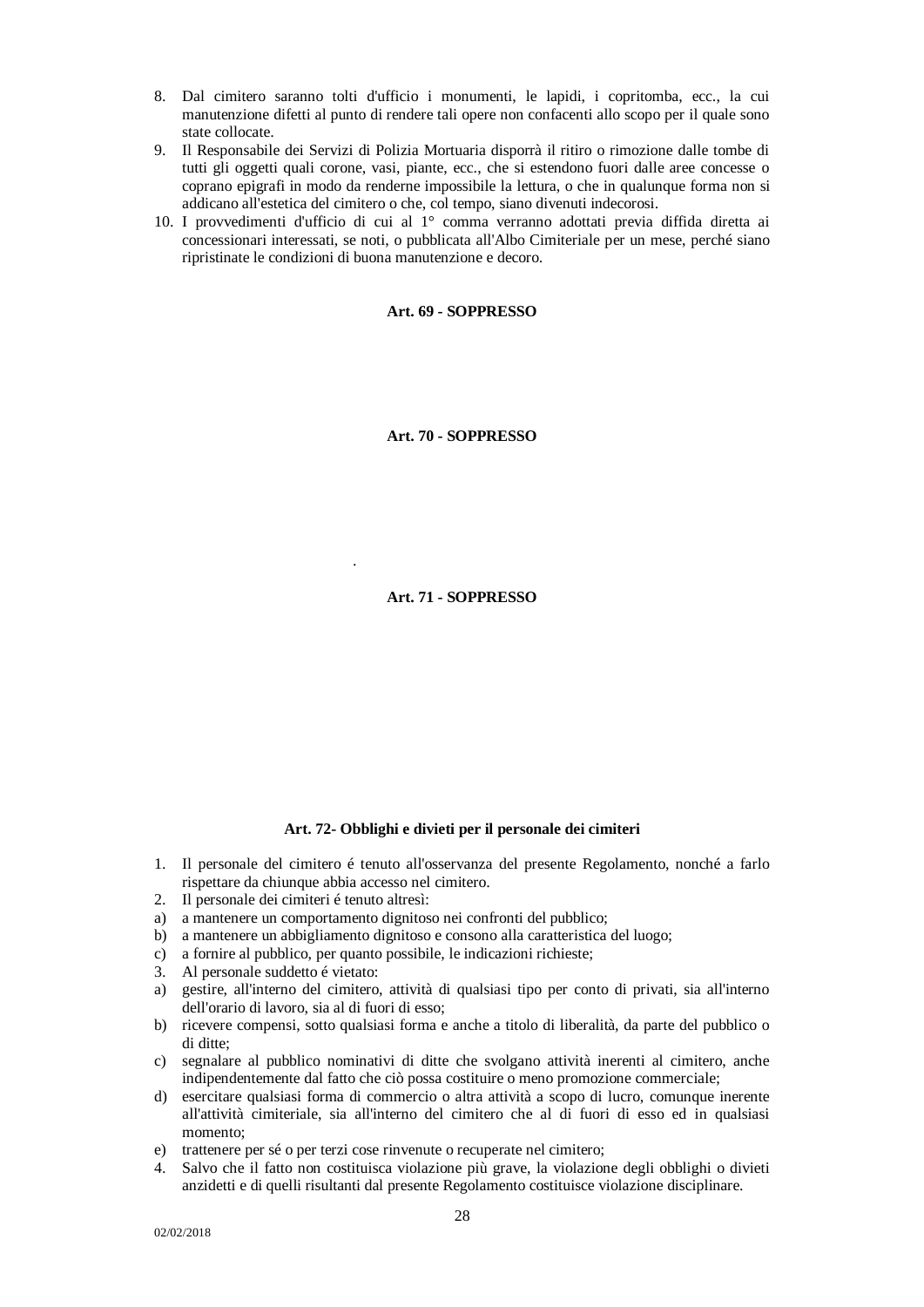8. Dal cimitero saranno tolti d'ufficio i monumenti, le lapidi, i copritomba, ecc., la cui manutenzione difetti al punto di rendere tali opere non confacenti allo scopo per il quale sono state collocate.
9. Il Responsabile dei Servizi di Polizia Mortuaria disporrà il ritiro o rimozione dalle tombe di tutti gli oggetti quali corone, vasi, piante, ecc., che si estendono fuori dalle aree concesse o coprano epigrafi in modo da renderne impossibile la lettura, o che in qualunque forma non si addicano all'estetica del cimitero o che, col tempo, siano divenuti indecorosi.
10. I provvedimenti d'ufficio di cui al 1° comma verranno adottati previa diffida diretta ai concessionari interessati, se noti, o pubblicata all'Albo Cimiteriale per un mese, perché siano ripristinate le condizioni di buona manutenzione e decoro.

**Art. 69 - SOPPRESSO**

**Art. 70 - SOPPRESSO**

.

**Art. 71 - SOPPRESSO**

**Art. 72- Obblighi e divieti per il personale dei cimiteri**

1. Il personale del cimitero é tenuto all'osservanza del presente Regolamento, nonché a farlo rispettare da chiunque abbia accesso nel cimitero.
2. Il personale dei cimiteri é tenuto altresì:
   a) a mantenere un comportamento dignitoso nei confronti del pubblico;
   b) a mantenere un abbigliamento dignitoso e consono alla caratteristica del luogo;
   c) a fornire al pubblico, per quanto possibile, le indicazioni richieste;
3. Al personale suddetto é vietato:
   a) gestire, all'interno del cimitero, attività di qualsiasi tipo per conto di privati, sia all'interno dell'orario di lavoro, sia al di fuori di esso;
   b) ricevere compensi, sotto qualsiasi forma e anche a titolo di liberalità, da parte del pubblico o di ditte;
   c) segnalare al pubblico nominativi di ditte che svolgano attività inerenti al cimitero, anche indipendentemente dal fatto che ciò possa costituire o meno promozione commerciale;
   d) esercitare qualsiasi forma di commercio o altra attività a scopo di lucro, comunque inerente all'attività cimiteriale, sia all'interno del cimitero che al di fuori di esso ed in qualsiasi momento;
   e) trattenere per sé o per terzi cose rinvenute o recuperate nel cimitero;
4. Salvo che il fatto non costituisca violazione più grave, la violazione degli obblighi o divieti anzidetti e di quelli risultanti dal presente Regolamento costituisce violazione disciplinare.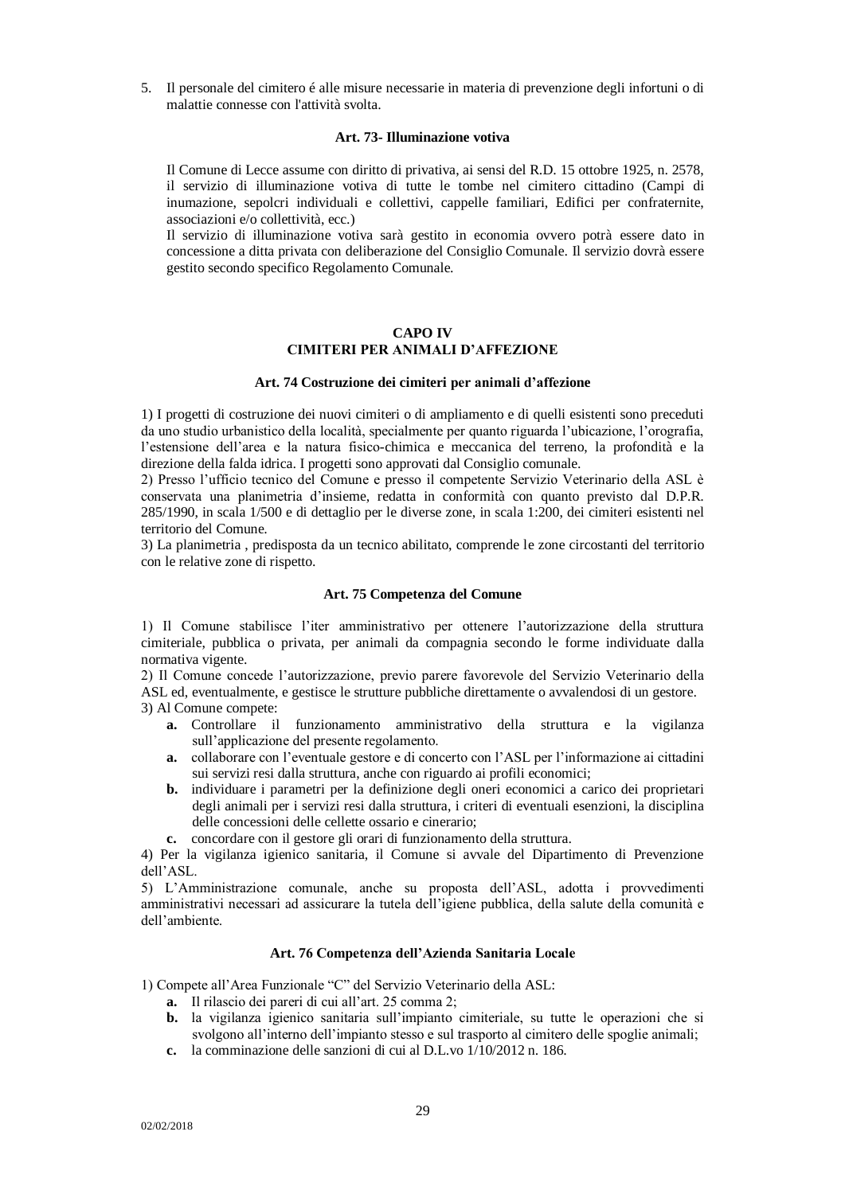5. Il personale del cimitero é alle misure necessarie in materia di prevenzione degli infortuni o di malattie connesse con l'attività svolta.

### Art. 73- Illuminazione votiva

Il Comune di Lecce assume con diritto di privativa, ai sensi del R.D. 15 ottobre 1925, n. 2578, il servizio di illuminazione votiva di tutte le tombe nel cimitero cittadino (Campi di inumazione, sepolcri individuali e collettivi, cappelle familiari, Edifici per confraternite, associazioni e/o collettività, ecc.)

Il servizio di illuminazione votiva sarà gestito in economia ovvero potrà essere dato in concessione a ditta privata con deliberazione del Consiglio Comunale. Il servizio dovrà essere gestito secondo specifico Regolamento Comunale.

## CAPO IV
## CIMITERI PER ANIMALI D'AFFEZIONE

### Art. 74 Costruzione dei cimiteri per animali d'affezione

1) I progetti di costruzione dei nuovi cimiteri o di ampliamento e di quelli esistenti sono preceduti da uno studio urbanistico della località, specialmente per quanto riguarda l'ubicazione, l'orografia, l'estensione dell'area e la natura fisico-chimica e meccanica del terreno, la profondità e la direzione della falda idrica. I progetti sono approvati dal Consiglio comunale.

2) Presso l'ufficio tecnico del Comune e presso il competente Servizio Veterinario della ASL è conservata una planimetria d'insieme, redatta in conformità con quanto previsto dal D.P.R. 285/1990, in scala 1/500 e di dettaglio per le diverse zone, in scala 1:200, dei cimiteri esistenti nel territorio del Comune.

3) La planimetria , predisposta da un tecnico abilitato, comprende le zone circostanti del territorio con le relative zone di rispetto.

### Art. 75 Competenza del Comune

1) Il Comune stabilisce l'iter amministrativo per ottenere l'autorizzazione della struttura cimiteriale, pubblica o privata, per animali da compagnia secondo le forme individuate dalla normativa vigente.

2) Il Comune concede l'autorizzazione, previo parere favorevole del Servizio Veterinario della ASL ed, eventualmente, e gestisce le strutture pubbliche direttamente o avvalendosi di un gestore.

3) Al Comune compete:

- **a.** Controllare il funzionamento amministrativo della struttura e la vigilanza sull'applicazione del presente regolamento.
- **a.** collaborare con l'eventuale gestore e di concerto con l'ASL per l'informazione ai cittadini sui servizi resi dalla struttura, anche con riguardo ai profili economici;
- **b.** individuare i parametri per la definizione degli oneri economici a carico dei proprietari degli animali per i servizi resi dalla struttura, i criteri di eventuali esenzioni, la disciplina delle concessioni delle cellette ossario e cinerario;
- **c.** concordare con il gestore gli orari di funzionamento della struttura.

4) Per la vigilanza igienico sanitaria, il Comune si avvale del Dipartimento di Prevenzione dell'ASL.

5) L'Amministrazione comunale, anche su proposta dell'ASL, adotta i provvedimenti amministrativi necessari ad assicurare la tutela dell'igiene pubblica, della salute della comunità e dell'ambiente.

### Art. 76 Competenza dell'Azienda Sanitaria Locale

1) Compete all'Area Funzionale "C" del Servizio Veterinario della ASL:

- **a.** Il rilascio dei pareri di cui all'art. 25 comma 2;
- **b.** la vigilanza igienico sanitaria sull'impianto cimiteriale, su tutte le operazioni che si svolgono all'interno dell'impianto stesso e sul trasporto al cimitero delle spoglie animali;
- **c.** la comminazione delle sanzioni di cui al D.L.vo 1/10/2012 n. 186.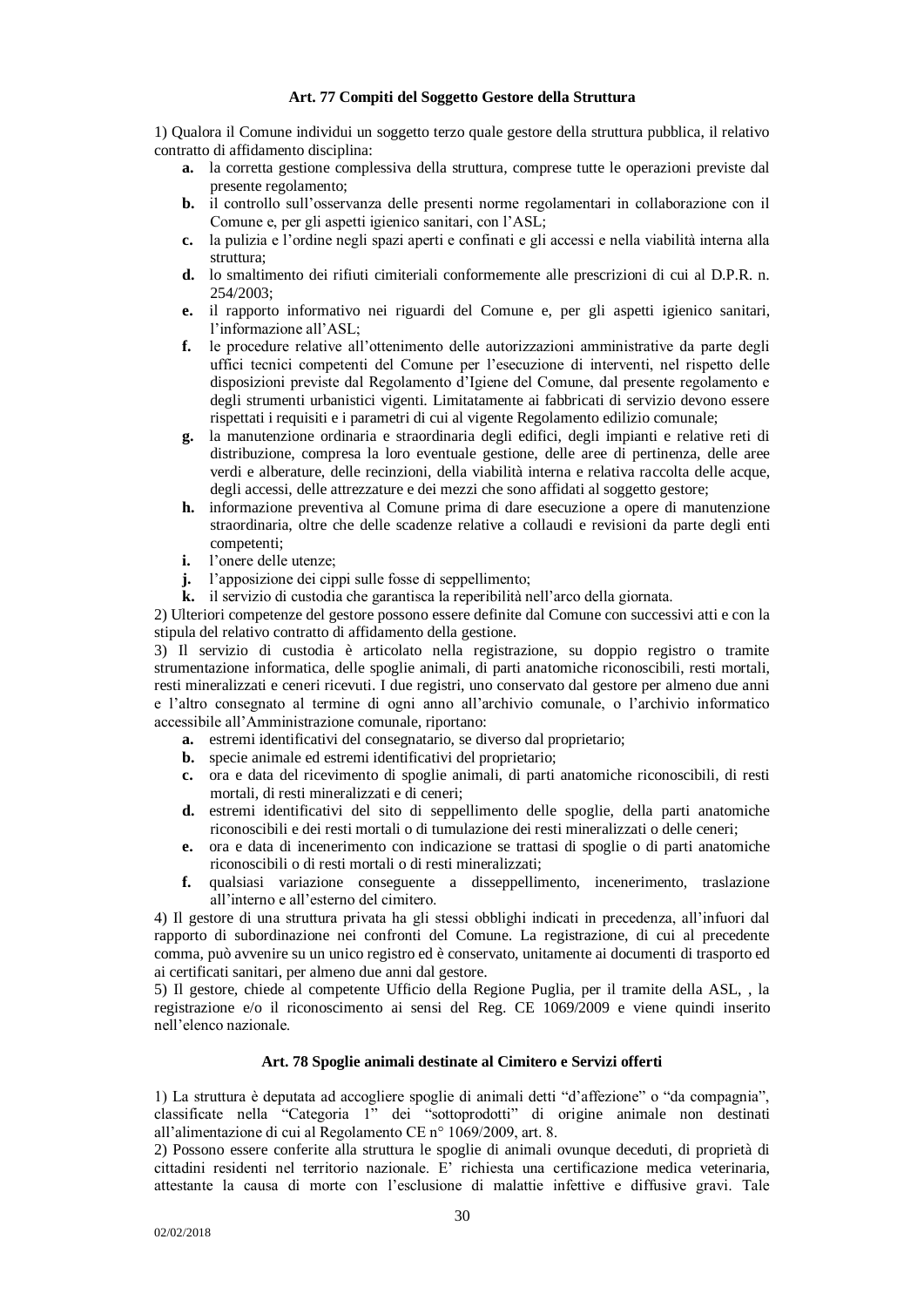### Art. 77 Compiti del Soggetto Gestore della Struttura

1) Qualora il Comune individui un soggetto terzo quale gestore della struttura pubblica, il relativo contratto di affidamento disciplina:

- **a.** la corretta gestione complessiva della struttura, comprese tutte le operazioni previste dal presente regolamento;
- **b.** il controllo sull'osservanza delle presenti norme regolamentari in collaborazione con il Comune e, per gli aspetti igienico sanitari, con l'ASL;
- **c.** la pulizia e l'ordine negli spazi aperti e confinati e gli accessi e nella viabilità interna alla struttura;
- **d.** lo smaltimento dei rifiuti cimiteriali conformemente alle prescrizioni di cui al D.P.R. n. 254/2003;
- **e.** il rapporto informativo nei riguardi del Comune e, per gli aspetti igienico sanitari, l'informazione all'ASL;
- **f.** le procedure relative all'ottenimento delle autorizzazioni amministrative da parte degli uffici tecnici competenti del Comune per l'esecuzione di interventi, nel rispetto delle disposizioni previste dal Regolamento d'Igiene del Comune, dal presente regolamento e degli strumenti urbanistici vigenti. Limitatamente ai fabbricati di servizio devono essere rispettati i requisiti e i parametri di cui al vigente Regolamento edilizio comunale;
- **g.** la manutenzione ordinaria e straordinaria degli edifici, degli impianti e relative reti di distribuzione, compresa la loro eventuale gestione, delle aree di pertinenza, delle aree verdi e alberature, delle recinzioni, della viabilità interna e relativa raccolta delle acque, degli accessi, delle attrezzature e dei mezzi che sono affidati al soggetto gestore;
- **h.** informazione preventiva al Comune prima di dare esecuzione a opere di manutenzione straordinaria, oltre che delle scadenze relative a collaudi e revisioni da parte degli enti competenti;
- **i.** l'onere delle utenze;
- **j.** l'apposizione dei cippi sulle fosse di seppellimento;
- **k.** il servizio di custodia che garantisca la reperibilità nell'arco della giornata.

2) Ulteriori competenze del gestore possono essere definite dal Comune con successivi atti e con la stipula del relativo contratto di affidamento della gestione.

3) Il servizio di custodia è articolato nella registrazione, su doppio registro o tramite strumentazione informatica, delle spoglie animali, di parti anatomiche riconoscibili, resti mortali, resti mineralizzati e ceneri ricevuti. I due registri, uno conservato dal gestore per almeno due anni e l'altro consegnato al termine di ogni anno all'archivio comunale, o l'archivio informatico accessibile all'Amministrazione comunale, riportano:

- **a.** estremi identificativi del consegnatario, se diverso dal proprietario;
- **b.** specie animale ed estremi identificativi del proprietario;
- **c.** ora e data del ricevimento di spoglie animali, di parti anatomiche riconoscibili, di resti mortali, di resti mineralizzati e di ceneri;
- **d.** estremi identificativi del sito di seppellimento delle spoglie, della parti anatomiche riconoscibili e dei resti mortali o di tumulazione dei resti mineralizzati o delle ceneri;
- **e.** ora e data di incenerimento con indicazione se trattasi di spoglie o di parti anatomiche riconoscibili o di resti mortali o di resti mineralizzati;
- **f.** qualsiasi variazione conseguente a disseppellimento, incenerimento, traslazione all'interno e all'esterno del cimitero.

4) Il gestore di una struttura privata ha gli stessi obblighi indicati in precedenza, all'infuori dal rapporto di subordinazione nei confronti del Comune. La registrazione, di cui al precedente comma, può avvenire su un unico registro ed è conservato, unitamente ai documenti di trasporto ed ai certificati sanitari, per almeno due anni dal gestore.

5) Il gestore, chiede al competente Ufficio della Regione Puglia, per il tramite della ASL, , la registrazione e/o il riconoscimento ai sensi del Reg. CE 1069/2009 e viene quindi inserito nell'elenco nazionale.

### Art. 78 Spoglie animali destinate al Cimitero e Servizi offerti

1) La struttura è deputata ad accogliere spoglie di animali detti "d'affezione" o "da compagnia", classificate nella "Categoria 1" dei "sottoprodotti" di origine animale non destinati all'alimentazione di cui al Regolamento CE n° 1069/2009, art. 8.

2) Possono essere conferite alla struttura le spoglie di animali ovunque deceduti, di proprietà di cittadini residenti nel territorio nazionale. E' richiesta una certificazione medica veterinaria, attestante la causa di morte con l'esclusione di malattie infettive e diffusive gravi. Tale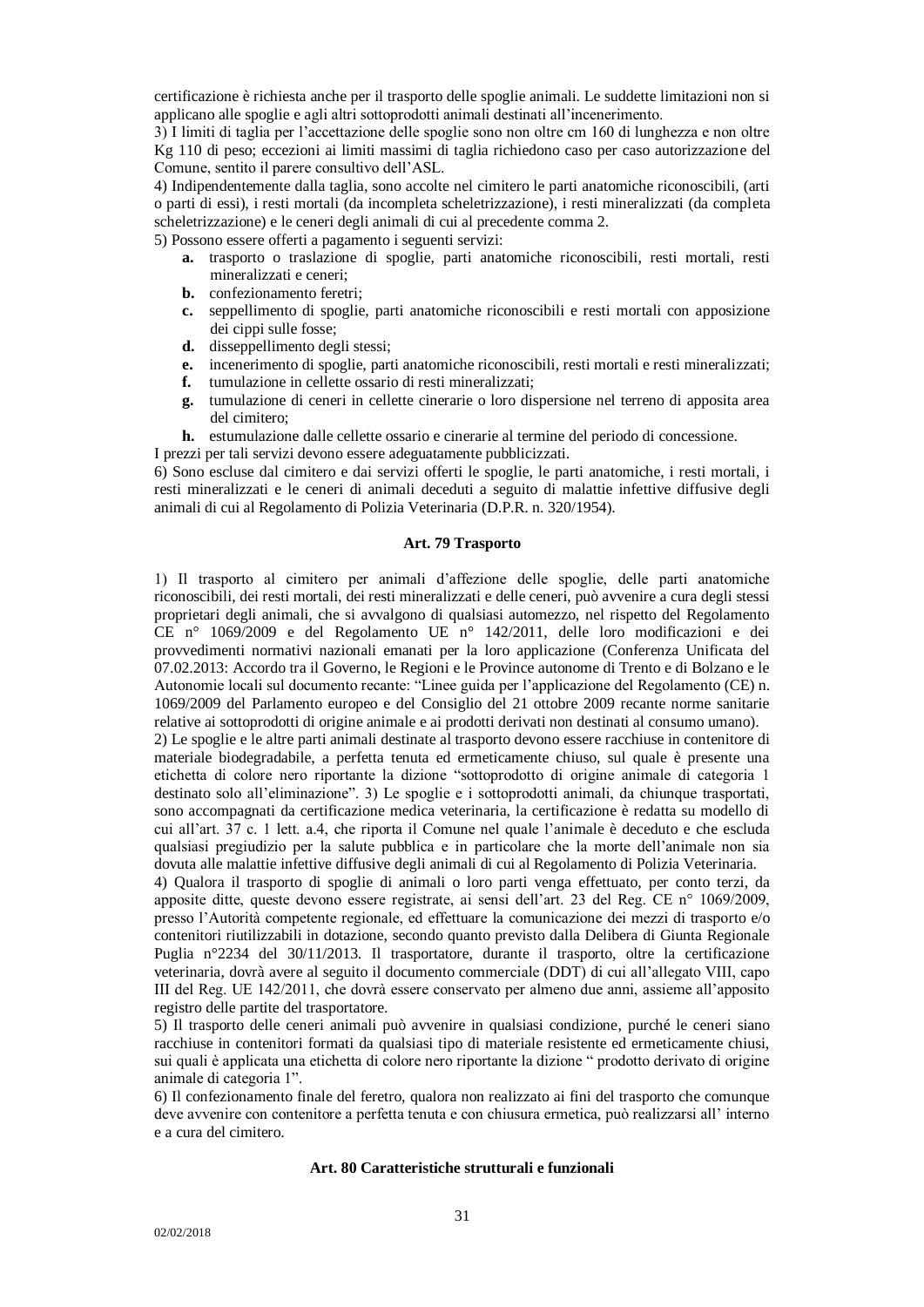certificazione è richiesta anche per il trasporto delle spoglie animali. Le suddette limitazioni non si applicano alle spoglie e agli altri sottoprodotti animali destinati all'incenerimento.

3) I limiti di taglia per l'accettazione delle spoglie sono non oltre cm 160 di lunghezza e non oltre Kg 110 di peso; eccezioni ai limiti massimi di taglia richiedono caso per caso autorizzazione del Comune, sentito il parere consultivo dell'ASL.

4) Indipendentemente dalla taglia, sono accolte nel cimitero le parti anatomiche riconoscibili, (arti o parti di essi), i resti mortali (da incompleta scheletrizzazione), i resti mineralizzati (da completa scheletrizzazione) e le ceneri degli animali di cui al precedente comma 2.

5) Possono essere offerti a pagamento i seguenti servizi:

- **a.** trasporto o traslazione di spoglie, parti anatomiche riconoscibili, resti mortali, resti mineralizzati e ceneri;
- **b.** confezionamento feretri;
- **c.** seppellimento di spoglie, parti anatomiche riconoscibili e resti mortali con apposizione dei cippi sulle fosse;
- **d.** disseppellimento degli stessi;
- **e.** incenerimento di spoglie, parti anatomiche riconoscibili, resti mortali e resti mineralizzati;
- **f.** tumulazione in cellette ossario di resti mineralizzati;
- **g.** tumulazione di ceneri in cellette cinerarie o loro dispersione nel terreno di apposita area del cimitero;
- **h.** estumulazione dalle cellette ossario e cinerarie al termine del periodo di concessione.

I prezzi per tali servizi devono essere adeguatamente pubblicizzati.

6) Sono escluse dal cimitero e dai servizi offerti le spoglie, le parti anatomiche, i resti mortali, i resti mineralizzati e le ceneri di animali deceduti a seguito di malattie infettive diffusive degli animali di cui al Regolamento di Polizia Veterinaria (D.P.R. n. 320/1954).

### Art. 79 Trasporto

1) Il trasporto al cimitero per animali d'affezione delle spoglie, delle parti anatomiche riconoscibili, dei resti mortali, dei resti mineralizzati e delle ceneri, può avvenire a cura degli stessi proprietari degli animali, che si avvalgono di qualsiasi automezzo, nel rispetto del Regolamento CE n° 1069/2009 e del Regolamento UE n° 142/2011, delle loro modificazioni e dei provvedimenti normativi nazionali emanati per la loro applicazione (Conferenza Unificata del 07.02.2013: Accordo tra il Governo, le Regioni e le Province autonome di Trento e di Bolzano e le Autonomie locali sul documento recante: "Linee guida per l'applicazione del Regolamento (CE) n. 1069/2009 del Parlamento europeo e del Consiglio del 21 ottobre 2009 recante norme sanitarie relative ai sottoprodotti di origine animale e ai prodotti derivati non destinati al consumo umano).

2) Le spoglie e le altre parti animali destinate al trasporto devono essere racchiuse in contenitore di materiale biodegradabile, a perfetta tenuta ed ermeticamente chiuso, sul quale è presente una etichetta di colore nero riportante la dizione "sottoprodotto di origine animale di categoria 1 destinato solo all'eliminazione". 3) Le spoglie e i sottoprodotti animali, da chiunque trasportati, sono accompagnati da certificazione medica veterinaria, la certificazione è redatta su modello di cui all'art. 37 c. 1 lett. a.4, che riporta il Comune nel quale l'animale è deceduto e che escluda qualsiasi pregiudizio per la salute pubblica e in particolare che la morte dell'animale non sia dovuta alle malattie infettive diffusive degli animali di cui al Regolamento di Polizia Veterinaria.

4) Qualora il trasporto di spoglie di animali o loro parti venga effettuato, per conto terzi, da apposite ditte, queste devono essere registrate, ai sensi dell'art. 23 del Reg. CE n° 1069/2009, presso l'Autorità competente regionale, ed effettuare la comunicazione dei mezzi di trasporto e/o contenitori riutilizzabili in dotazione, secondo quanto previsto dalla Delibera di Giunta Regionale Puglia n°2234 del 30/11/2013. Il trasportatore, durante il trasporto, oltre la certificazione veterinaria, dovrà avere al seguito il documento commerciale (DDT) di cui all'allegato VIII, capo III del Reg. UE 142/2011, che dovrà essere conservato per almeno due anni, assieme all'apposito registro delle partite del trasportatore.

5) Il trasporto delle ceneri animali può avvenire in qualsiasi condizione, purché le ceneri siano racchiuse in contenitori formati da qualsiasi tipo di materiale resistente ed ermeticamente chiusi, sui quali è applicata una etichetta di colore nero riportante la dizione " prodotto derivato di origine animale di categoria 1".

6) Il confezionamento finale del feretro, qualora non realizzato ai fini del trasporto che comunque deve avvenire con contenitore a perfetta tenuta e con chiusura ermetica, può realizzarsi all' interno e a cura del cimitero.

### Art. 80 Caratteristiche strutturali e funzionali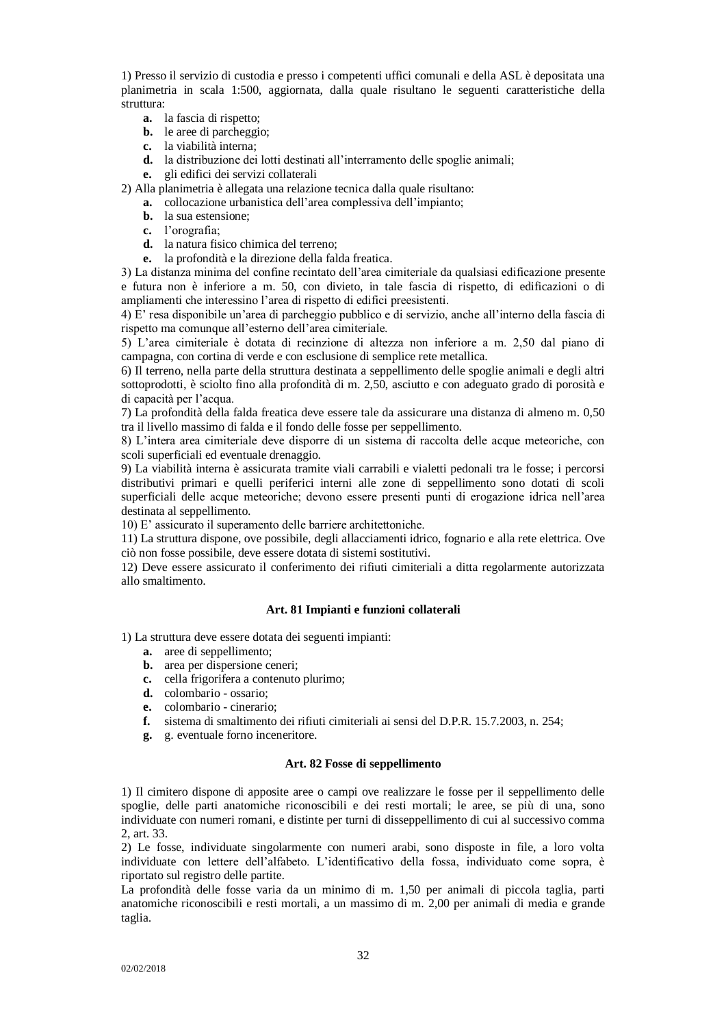1) Presso il servizio di custodia e presso i competenti uffici comunali e della ASL è depositata una planimetria in scala 1:500, aggiornata, dalla quale risultano le seguenti caratteristiche della struttura:

- **a.** la fascia di rispetto;
- **b.** le aree di parcheggio;
- **c.** la viabilità interna;
- **d.** la distribuzione dei lotti destinati all'interramento delle spoglie animali;
- **e.** gli edifici dei servizi collaterali

2) Alla planimetria è allegata una relazione tecnica dalla quale risultano:

- **a.** collocazione urbanistica dell'area complessiva dell'impianto;
- **b.** la sua estensione;
- **c.** l'orografia;
- **d.** la natura fisico chimica del terreno;
- **e.** la profondità e la direzione della falda freatica.

3) La distanza minima del confine recintato dell'area cimiteriale da qualsiasi edificazione presente e futura non è inferiore a m. 50, con divieto, in tale fascia di rispetto, di edificazioni o di ampliamenti che interessino l'area di rispetto di edifici preesistenti.

4) E' resa disponibile un'area di parcheggio pubblico e di servizio, anche all'interno della fascia di rispetto ma comunque all'esterno dell'area cimiteriale.

5) L'area cimiteriale è dotata di recinzione di altezza non inferiore a m. 2,50 dal piano di campagna, con cortina di verde e con esclusione di semplice rete metallica.

6) Il terreno, nella parte della struttura destinata a seppellimento delle spoglie animali e degli altri sottoprodotti, è sciolto fino alla profondità di m. 2,50, asciutto e con adeguato grado di porosità e di capacità per l'acqua.

7) La profondità della falda freatica deve essere tale da assicurare una distanza di almeno m. 0,50 tra il livello massimo di falda e il fondo delle fosse per seppellimento.

8) L'intera area cimiteriale deve disporre di un sistema di raccolta delle acque meteoriche, con scoli superficiali ed eventuale drenaggio.

9) La viabilità interna è assicurata tramite viali carrabili e vialetti pedonali tra le fosse; i percorsi distributivi primari e quelli periferici interni alle zone di seppellimento sono dotati di scoli superficiali delle acque meteoriche; devono essere presenti punti di erogazione idrica nell'area destinata al seppellimento.

10) E' assicurato il superamento delle barriere architettoniche.

11) La struttura dispone, ove possibile, degli allacciamenti idrico, fognario e alla rete elettrica. Ove ciò non fosse possibile, deve essere dotata di sistemi sostitutivi.

12) Deve essere assicurato il conferimento dei rifiuti cimiteriali a ditta regolarmente autorizzata allo smaltimento.

### Art. 81 Impianti e funzioni collaterali

1) La struttura deve essere dotata dei seguenti impianti:

- **a.** aree di seppellimento;
- **b.** area per dispersione ceneri;
- **c.** cella frigorifera a contenuto plurimo;
- **d.** colombario - ossario;
- **e.** colombario - cinerario;
- **f.** sistema di smaltimento dei rifiuti cimiteriali ai sensi del D.P.R. 15.7.2003, n. 254;
- **g.** g. eventuale forno inceneritore.

### Art. 82 Fosse di seppellimento

1) Il cimitero dispone di apposite aree o campi ove realizzare le fosse per il seppellimento delle spoglie, delle parti anatomiche riconoscibili e dei resti mortali; le aree, se più di una, sono individuate con numeri romani, e distinte per turni di disseppellimento di cui al successivo comma 2, art. 33.

2) Le fosse, individuate singolarmente con numeri arabi, sono disposte in file, a loro volta individuate con lettere dell'alfabeto. L'identificativo della fossa, individuato come sopra, è riportato sul registro delle partite.

La profondità delle fosse varia da un minimo di m. 1,50 per animali di piccola taglia, parti anatomiche riconoscibili e resti mortali, a un massimo di m. 2,00 per animali di media e grande taglia.

02/02/2018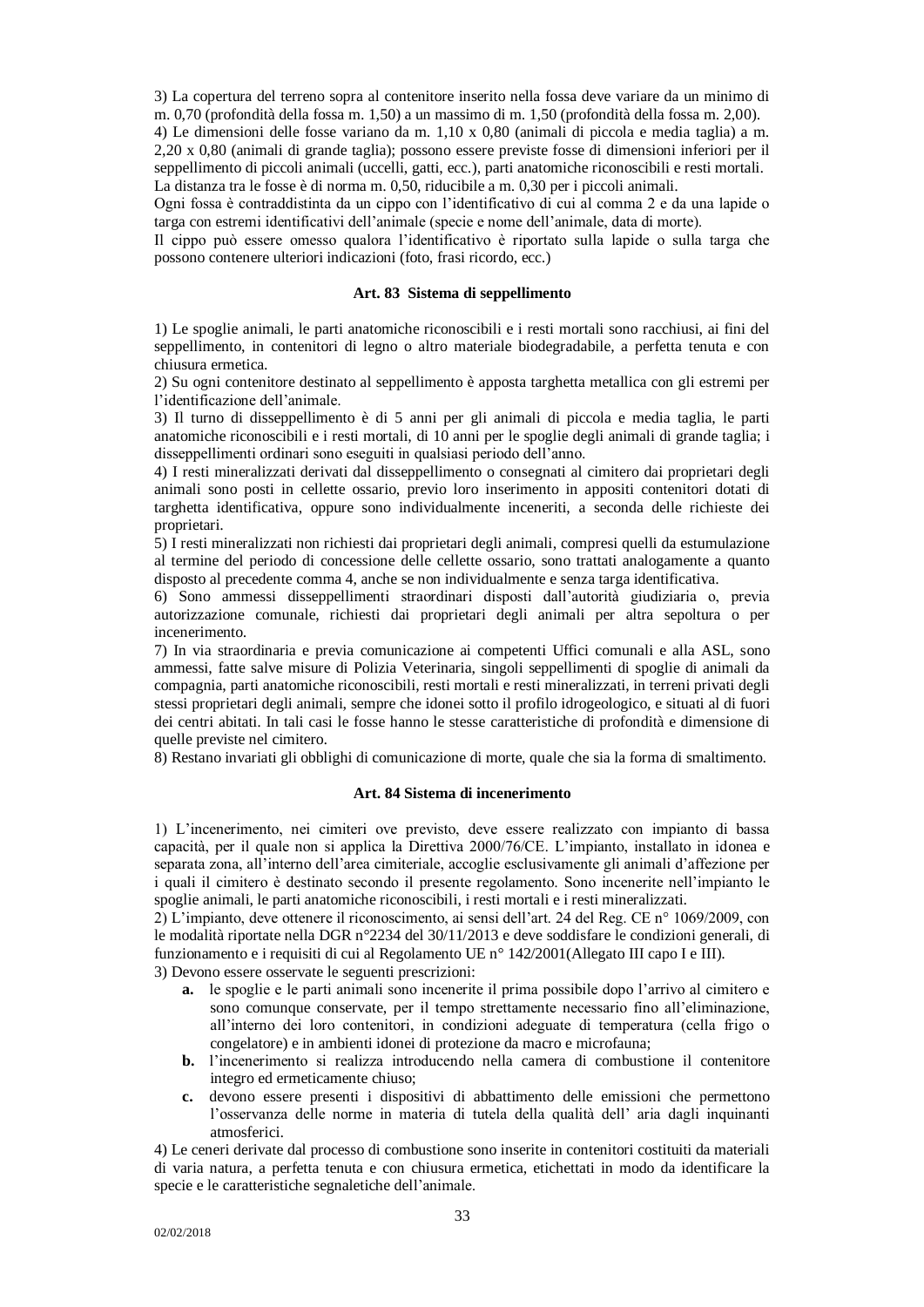3) La copertura del terreno sopra al contenitore inserito nella fossa deve variare da un minimo di m. 0,70 (profondità della fossa m. 1,50) a un massimo di m. 1,50 (profondità della fossa m. 2,00).

4) Le dimensioni delle fosse variano da m. 1,10 x 0,80 (animali di piccola e media taglia) a m. 2,20 x 0,80 (animali di grande taglia); possono essere previste fosse di dimensioni inferiori per il seppellimento di piccoli animali (uccelli, gatti, ecc.), parti anatomiche riconoscibili e resti mortali.

La distanza tra le fosse è di norma m. 0,50, riducibile a m. 0,30 per i piccoli animali.

Ogni fossa è contraddistinta da un cippo con l'identificativo di cui al comma 2 e da una lapide o targa con estremi identificativi dell'animale (specie e nome dell'animale, data di morte).

Il cippo può essere omesso qualora l'identificativo è riportato sulla lapide o sulla targa che possono contenere ulteriori indicazioni (foto, frasi ricordo, ecc.)

### Art. 83 Sistema di seppellimento

1) Le spoglie animali, le parti anatomiche riconoscibili e i resti mortali sono racchiusi, ai fini del seppellimento, in contenitori di legno o altro materiale biodegradabile, a perfetta tenuta e con chiusura ermetica.

2) Su ogni contenitore destinato al seppellimento è apposta targhetta metallica con gli estremi per l'identificazione dell'animale.

3) Il turno di disseppellimento è di 5 anni per gli animali di piccola e media taglia, le parti anatomiche riconoscibili e i resti mortali, di 10 anni per le spoglie degli animali di grande taglia; i disseppellimenti ordinari sono eseguiti in qualsiasi periodo dell'anno.

4) I resti mineralizzati derivati dal disseppellimento o consegnati al cimitero dai proprietari degli animali sono posti in cellette ossario, previo loro inserimento in appositi contenitori dotati di targhetta identificativa, oppure sono individualmente inceneriti, a seconda delle richieste dei proprietari.

5) I resti mineralizzati non richiesti dai proprietari degli animali, compresi quelli da estumulazione al termine del periodo di concessione delle cellette ossario, sono trattati analogamente a quanto disposto al precedente comma 4, anche se non individualmente e senza targa identificativa.

6) Sono ammessi disseppellimenti straordinari disposti dall'autorità giudiziaria o, previa autorizzazione comunale, richiesti dai proprietari degli animali per altra sepoltura o per incenerimento.

7) In via straordinaria e previa comunicazione ai competenti Uffici comunali e alla ASL, sono ammessi, fatte salve misure di Polizia Veterinaria, singoli seppellimenti di spoglie di animali da compagnia, parti anatomiche riconoscibili, resti mortali e resti mineralizzati, in terreni privati degli stessi proprietari degli animali, sempre che idonei sotto il profilo idrogeologico, e situati al di fuori dei centri abitati. In tali casi le fosse hanno le stesse caratteristiche di profondità e dimensione di quelle previste nel cimitero.

8) Restano invariati gli obblighi di comunicazione di morte, quale che sia la forma di smaltimento.

### Art. 84 Sistema di incenerimento

1) L'incenerimento, nei cimiteri ove previsto, deve essere realizzato con impianto di bassa capacità, per il quale non si applica la Direttiva 2000/76/CE. L'impianto, installato in idonea e separata zona, all'interno dell'area cimiteriale, accoglie esclusivamente gli animali d'affezione per i quali il cimitero è destinato secondo il presente regolamento. Sono incenerite nell'impianto le spoglie animali, le parti anatomiche riconoscibili, i resti mortali e i resti mineralizzati.

2) L'impianto, deve ottenere il riconoscimento, ai sensi dell'art. 24 del Reg. CE n° 1069/2009, con le modalità riportate nella DGR n°2234 del 30/11/2013 e deve soddisfare le condizioni generali, di funzionamento e i requisiti di cui al Regolamento UE n° 142/2001(Allegato III capo I e III).

3) Devono essere osservate le seguenti prescrizioni:

- **a.** le spoglie e le parti animali sono incenerite il prima possibile dopo l'arrivo al cimitero e sono comunque conservate, per il tempo strettamente necessario fino all'eliminazione, all'interno dei loro contenitori, in condizioni adeguate di temperatura (cella frigo o congelatore) e in ambienti idonei di protezione da macro e microfauna;
- **b.** l'incenerimento si realizza introducendo nella camera di combustione il contenitore integro ed ermeticamente chiuso;
- **c.** devono essere presenti i dispositivi di abbattimento delle emissioni che permettono l'osservanza delle norme in materia di tutela della qualità dell' aria dagli inquinanti atmosferici.

4) Le ceneri derivate dal processo di combustione sono inserite in contenitori costituiti da materiali di varia natura, a perfetta tenuta e con chiusura ermetica, etichettati in modo da identificare la specie e le caratteristiche segnaletiche dell'animale.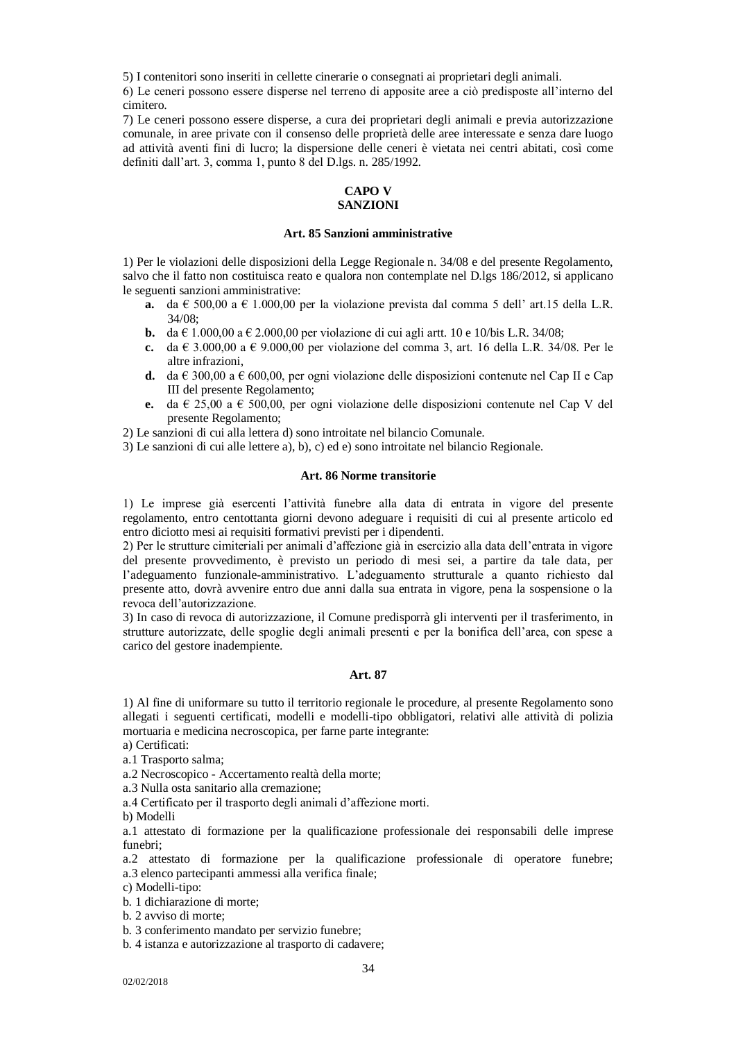5) I contenitori sono inseriti in cellette cinerarie o consegnati ai proprietari degli animali.
6) Le ceneri possono essere disperse nel terreno di apposite aree a ciò predisposte all'interno del cimitero.
7) Le ceneri possono essere disperse, a cura dei proprietari degli animali e previa autorizzazione comunale, in aree private con il consenso delle proprietà delle aree interessate e senza dare luogo ad attività aventi fini di lucro; la dispersione delle ceneri è vietata nei centri abitati, così come definiti dall'art. 3, comma 1, punto 8 del D.lgs. n. 285/1992.

## CAPO V
## SANZIONI

### Art. 85 Sanzioni amministrative

1) Per le violazioni delle disposizioni della Legge Regionale n. 34/08 e del presente Regolamento, salvo che il fatto non costituisca reato e qualora non contemplate nel D.lgs 186/2012, si applicano le seguenti sanzioni amministrative:

- **a.** da € 500,00 a € 1.000,00 per la violazione prevista dal comma 5 dell' art.15 della L.R. 34/08;
- **b.** da € 1.000,00 a € 2.000,00 per violazione di cui agli artt. 10 e 10/bis L.R. 34/08;
- **c.** da € 3.000,00 a € 9.000,00 per violazione del comma 3, art. 16 della L.R. 34/08. Per le altre infrazioni,
- **d.** da € 300,00 a € 600,00, per ogni violazione delle disposizioni contenute nel Cap II e Cap III del presente Regolamento;
- **e.** da € 25,00 a € 500,00, per ogni violazione delle disposizioni contenute nel Cap V del presente Regolamento;

2) Le sanzioni di cui alla lettera d) sono introitate nel bilancio Comunale.
3) Le sanzioni di cui alle lettere a), b), c) ed e) sono introitate nel bilancio Regionale.

### Art. 86 Norme transitorie

1) Le imprese già esercenti l'attività funebre alla data di entrata in vigore del presente regolamento, entro centottanta giorni devono adeguare i requisiti di cui al presente articolo ed entro diciotto mesi ai requisiti formativi previsti per i dipendenti.
2) Per le strutture cimiteriali per animali d'affezione già in esercizio alla data dell'entrata in vigore del presente provvedimento, è previsto un periodo di mesi sei, a partire da tale data, per l'adeguamento funzionale-amministrativo. L'adeguamento strutturale a quanto richiesto dal presente atto, dovrà avvenire entro due anni dalla sua entrata in vigore, pena la sospensione o la revoca dell'autorizzazione.
3) In caso di revoca di autorizzazione, il Comune predisporrà gli interventi per il trasferimento, in strutture autorizzate, delle spoglie degli animali presenti e per la bonifica dell'area, con spese a carico del gestore inadempiente.

### Art. 87

1) Al fine di uniformare su tutto il territorio regionale le procedure, al presente Regolamento sono allegati i seguenti certificati, modelli e modelli-tipo obbligatori, relativi alle attività di polizia mortuaria e medicina necroscopica, per farne parte integrante:
a) Certificati:
a.1 Trasporto salma;
a.2 Necroscopico - Accertamento realtà della morte;
a.3 Nulla osta sanitario alla cremazione;
a.4 Certificato per il trasporto degli animali d'affezione morti.
b) Modelli
a.1 attestato di formazione per la qualificazione professionale dei responsabili delle imprese funebri;
a.2 attestato di formazione per la qualificazione professionale di operatore funebre;
a.3 elenco partecipanti ammessi alla verifica finale;
c) Modelli-tipo:
b. 1 dichiarazione di morte;
b. 2 avviso di morte;
b. 3 conferimento mandato per servizio funebre;
b. 4 istanza e autorizzazione al trasporto di cadavere;

02/02/2018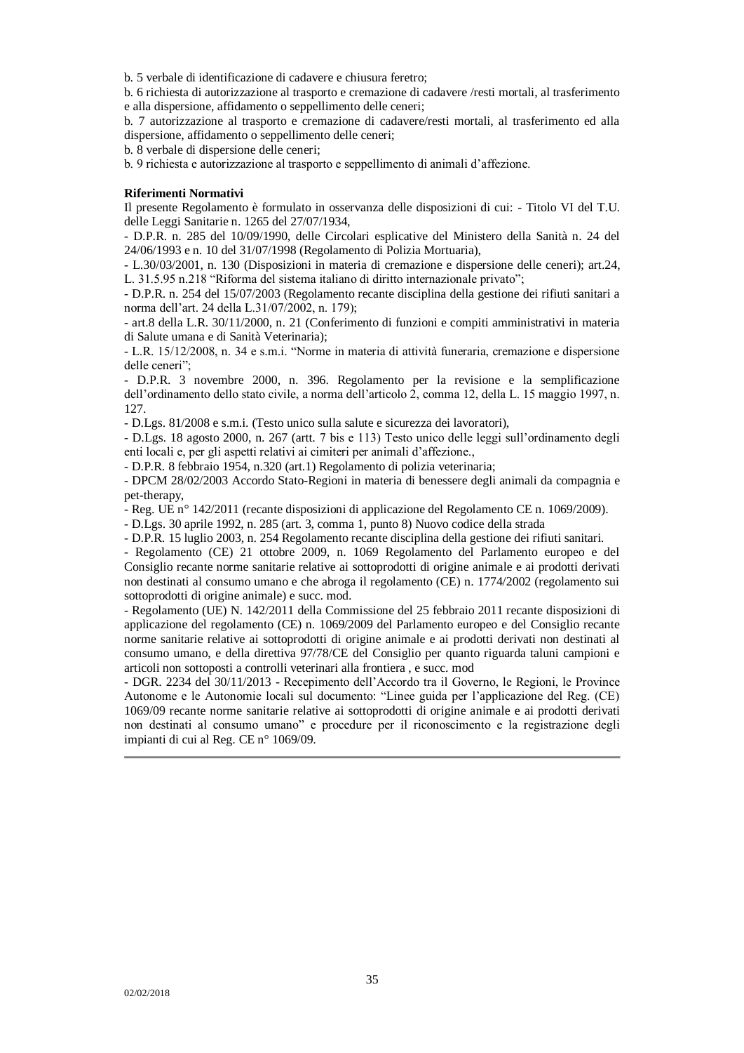b. 5 verbale di identificazione di cadavere e chiusura feretro;

b. 6 richiesta di autorizzazione al trasporto e cremazione di cadavere /resti mortali, al trasferimento e alla dispersione, affidamento o seppellimento delle ceneri;

b. 7 autorizzazione al trasporto e cremazione di cadavere/resti mortali, al trasferimento ed alla dispersione, affidamento o seppellimento delle ceneri;

b. 8 verbale di dispersione delle ceneri;

b. 9 richiesta e autorizzazione al trasporto e seppellimento di animali d'affezione.

**Riferimenti Normativi**

Il presente Regolamento è formulato in osservanza delle disposizioni di cui: - Titolo VI del T.U. delle Leggi Sanitarie n. 1265 del 27/07/1934,

- D.P.R. n. 285 del 10/09/1990, delle Circolari esplicative del Ministero della Sanità n. 24 del 24/06/1993 e n. 10 del 31/07/1998 (Regolamento di Polizia Mortuaria),
- L.30/03/2001, n. 130 (Disposizioni in materia di cremazione e dispersione delle ceneri); art.24, L. 31.5.95 n.218 "Riforma del sistema italiano di diritto internazionale privato";
- D.P.R. n. 254 del 15/07/2003 (Regolamento recante disciplina della gestione dei rifiuti sanitari a norma dell'art. 24 della L.31/07/2002, n. 179);
- art.8 della L.R. 30/11/2000, n. 21 (Conferimento di funzioni e compiti amministrativi in materia di Salute umana e di Sanità Veterinaria);
- L.R. 15/12/2008, n. 34 e s.m.i. "Norme in materia di attività funeraria, cremazione e dispersione delle ceneri";
- D.P.R. 3 novembre 2000, n. 396. Regolamento per la revisione e la semplificazione dell'ordinamento dello stato civile, a norma dell'articolo 2, comma 12, della L. 15 maggio 1997, n. 127.
- D.Lgs. 81/2008 e s.m.i. (Testo unico sulla salute e sicurezza dei lavoratori),
- D.Lgs. 18 agosto 2000, n. 267 (artt. 7 bis e 113) Testo unico delle leggi sull'ordinamento degli enti locali e, per gli aspetti relativi ai cimiteri per animali d'affezione.,
- D.P.R. 8 febbraio 1954, n.320 (art.1) Regolamento di polizia veterinaria;
- DPCM 28/02/2003 Accordo Stato-Regioni in materia di benessere degli animali da compagnia e pet-therapy,
- Reg. UE n° 142/2011 (recante disposizioni di applicazione del Regolamento CE n. 1069/2009).
- D.Lgs. 30 aprile 1992, n. 285 (art. 3, comma 1, punto 8) Nuovo codice della strada
- D.P.R. 15 luglio 2003, n. 254 Regolamento recante disciplina della gestione dei rifiuti sanitari.
- Regolamento (CE) 21 ottobre 2009, n. 1069 Regolamento del Parlamento europeo e del Consiglio recante norme sanitarie relative ai sottoprodotti di origine animale e ai prodotti derivati non destinati al consumo umano e che abroga il regolamento (CE) n. 1774/2002 (regolamento sui sottoprodotti di origine animale) e succ. mod.
- Regolamento (UE) N. 142/2011 della Commissione del 25 febbraio 2011 recante disposizioni di applicazione del regolamento (CE) n. 1069/2009 del Parlamento europeo e del Consiglio recante norme sanitarie relative ai sottoprodotti di origine animale e ai prodotti derivati non destinati al consumo umano, e della direttiva 97/78/CE del Consiglio per quanto riguarda taluni campioni e articoli non sottoposti a controlli veterinari alla frontiera , e succ. mod
- DGR. 2234 del 30/11/2013 - Recepimento dell'Accordo tra il Governo, le Regioni, le Province Autonome e le Autonomie locali sul documento: "Linee guida per l'applicazione del Reg. (CE) 1069/09 recante norme sanitarie relative ai sottoprodotti di origine animale e ai prodotti derivati non destinati al consumo umano" e procedure per il riconoscimento e la registrazione degli impianti di cui al Reg. CE n° 1069/09.

02/02/2018